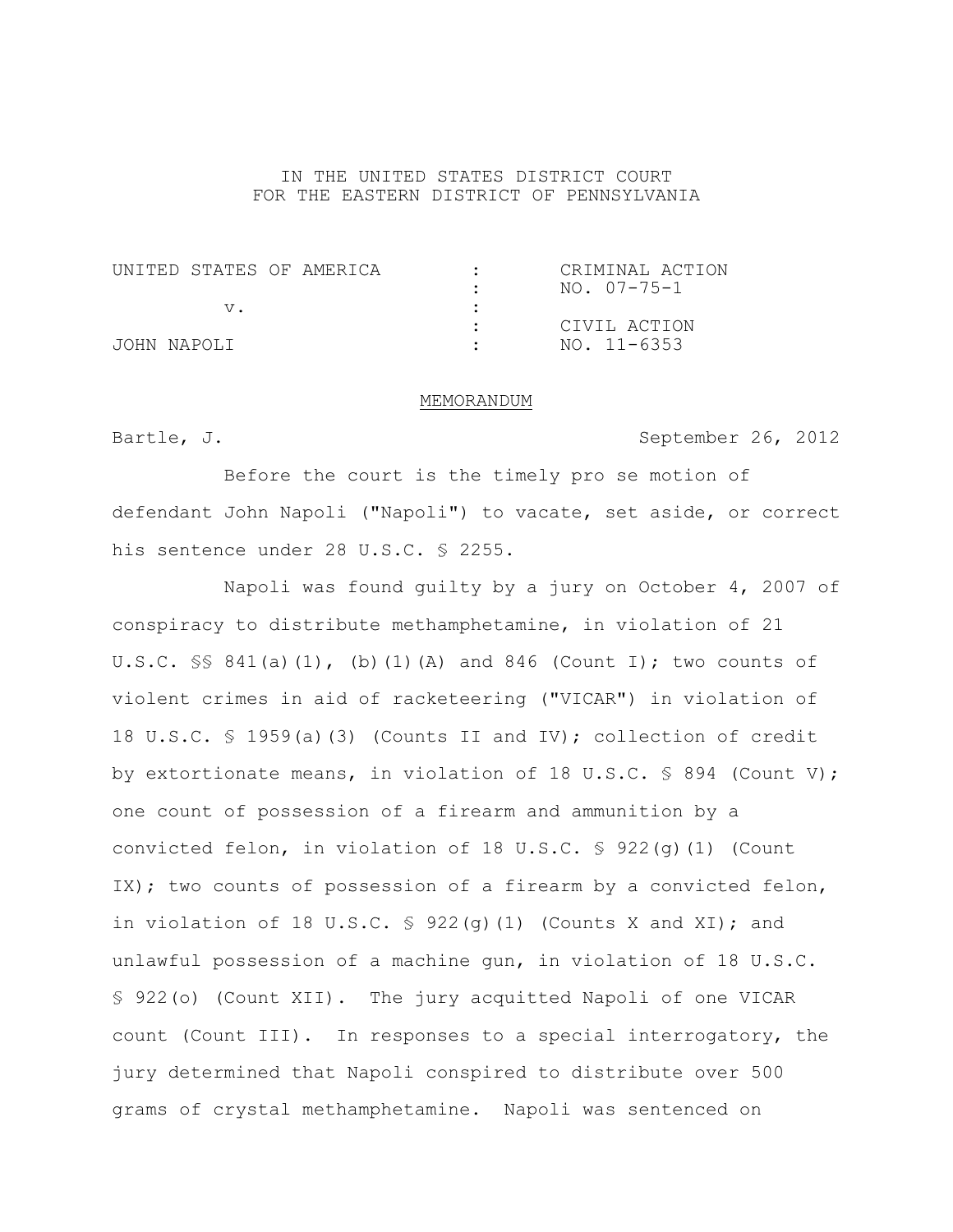IN THE UNITED STATES DISTRICT COURT
FOR THE EASTERN DISTRICT OF PENNSYLVANIA

| | | |
|---|---|---|
| UNITED STATES OF AMERICA | : | CRIMINAL ACTION |
| | : | NO. 07-75-1 |
| v. | : | |
| | : | CIVIL ACTION |
| JOHN NAPOLI | : | NO. 11-6353 |

MEMORANDUM

Bartle, J. September 26, 2012

Before the court is the timely pro se motion of defendant John Napoli ("Napoli") to vacate, set aside, or correct his sentence under 28 U.S.C. § 2255.

Napoli was found guilty by a jury on October 4, 2007 of conspiracy to distribute methamphetamine, in violation of 21 U.S.C. §§ 841(a)(1), (b)(1)(A) and 846 (Count I); two counts of violent crimes in aid of racketeering ("VICAR") in violation of 18 U.S.C. § 1959(a)(3) (Counts II and IV); collection of credit by extortionate means, in violation of 18 U.S.C. § 894 (Count V); one count of possession of a firearm and ammunition by a convicted felon, in violation of 18 U.S.C. § 922(g)(1) (Count IX); two counts of possession of a firearm by a convicted felon, in violation of 18 U.S.C. § 922(g)(1) (Counts X and XI); and unlawful possession of a machine gun, in violation of 18 U.S.C. § 922(o) (Count XII). The jury acquitted Napoli of one VICAR count (Count III). In responses to a special interrogatory, the jury determined that Napoli conspired to distribute over 500 grams of crystal methamphetamine. Napoli was sentenced on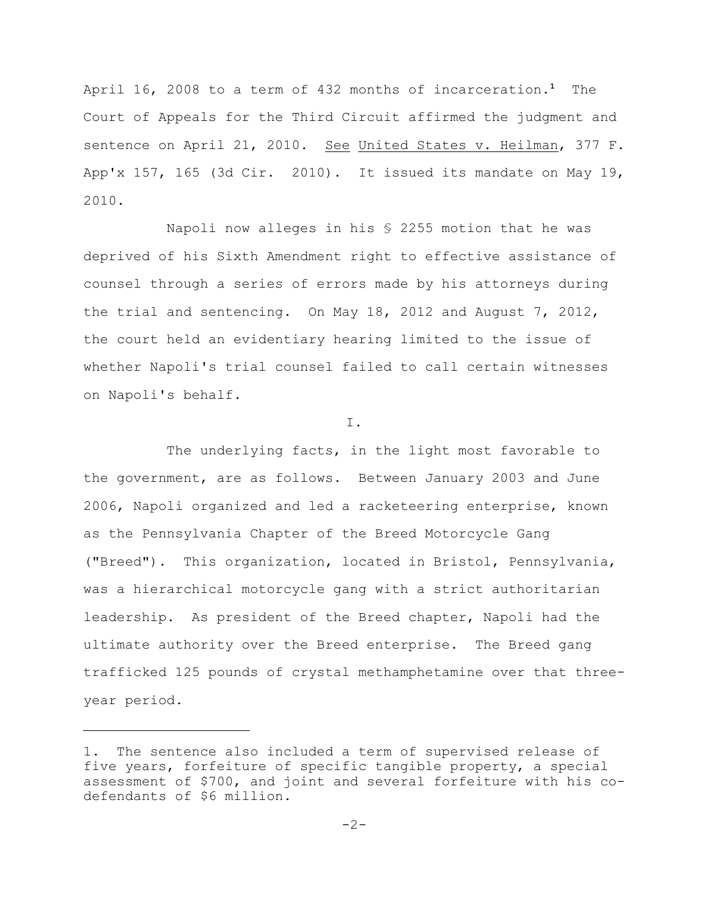April 16, 2008 to a term of 432 months of incarceration.[1] The Court of Appeals for the Third Circuit affirmed the judgment and sentence on April 21, 2010. See United States v. Heilman, 377 F. App'x 157, 165 (3d Cir. 2010). It issued its mandate on May 19, 2010.

Napoli now alleges in his § 2255 motion that he was deprived of his Sixth Amendment right to effective assistance of counsel through a series of errors made by his attorneys during the trial and sentencing. On May 18, 2012 and August 7, 2012, the court held an evidentiary hearing limited to the issue of whether Napoli's trial counsel failed to call certain witnesses on Napoli's behalf.

## I.

The underlying facts, in the light most favorable to the government, are as follows. Between January 2003 and June 2006, Napoli organized and led a racketeering enterprise, known as the Pennsylvania Chapter of the Breed Motorcycle Gang ("Breed"). This organization, located in Bristol, Pennsylvania, was a hierarchical motorcycle gang with a strict authoritarian leadership. As president of the Breed chapter, Napoli had the ultimate authority over the Breed enterprise. The Breed gang trafficked 125 pounds of crystal methamphetamine over that three-year period.

---

1. The sentence also included a term of supervised release of five years, forfeiture of specific tangible property, a special assessment of $700, and joint and several forfeiture with his co-defendants of $6 million.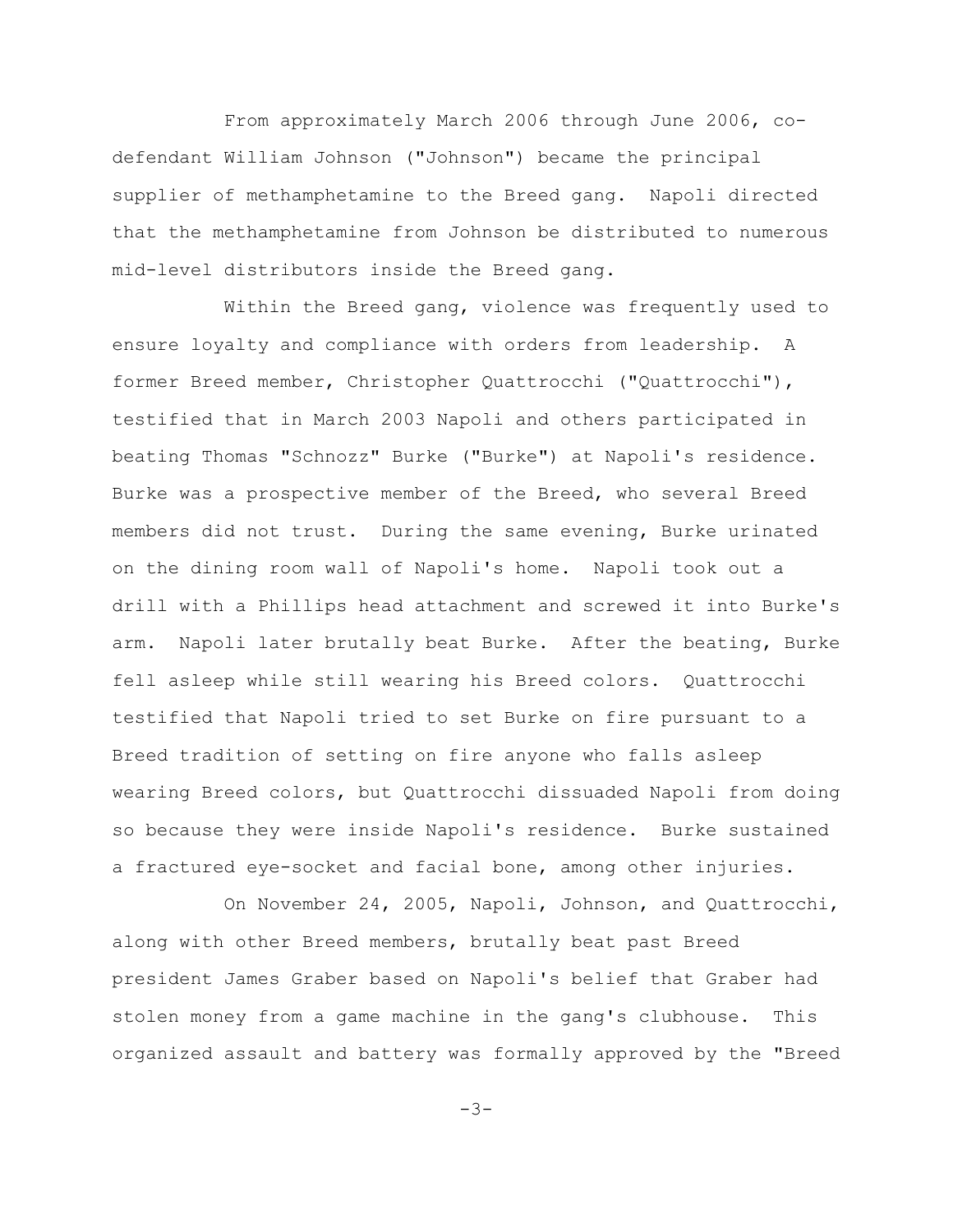From approximately March 2006 through June 2006, co-defendant William Johnson ("Johnson") became the principal supplier of methamphetamine to the Breed gang. Napoli directed that the methamphetamine from Johnson be distributed to numerous mid-level distributors inside the Breed gang.

Within the Breed gang, violence was frequently used to ensure loyalty and compliance with orders from leadership. A former Breed member, Christopher Quattrocchi ("Quattrocchi"), testified that in March 2003 Napoli and others participated in beating Thomas "Schnozz" Burke ("Burke") at Napoli's residence. Burke was a prospective member of the Breed, who several Breed members did not trust. During the same evening, Burke urinated on the dining room wall of Napoli's home. Napoli took out a drill with a Phillips head attachment and screwed it into Burke's arm. Napoli later brutally beat Burke. After the beating, Burke fell asleep while still wearing his Breed colors. Quattrocchi testified that Napoli tried to set Burke on fire pursuant to a Breed tradition of setting on fire anyone who falls asleep wearing Breed colors, but Quattrocchi dissuaded Napoli from doing so because they were inside Napoli's residence. Burke sustained a fractured eye-socket and facial bone, among other injuries.

On November 24, 2005, Napoli, Johnson, and Quattrocchi, along with other Breed members, brutally beat past Breed president James Graber based on Napoli's belief that Graber had stolen money from a game machine in the gang's clubhouse. This organized assault and battery was formally approved by the "Breed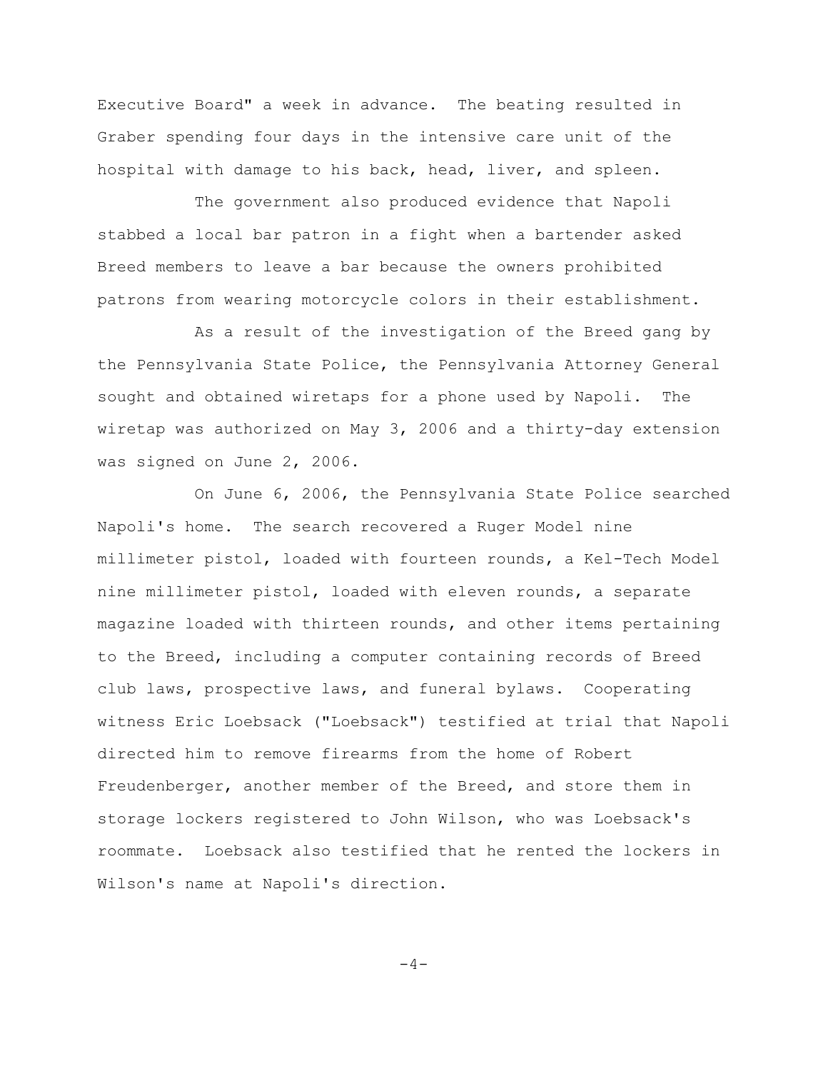Executive Board" a week in advance. The beating resulted in Graber spending four days in the intensive care unit of the hospital with damage to his back, head, liver, and spleen.

The government also produced evidence that Napoli stabbed a local bar patron in a fight when a bartender asked Breed members to leave a bar because the owners prohibited patrons from wearing motorcycle colors in their establishment.

As a result of the investigation of the Breed gang by the Pennsylvania State Police, the Pennsylvania Attorney General sought and obtained wiretaps for a phone used by Napoli. The wiretap was authorized on May 3, 2006 and a thirty-day extension was signed on June 2, 2006.

On June 6, 2006, the Pennsylvania State Police searched Napoli's home. The search recovered a Ruger Model nine millimeter pistol, loaded with fourteen rounds, a Kel-Tech Model nine millimeter pistol, loaded with eleven rounds, a separate magazine loaded with thirteen rounds, and other items pertaining to the Breed, including a computer containing records of Breed club laws, prospective laws, and funeral bylaws. Cooperating witness Eric Loebsack ("Loebsack") testified at trial that Napoli directed him to remove firearms from the home of Robert Freudenberger, another member of the Breed, and store them in storage lockers registered to John Wilson, who was Loebsack's roommate. Loebsack also testified that he rented the lockers in Wilson's name at Napoli's direction.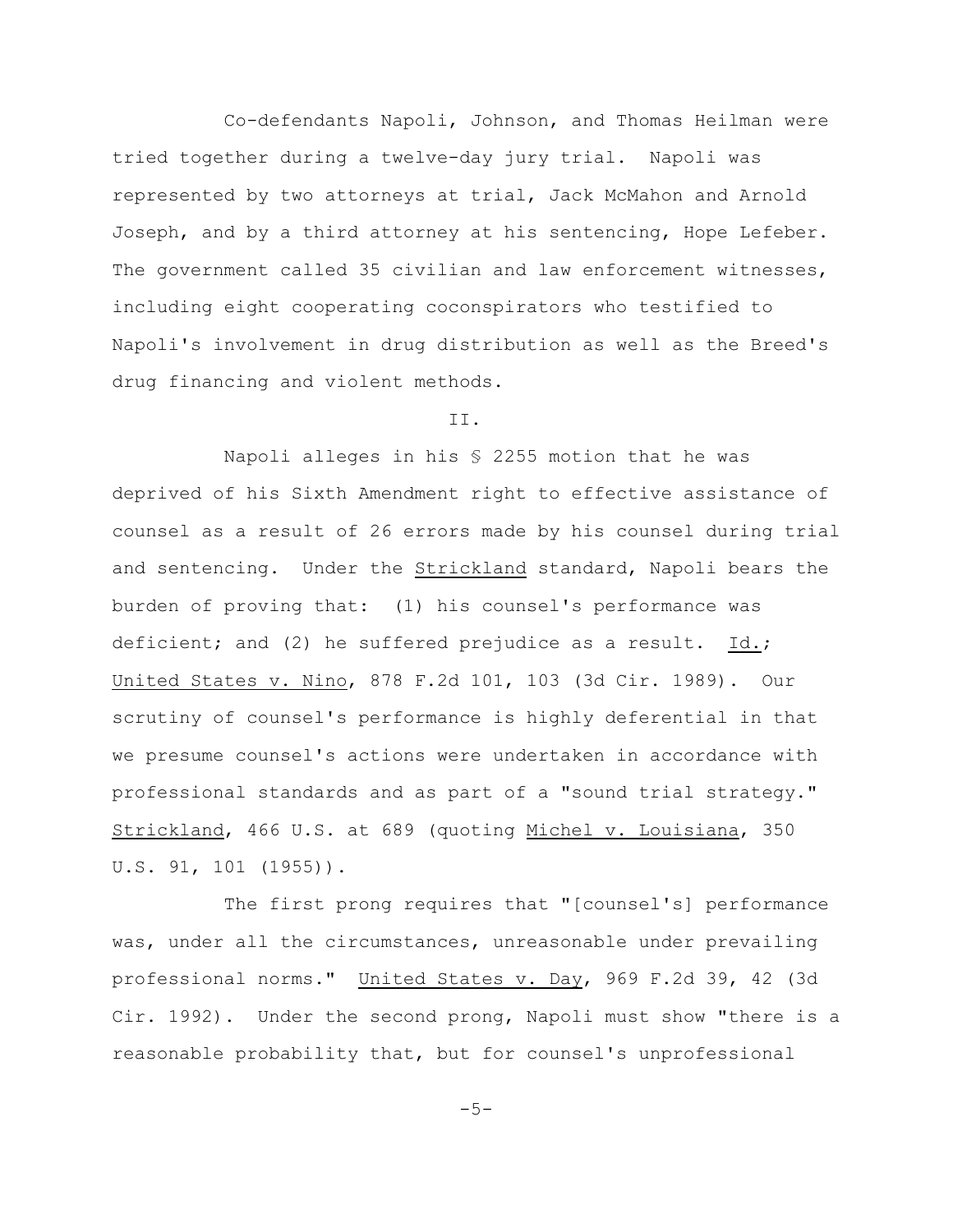Co-defendants Napoli, Johnson, and Thomas Heilman were tried together during a twelve-day jury trial. Napoli was represented by two attorneys at trial, Jack McMahon and Arnold Joseph, and by a third attorney at his sentencing, Hope Lefeber. The government called 35 civilian and law enforcement witnesses, including eight cooperating coconspirators who testified to Napoli's involvement in drug distribution as well as the Breed's drug financing and violent methods.

II.

Napoli alleges in his § 2255 motion that he was deprived of his Sixth Amendment right to effective assistance of counsel as a result of 26 errors made by his counsel during trial and sentencing. Under the Strickland standard, Napoli bears the burden of proving that: (1) his counsel's performance was deficient; and (2) he suffered prejudice as a result. Id.; United States v. Nino, 878 F.2d 101, 103 (3d Cir. 1989). Our scrutiny of counsel's performance is highly deferential in that we presume counsel's actions were undertaken in accordance with professional standards and as part of a "sound trial strategy." Strickland, 466 U.S. at 689 (quoting Michel v. Louisiana, 350 U.S. 91, 101 (1955)).

The first prong requires that "[counsel's] performance was, under all the circumstances, unreasonable under prevailing professional norms." United States v. Day, 969 F.2d 39, 42 (3d Cir. 1992). Under the second prong, Napoli must show "there is a reasonable probability that, but for counsel's unprofessional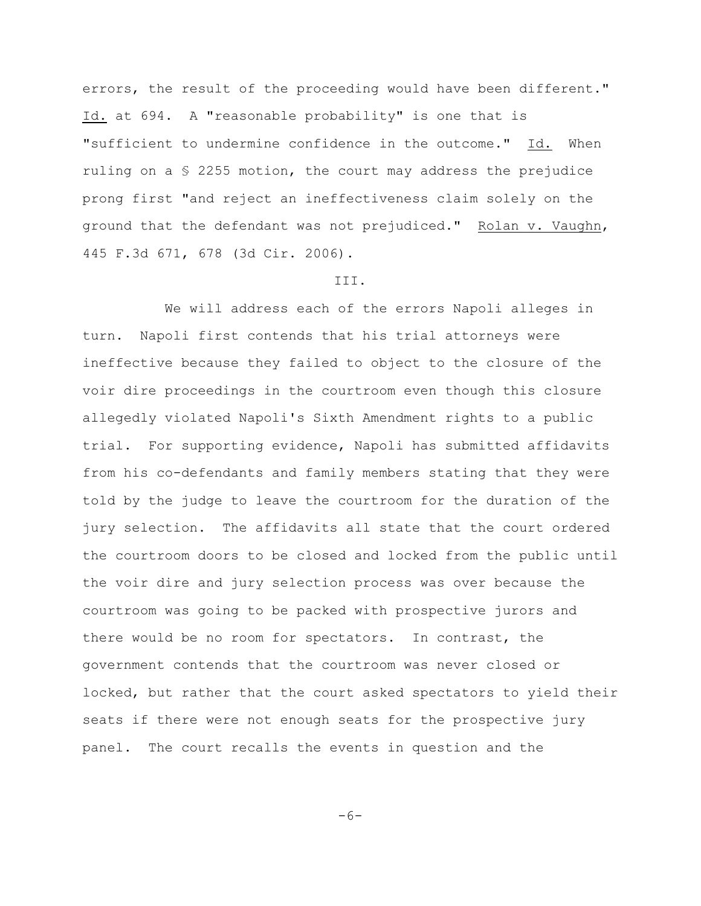errors, the result of the proceeding would have been different." Id. at 694. A "reasonable probability" is one that is "sufficient to undermine confidence in the outcome." Id. When ruling on a § 2255 motion, the court may address the prejudice prong first "and reject an ineffectiveness claim solely on the ground that the defendant was not prejudiced." Rolan v. Vaughn, 445 F.3d 671, 678 (3d Cir. 2006).

## III.

We will address each of the errors Napoli alleges in turn. Napoli first contends that his trial attorneys were ineffective because they failed to object to the closure of the voir dire proceedings in the courtroom even though this closure allegedly violated Napoli's Sixth Amendment rights to a public trial. For supporting evidence, Napoli has submitted affidavits from his co-defendants and family members stating that they were told by the judge to leave the courtroom for the duration of the jury selection. The affidavits all state that the court ordered the courtroom doors to be closed and locked from the public until the voir dire and jury selection process was over because the courtroom was going to be packed with prospective jurors and there would be no room for spectators. In contrast, the government contends that the courtroom was never closed or locked, but rather that the court asked spectators to yield their seats if there were not enough seats for the prospective jury panel. The court recalls the events in question and the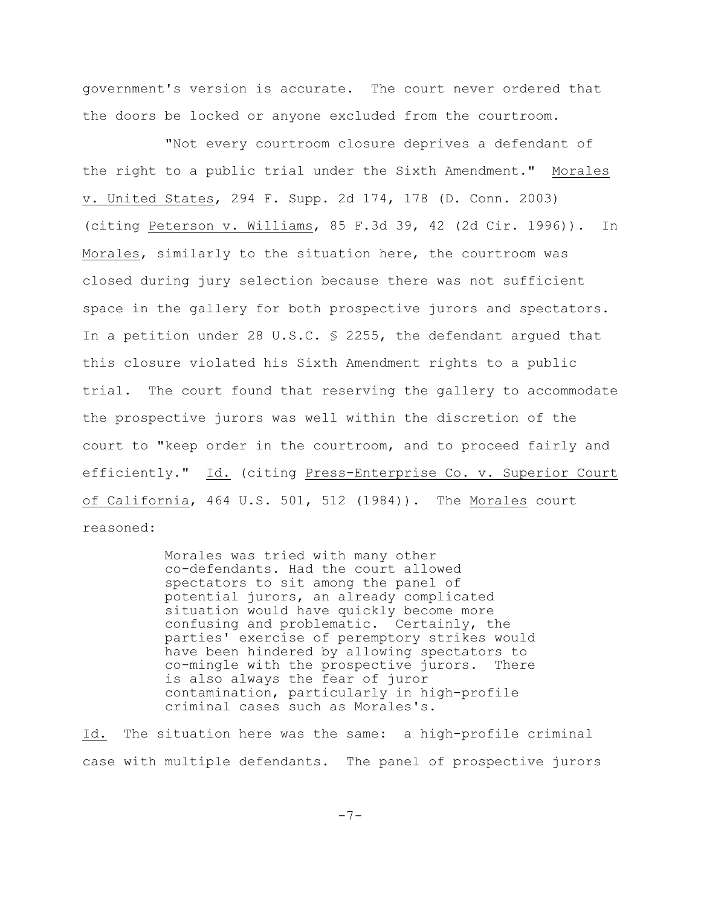government's version is accurate. The court never ordered that the doors be locked or anyone excluded from the courtroom.

"Not every courtroom closure deprives a defendant of the right to a public trial under the Sixth Amendment." Morales v. United States, 294 F. Supp. 2d 174, 178 (D. Conn. 2003) (citing Peterson v. Williams, 85 F.3d 39, 42 (2d Cir. 1996)). In Morales, similarly to the situation here, the courtroom was closed during jury selection because there was not sufficient space in the gallery for both prospective jurors and spectators. In a petition under 28 U.S.C. § 2255, the defendant argued that this closure violated his Sixth Amendment rights to a public trial. The court found that reserving the gallery to accommodate the prospective jurors was well within the discretion of the court to "keep order in the courtroom, and to proceed fairly and efficiently." Id. (citing Press-Enterprise Co. v. Superior Court of California, 464 U.S. 501, 512 (1984)). The Morales court reasoned:

> Morales was tried with many other co-defendants. Had the court allowed spectators to sit among the panel of potential jurors, an already complicated situation would have quickly become more confusing and problematic. Certainly, the parties' exercise of peremptory strikes would have been hindered by allowing spectators to co-mingle with the prospective jurors. There is also always the fear of juror contamination, particularly in high-profile criminal cases such as Morales's.

Id. The situation here was the same: a high-profile criminal case with multiple defendants. The panel of prospective jurors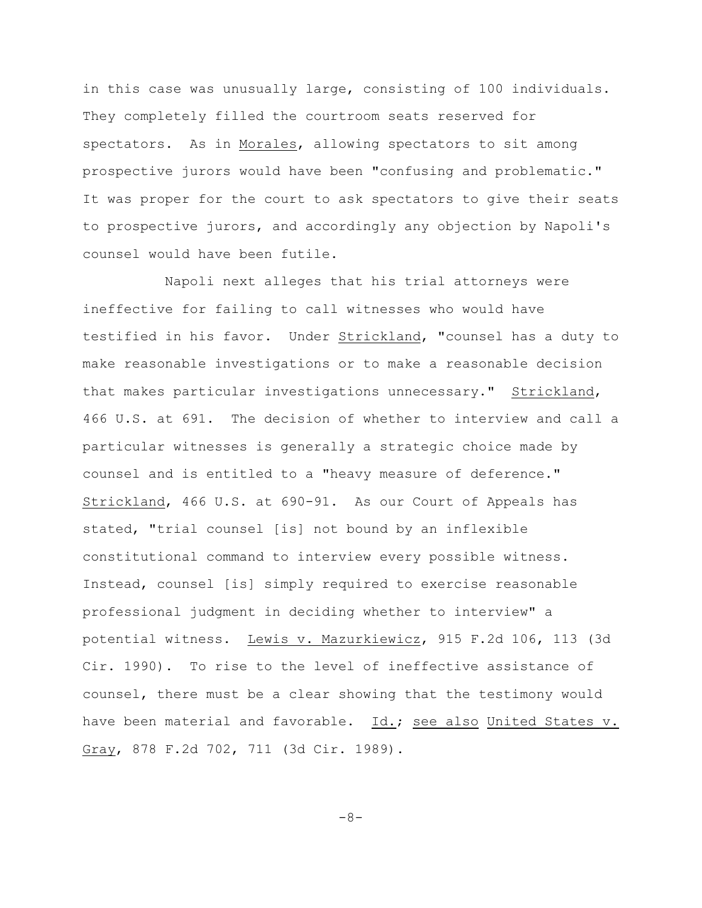in this case was unusually large, consisting of 100 individuals. They completely filled the courtroom seats reserved for spectators. As in Morales, allowing spectators to sit among prospective jurors would have been "confusing and problematic." It was proper for the court to ask spectators to give their seats to prospective jurors, and accordingly any objection by Napoli's counsel would have been futile.

Napoli next alleges that his trial attorneys were ineffective for failing to call witnesses who would have testified in his favor. Under Strickland, "counsel has a duty to make reasonable investigations or to make a reasonable decision that makes particular investigations unnecessary." Strickland, 466 U.S. at 691. The decision of whether to interview and call a particular witnesses is generally a strategic choice made by counsel and is entitled to a "heavy measure of deference." Strickland, 466 U.S. at 690-91. As our Court of Appeals has stated, "trial counsel [is] not bound by an inflexible constitutional command to interview every possible witness. Instead, counsel [is] simply required to exercise reasonable professional judgment in deciding whether to interview" a potential witness. Lewis v. Mazurkiewicz, 915 F.2d 106, 113 (3d Cir. 1990). To rise to the level of ineffective assistance of counsel, there must be a clear showing that the testimony would have been material and favorable. Id.; see also United States v. Gray, 878 F.2d 702, 711 (3d Cir. 1989).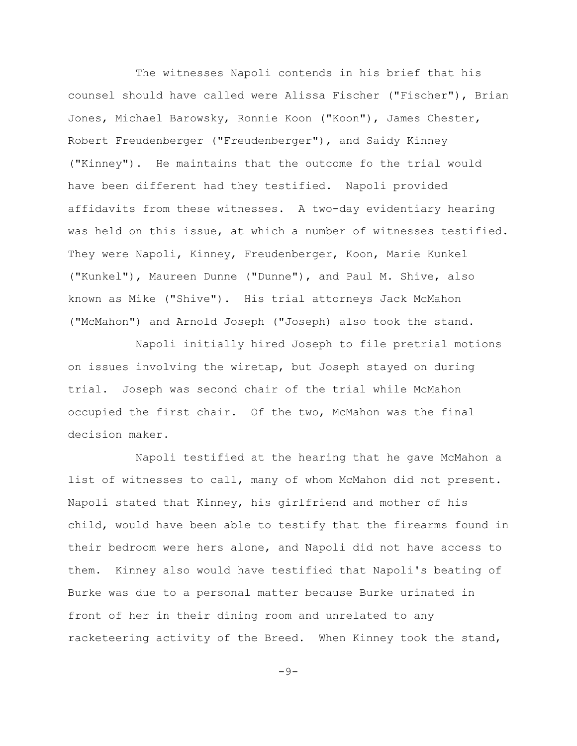The witnesses Napoli contends in his brief that his counsel should have called were Alissa Fischer ("Fischer"), Brian Jones, Michael Barowsky, Ronnie Koon ("Koon"), James Chester, Robert Freudenberger ("Freudenberger"), and Saidy Kinney ("Kinney"). He maintains that the outcome fo the trial would have been different had they testified. Napoli provided affidavits from these witnesses. A two-day evidentiary hearing was held on this issue, at which a number of witnesses testified. They were Napoli, Kinney, Freudenberger, Koon, Marie Kunkel ("Kunkel"), Maureen Dunne ("Dunne"), and Paul M. Shive, also known as Mike ("Shive"). His trial attorneys Jack McMahon ("McMahon") and Arnold Joseph ("Joseph) also took the stand.

Napoli initially hired Joseph to file pretrial motions on issues involving the wiretap, but Joseph stayed on during trial. Joseph was second chair of the trial while McMahon occupied the first chair. Of the two, McMahon was the final decision maker.

Napoli testified at the hearing that he gave McMahon a list of witnesses to call, many of whom McMahon did not present. Napoli stated that Kinney, his girlfriend and mother of his child, would have been able to testify that the firearms found in their bedroom were hers alone, and Napoli did not have access to them. Kinney also would have testified that Napoli's beating of Burke was due to a personal matter because Burke urinated in front of her in their dining room and unrelated to any racketeering activity of the Breed. When Kinney took the stand,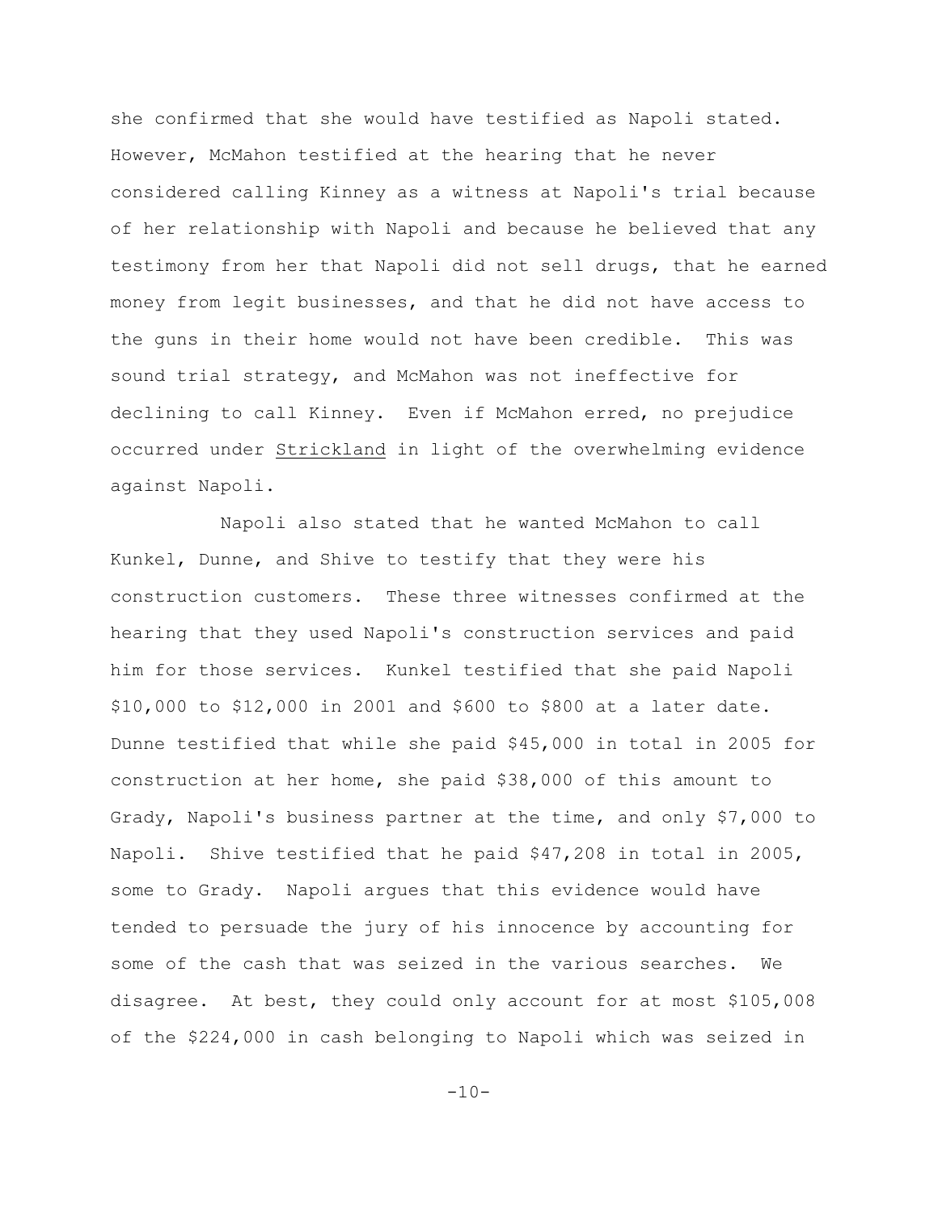she confirmed that she would have testified as Napoli stated. However, McMahon testified at the hearing that he never considered calling Kinney as a witness at Napoli's trial because of her relationship with Napoli and because he believed that any testimony from her that Napoli did not sell drugs, that he earned money from legit businesses, and that he did not have access to the guns in their home would not have been credible. This was sound trial strategy, and McMahon was not ineffective for declining to call Kinney. Even if McMahon erred, no prejudice occurred under Strickland in light of the overwhelming evidence against Napoli.

Napoli also stated that he wanted McMahon to call Kunkel, Dunne, and Shive to testify that they were his construction customers. These three witnesses confirmed at the hearing that they used Napoli's construction services and paid him for those services. Kunkel testified that she paid Napoli $10,000 to $12,000 in 2001 and $600 to $800 at a later date. Dunne testified that while she paid $45,000 in total in 2005 for construction at her home, she paid $38,000 of this amount to Grady, Napoli's business partner at the time, and only $7,000 to Napoli. Shive testified that he paid $47,208 in total in 2005, some to Grady. Napoli argues that this evidence would have tended to persuade the jury of his innocence by accounting for some of the cash that was seized in the various searches. We disagree. At best, they could only account for at most $105,008 of the $224,000 in cash belonging to Napoli which was seized in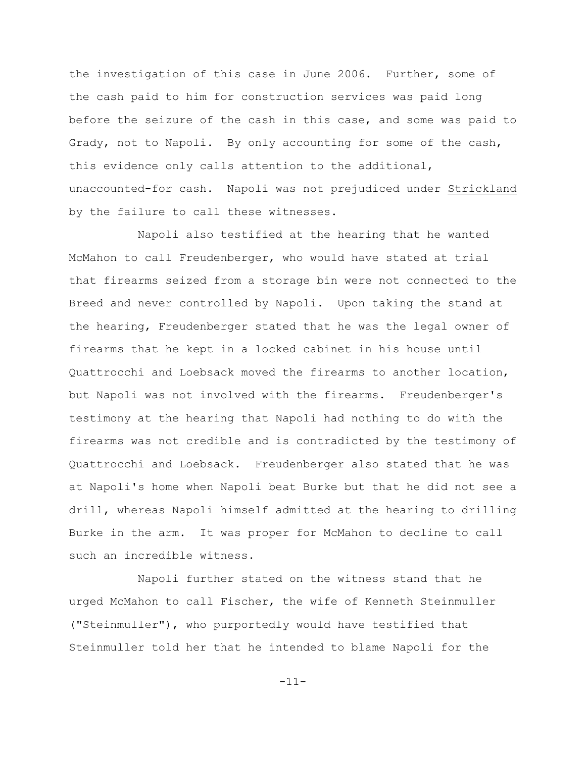the investigation of this case in June 2006. Further, some of the cash paid to him for construction services was paid long before the seizure of the cash in this case, and some was paid to Grady, not to Napoli. By only accounting for some of the cash, this evidence only calls attention to the additional, unaccounted-for cash. Napoli was not prejudiced under Strickland by the failure to call these witnesses.

Napoli also testified at the hearing that he wanted McMahon to call Freudenberger, who would have stated at trial that firearms seized from a storage bin were not connected to the Breed and never controlled by Napoli. Upon taking the stand at the hearing, Freudenberger stated that he was the legal owner of firearms that he kept in a locked cabinet in his house until Quattrocchi and Loebsack moved the firearms to another location, but Napoli was not involved with the firearms. Freudenberger's testimony at the hearing that Napoli had nothing to do with the firearms was not credible and is contradicted by the testimony of Quattrocchi and Loebsack. Freudenberger also stated that he was at Napoli's home when Napoli beat Burke but that he did not see a drill, whereas Napoli himself admitted at the hearing to drilling Burke in the arm. It was proper for McMahon to decline to call such an incredible witness.

Napoli further stated on the witness stand that he urged McMahon to call Fischer, the wife of Kenneth Steinmuller ("Steinmuller"), who purportedly would have testified that Steinmuller told her that he intended to blame Napoli for the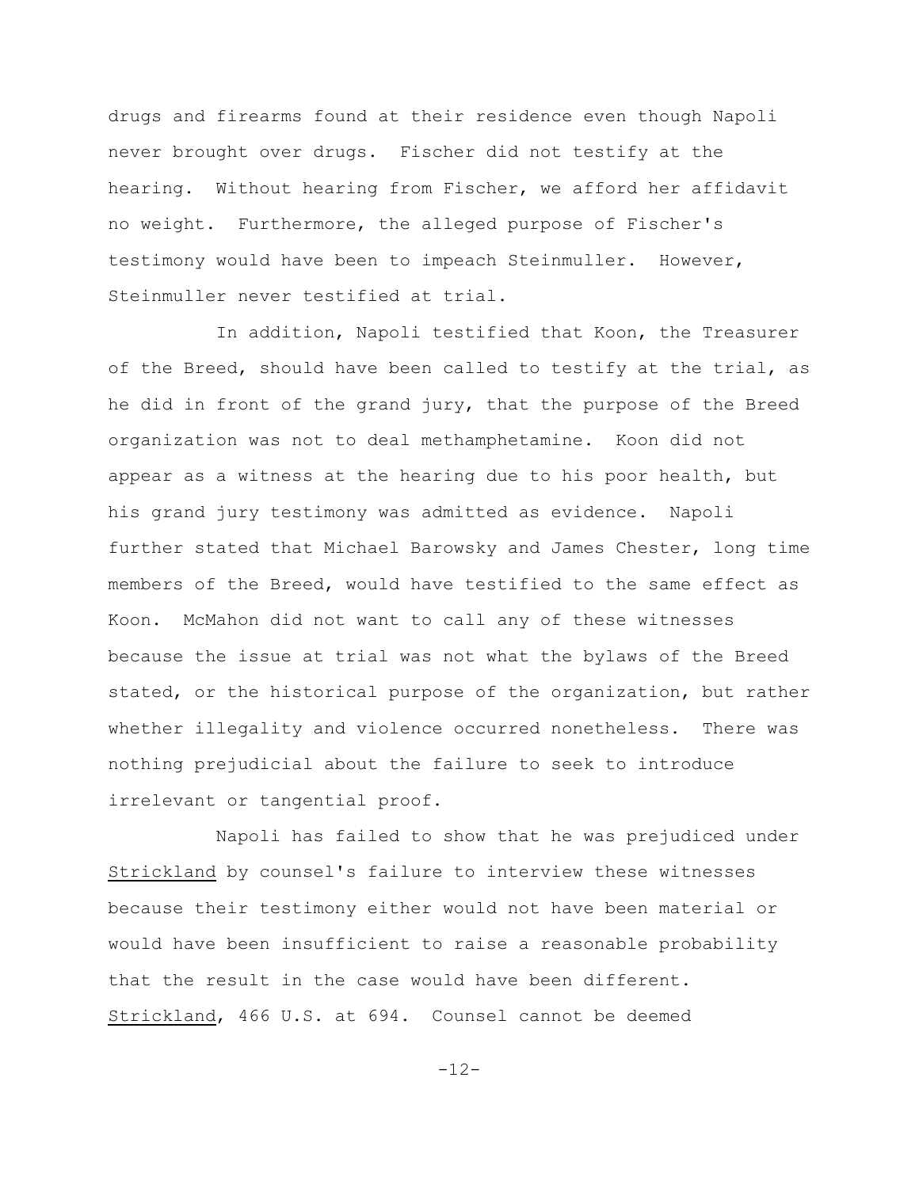drugs and firearms found at their residence even though Napoli never brought over drugs. Fischer did not testify at the hearing. Without hearing from Fischer, we afford her affidavit no weight. Furthermore, the alleged purpose of Fischer's testimony would have been to impeach Steinmuller. However, Steinmuller never testified at trial.

In addition, Napoli testified that Koon, the Treasurer of the Breed, should have been called to testify at the trial, as he did in front of the grand jury, that the purpose of the Breed organization was not to deal methamphetamine. Koon did not appear as a witness at the hearing due to his poor health, but his grand jury testimony was admitted as evidence. Napoli further stated that Michael Barowsky and James Chester, long time members of the Breed, would have testified to the same effect as Koon. McMahon did not want to call any of these witnesses because the issue at trial was not what the bylaws of the Breed stated, or the historical purpose of the organization, but rather whether illegality and violence occurred nonetheless. There was nothing prejudicial about the failure to seek to introduce irrelevant or tangential proof.

Napoli has failed to show that he was prejudiced under Strickland by counsel's failure to interview these witnesses because their testimony either would not have been material or would have been insufficient to raise a reasonable probability that the result in the case would have been different. Strickland, 466 U.S. at 694. Counsel cannot be deemed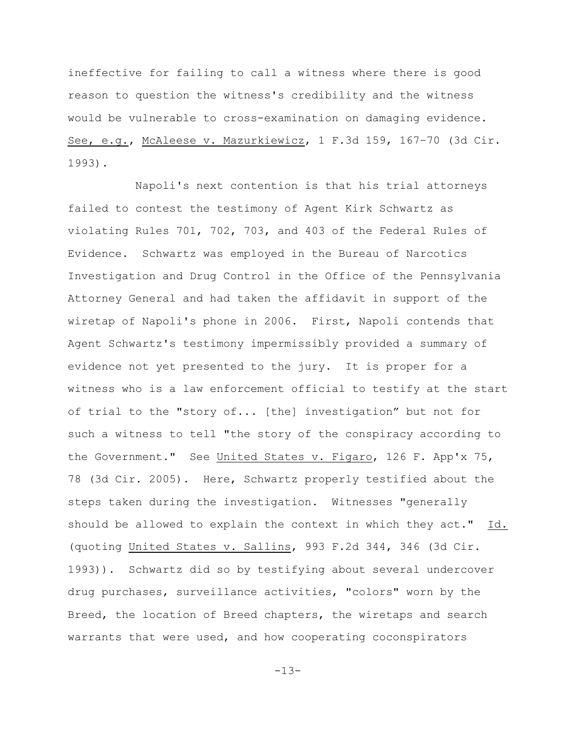ineffective for failing to call a witness where there is good reason to question the witness's credibility and the witness would be vulnerable to cross-examination on damaging evidence. See, e.g., McAleese v. Mazurkiewicz, 1 F.3d 159, 167–70 (3d Cir. 1993).

Napoli's next contention is that his trial attorneys failed to contest the testimony of Agent Kirk Schwartz as violating Rules 701, 702, 703, and 403 of the Federal Rules of Evidence. Schwartz was employed in the Bureau of Narcotics Investigation and Drug Control in the Office of the Pennsylvania Attorney General and had taken the affidavit in support of the wiretap of Napoli's phone in 2006. First, Napoli contends that Agent Schwartz's testimony impermissibly provided a summary of evidence not yet presented to the jury. It is proper for a witness who is a law enforcement official to testify at the start of trial to the "story of... [the] investigation" but not for such a witness to tell "the story of the conspiracy according to the Government." See United States v. Figaro, 126 F. App'x 75, 78 (3d Cir. 2005). Here, Schwartz properly testified about the steps taken during the investigation. Witnesses "generally should be allowed to explain the context in which they act." Id. (quoting United States v. Sallins, 993 F.2d 344, 346 (3d Cir. 1993)). Schwartz did so by testifying about several undercover drug purchases, surveillance activities, "colors" worn by the Breed, the location of Breed chapters, the wiretaps and search warrants that were used, and how cooperating coconspirators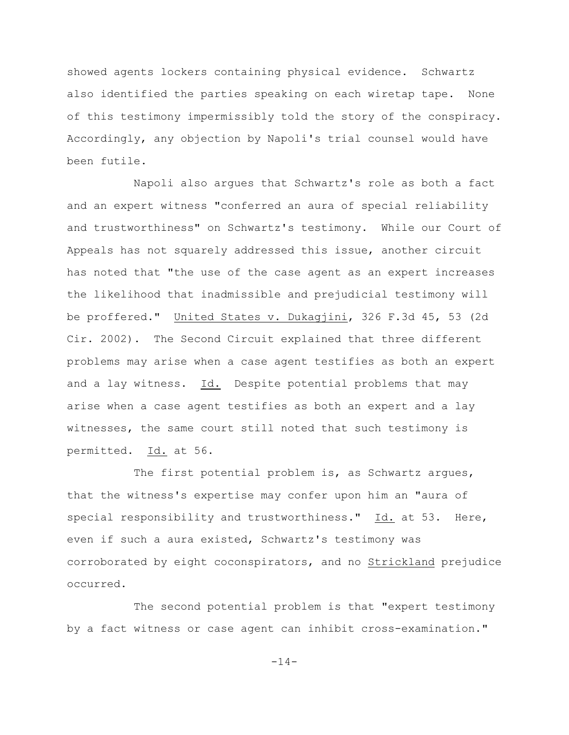showed agents lockers containing physical evidence. Schwartz also identified the parties speaking on each wiretap tape. None of this testimony impermissibly told the story of the conspiracy. Accordingly, any objection by Napoli's trial counsel would have been futile.

Napoli also argues that Schwartz's role as both a fact and an expert witness "conferred an aura of special reliability and trustworthiness" on Schwartz's testimony. While our Court of Appeals has not squarely addressed this issue, another circuit has noted that "the use of the case agent as an expert increases the likelihood that inadmissible and prejudicial testimony will be proffered." United States v. Dukagjini, 326 F.3d 45, 53 (2d Cir. 2002). The Second Circuit explained that three different problems may arise when a case agent testifies as both an expert and a lay witness. Id. Despite potential problems that may arise when a case agent testifies as both an expert and a lay witnesses, the same court still noted that such testimony is permitted. Id. at 56.

The first potential problem is, as Schwartz argues, that the witness's expertise may confer upon him an "aura of special responsibility and trustworthiness." Id. at 53. Here, even if such a aura existed, Schwartz's testimony was corroborated by eight coconspirators, and no Strickland prejudice occurred.

The second potential problem is that "expert testimony by a fact witness or case agent can inhibit cross-examination."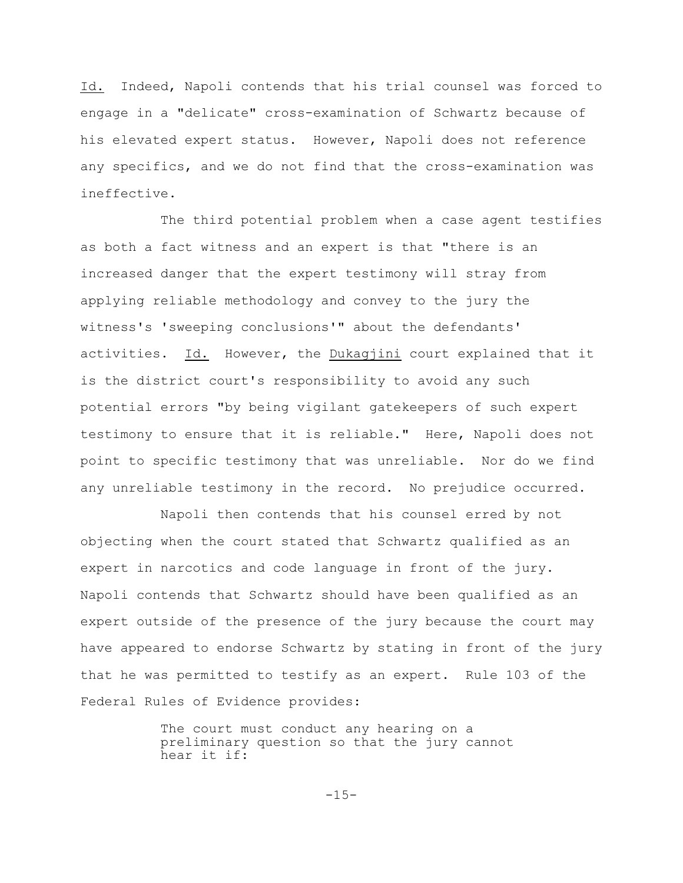_Id._ Indeed, Napoli contends that his trial counsel was forced to engage in a "delicate" cross-examination of Schwartz because of his elevated expert status. However, Napoli does not reference any specifics, and we do not find that the cross-examination was ineffective.

The third potential problem when a case agent testifies as both a fact witness and an expert is that "there is an increased danger that the expert testimony will stray from applying reliable methodology and convey to the jury the witness's 'sweeping conclusions'" about the defendants' activities. _Id._ However, the _Dukagjini_ court explained that it is the district court's responsibility to avoid any such potential errors "by being vigilant gatekeepers of such expert testimony to ensure that it is reliable." Here, Napoli does not point to specific testimony that was unreliable. Nor do we find any unreliable testimony in the record. No prejudice occurred.

Napoli then contends that his counsel erred by not objecting when the court stated that Schwartz qualified as an expert in narcotics and code language in front of the jury. Napoli contends that Schwartz should have been qualified as an expert outside of the presence of the jury because the court may have appeared to endorse Schwartz by stating in front of the jury that he was permitted to testify as an expert. Rule 103 of the Federal Rules of Evidence provides:

> The court must conduct any hearing on a preliminary question so that the jury cannot hear it if: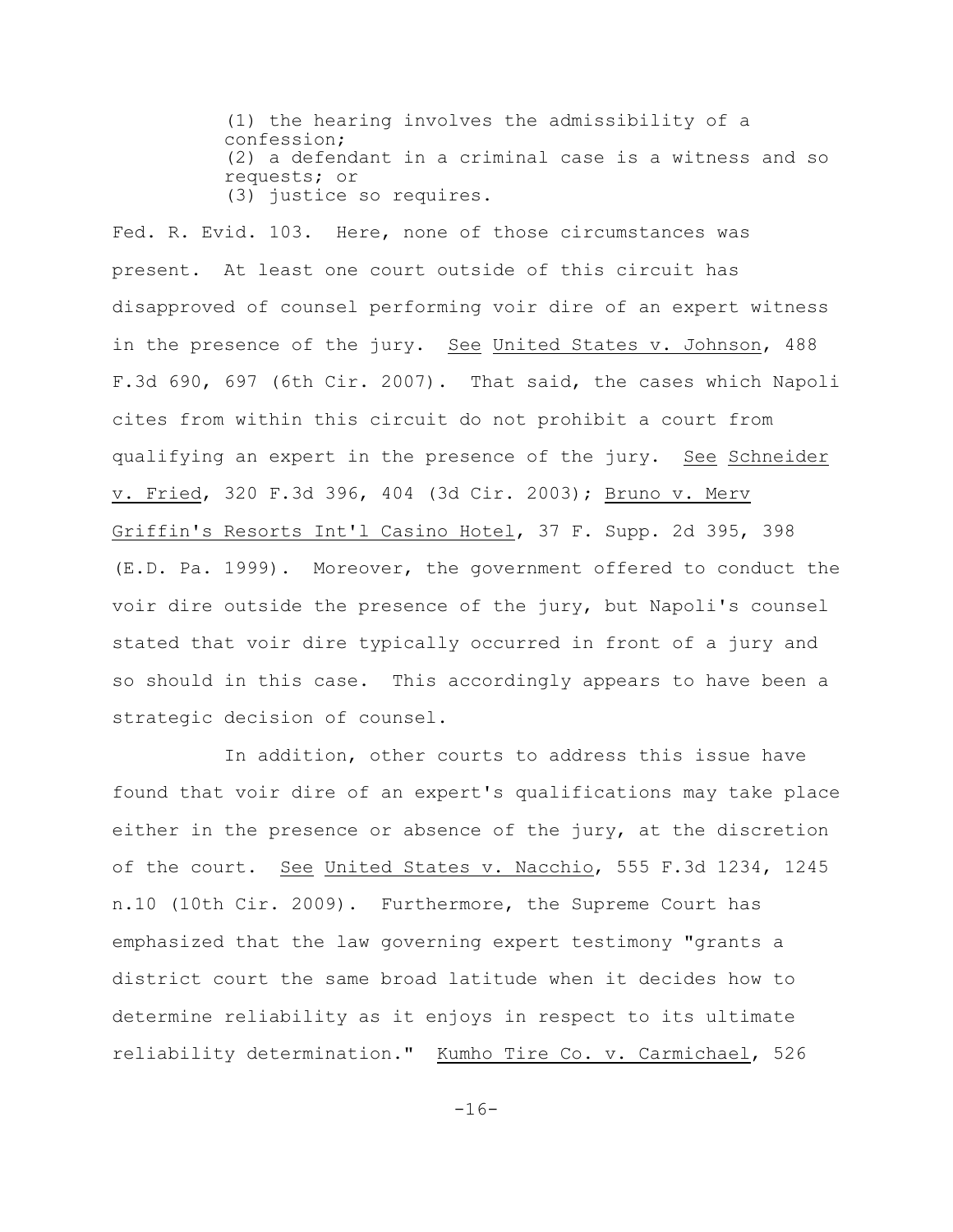(1) the hearing involves the admissibility of a confession;
(2) a defendant in a criminal case is a witness and so requests; or
(3) justice so requires.

Fed. R. Evid. 103. Here, none of those circumstances was present. At least one court outside of this circuit has disapproved of counsel performing voir dire of an expert witness in the presence of the jury. See United States v. Johnson, 488 F.3d 690, 697 (6th Cir. 2007). That said, the cases which Napoli cites from within this circuit do not prohibit a court from qualifying an expert in the presence of the jury. See Schneider v. Fried, 320 F.3d 396, 404 (3d Cir. 2003); Bruno v. Merv Griffin's Resorts Int'l Casino Hotel, 37 F. Supp. 2d 395, 398 (E.D. Pa. 1999). Moreover, the government offered to conduct the voir dire outside the presence of the jury, but Napoli's counsel stated that voir dire typically occurred in front of a jury and so should in this case. This accordingly appears to have been a strategic decision of counsel.

In addition, other courts to address this issue have found that voir dire of an expert's qualifications may take place either in the presence or absence of the jury, at the discretion of the court. See United States v. Nacchio, 555 F.3d 1234, 1245 n.10 (10th Cir. 2009). Furthermore, the Supreme Court has emphasized that the law governing expert testimony "grants a district court the same broad latitude when it decides how to determine reliability as it enjoys in respect to its ultimate reliability determination." Kumho Tire Co. v. Carmichael, 526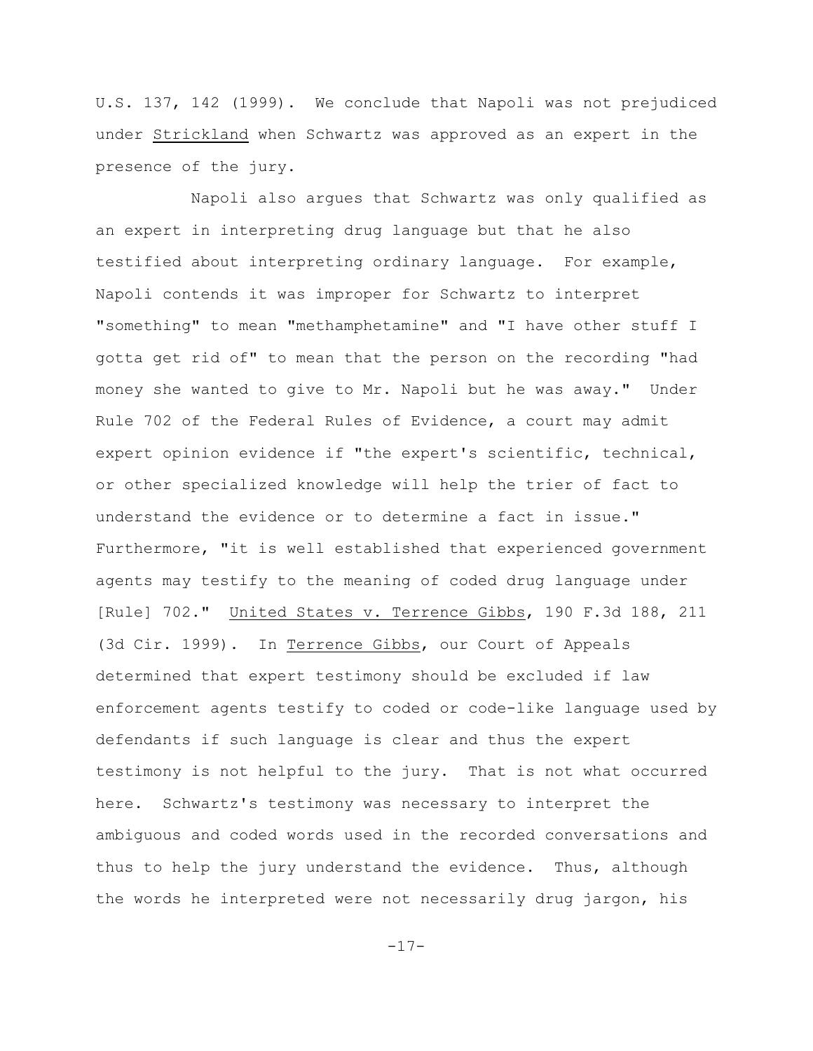U.S. 137, 142 (1999). We conclude that Napoli was not prejudiced under Strickland when Schwartz was approved as an expert in the presence of the jury.

Napoli also argues that Schwartz was only qualified as an expert in interpreting drug language but that he also testified about interpreting ordinary language. For example, Napoli contends it was improper for Schwartz to interpret "something" to mean "methamphetamine" and "I have other stuff I gotta get rid of" to mean that the person on the recording "had money she wanted to give to Mr. Napoli but he was away." Under Rule 702 of the Federal Rules of Evidence, a court may admit expert opinion evidence if "the expert's scientific, technical, or other specialized knowledge will help the trier of fact to understand the evidence or to determine a fact in issue." Furthermore, "it is well established that experienced government agents may testify to the meaning of coded drug language under [Rule] 702." United States v. Terrence Gibbs, 190 F.3d 188, 211 (3d Cir. 1999). In Terrence Gibbs, our Court of Appeals determined that expert testimony should be excluded if law enforcement agents testify to coded or code-like language used by defendants if such language is clear and thus the expert testimony is not helpful to the jury. That is not what occurred here. Schwartz's testimony was necessary to interpret the ambiguous and coded words used in the recorded conversations and thus to help the jury understand the evidence. Thus, although the words he interpreted were not necessarily drug jargon, his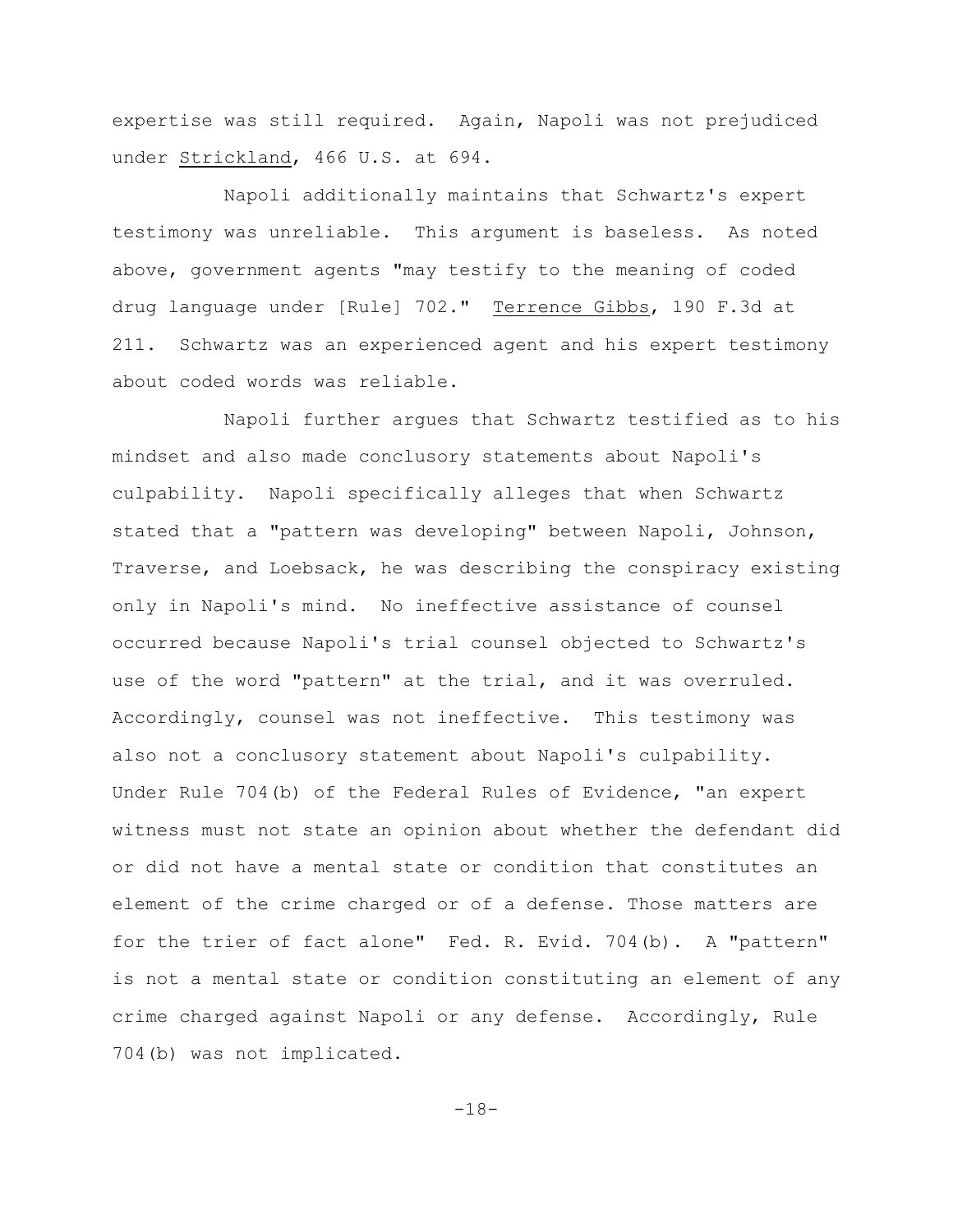expertise was still required. Again, Napoli was not prejudiced under Strickland, 466 U.S. at 694.

Napoli additionally maintains that Schwartz's expert testimony was unreliable. This argument is baseless. As noted above, government agents "may testify to the meaning of coded drug language under [Rule] 702." Terrence Gibbs, 190 F.3d at 211. Schwartz was an experienced agent and his expert testimony about coded words was reliable.

Napoli further argues that Schwartz testified as to his mindset and also made conclusory statements about Napoli's culpability. Napoli specifically alleges that when Schwartz stated that a "pattern was developing" between Napoli, Johnson, Traverse, and Loebsack, he was describing the conspiracy existing only in Napoli's mind. No ineffective assistance of counsel occurred because Napoli's trial counsel objected to Schwartz's use of the word "pattern" at the trial, and it was overruled. Accordingly, counsel was not ineffective. This testimony was also not a conclusory statement about Napoli's culpability. Under Rule 704(b) of the Federal Rules of Evidence, "an expert witness must not state an opinion about whether the defendant did or did not have a mental state or condition that constitutes an element of the crime charged or of a defense. Those matters are for the trier of fact alone" Fed. R. Evid. 704(b). A "pattern" is not a mental state or condition constituting an element of any crime charged against Napoli or any defense. Accordingly, Rule 704(b) was not implicated.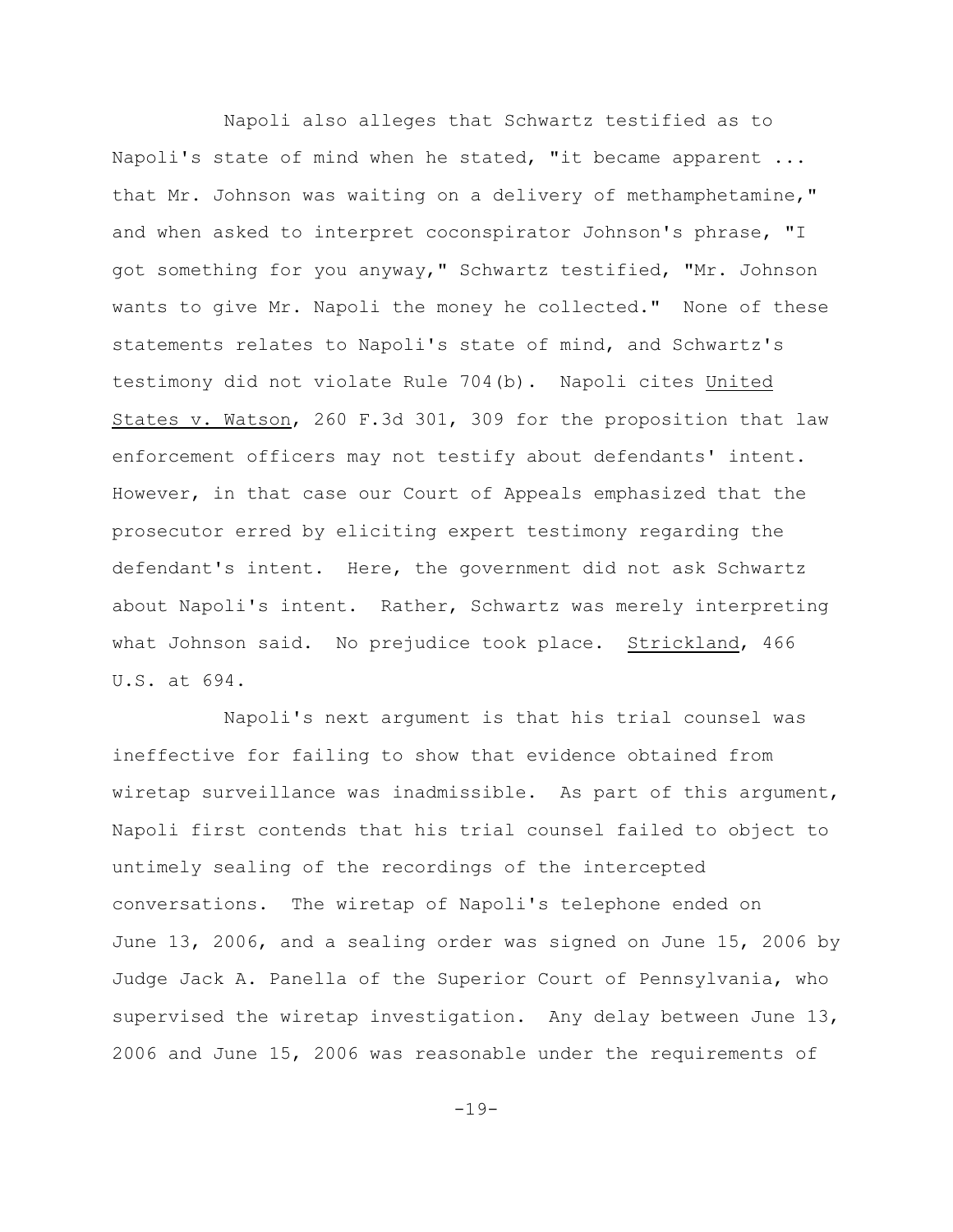Napoli also alleges that Schwartz testified as to Napoli's state of mind when he stated, "it became apparent ... that Mr. Johnson was waiting on a delivery of methamphetamine," and when asked to interpret coconspirator Johnson's phrase, "I got something for you anyway," Schwartz testified, "Mr. Johnson wants to give Mr. Napoli the money he collected." None of these statements relates to Napoli's state of mind, and Schwartz's testimony did not violate Rule 704(b). Napoli cites United States v. Watson, 260 F.3d 301, 309 for the proposition that law enforcement officers may not testify about defendants' intent. However, in that case our Court of Appeals emphasized that the prosecutor erred by eliciting expert testimony regarding the defendant's intent. Here, the government did not ask Schwartz about Napoli's intent. Rather, Schwartz was merely interpreting what Johnson said. No prejudice took place. Strickland, 466 U.S. at 694.

Napoli's next argument is that his trial counsel was ineffective for failing to show that evidence obtained from wiretap surveillance was inadmissible. As part of this argument, Napoli first contends that his trial counsel failed to object to untimely sealing of the recordings of the intercepted conversations. The wiretap of Napoli's telephone ended on June 13, 2006, and a sealing order was signed on June 15, 2006 by Judge Jack A. Panella of the Superior Court of Pennsylvania, who supervised the wiretap investigation. Any delay between June 13, 2006 and June 15, 2006 was reasonable under the requirements of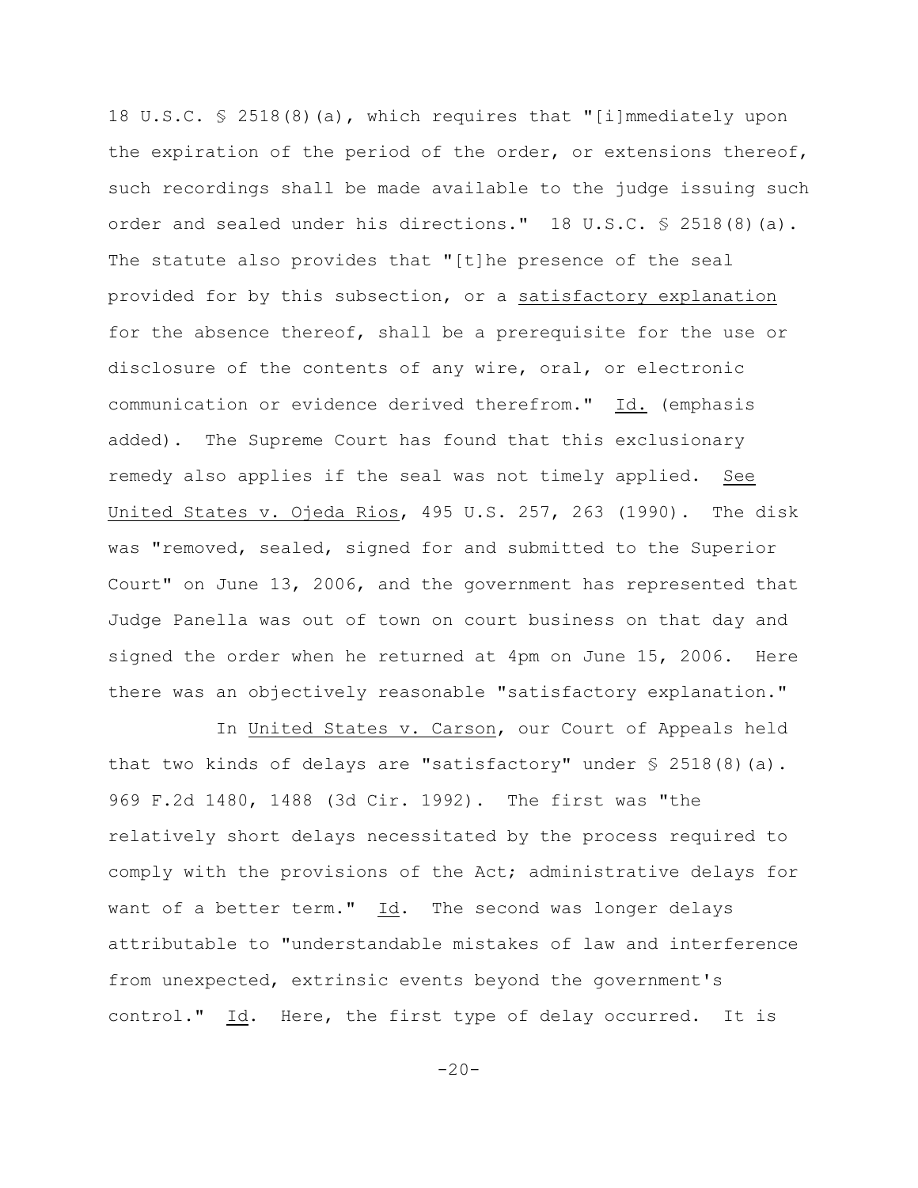18 U.S.C. § 2518(8)(a), which requires that "[i]mmediately upon the expiration of the period of the order, or extensions thereof, such recordings shall be made available to the judge issuing such order and sealed under his directions." 18 U.S.C. § 2518(8)(a). The statute also provides that "[t]he presence of the seal provided for by this subsection, or a satisfactory explanation for the absence thereof, shall be a prerequisite for the use or disclosure of the contents of any wire, oral, or electronic communication or evidence derived therefrom." Id. (emphasis added). The Supreme Court has found that this exclusionary remedy also applies if the seal was not timely applied. See United States v. Ojeda Rios, 495 U.S. 257, 263 (1990). The disk was "removed, sealed, signed for and submitted to the Superior Court" on June 13, 2006, and the government has represented that Judge Panella was out of town on court business on that day and signed the order when he returned at 4pm on June 15, 2006. Here there was an objectively reasonable "satisfactory explanation."

In United States v. Carson, our Court of Appeals held that two kinds of delays are "satisfactory" under § 2518(8)(a). 969 F.2d 1480, 1488 (3d Cir. 1992). The first was "the relatively short delays necessitated by the process required to comply with the provisions of the Act; administrative delays for want of a better term." Id. The second was longer delays attributable to "understandable mistakes of law and interference from unexpected, extrinsic events beyond the government's control." Id. Here, the first type of delay occurred. It is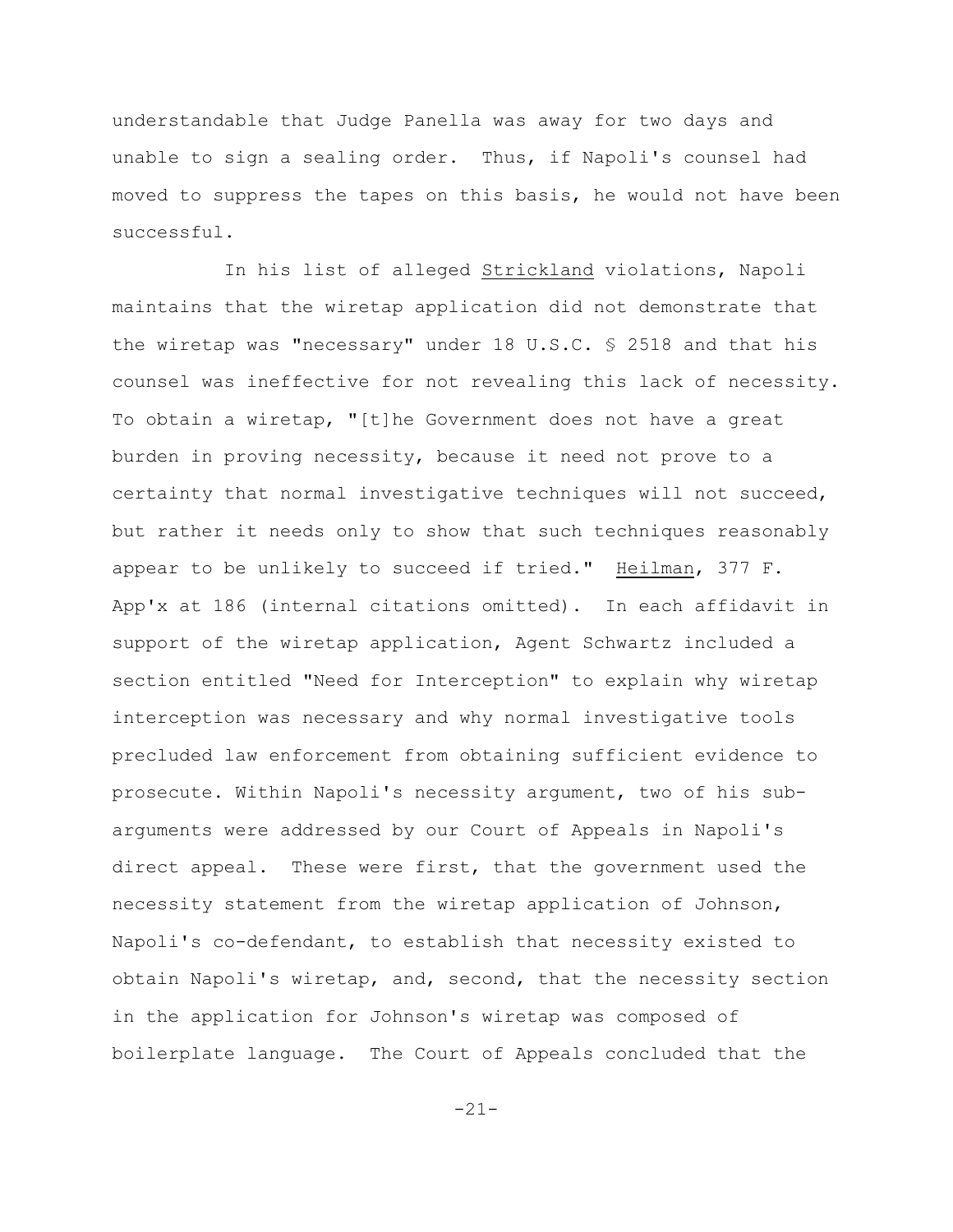understandable that Judge Panella was away for two days and unable to sign a sealing order. Thus, if Napoli's counsel had moved to suppress the tapes on this basis, he would not have been successful.

In his list of alleged Strickland violations, Napoli maintains that the wiretap application did not demonstrate that the wiretap was "necessary" under 18 U.S.C. § 2518 and that his counsel was ineffective for not revealing this lack of necessity. To obtain a wiretap, "[t]he Government does not have a great burden in proving necessity, because it need not prove to a certainty that normal investigative techniques will not succeed, but rather it needs only to show that such techniques reasonably appear to be unlikely to succeed if tried." Heilman, 377 F. App'x at 186 (internal citations omitted). In each affidavit in support of the wiretap application, Agent Schwartz included a section entitled "Need for Interception" to explain why wiretap interception was necessary and why normal investigative tools precluded law enforcement from obtaining sufficient evidence to prosecute. Within Napoli's necessity argument, two of his sub-arguments were addressed by our Court of Appeals in Napoli's direct appeal. These were first, that the government used the necessity statement from the wiretap application of Johnson, Napoli's co-defendant, to establish that necessity existed to obtain Napoli's wiretap, and, second, that the necessity section in the application for Johnson's wiretap was composed of boilerplate language. The Court of Appeals concluded that the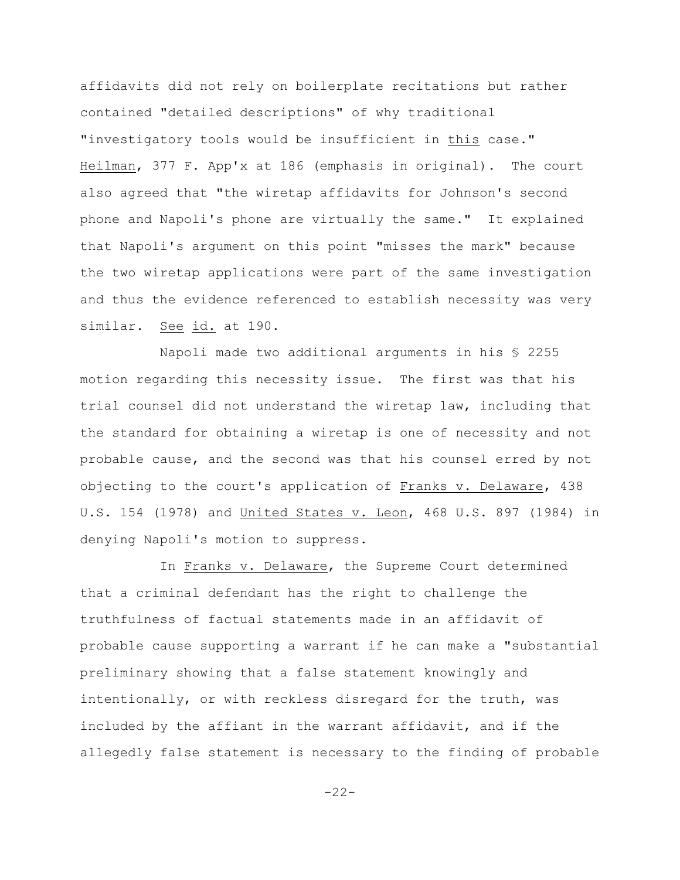affidavits did not rely on boilerplate recitations but rather contained "detailed descriptions" of why traditional "investigatory tools would be insufficient in _this_ case." _Heilman_, 377 F. App'x at 186 (emphasis in original). The court also agreed that "the wiretap affidavits for Johnson's second phone and Napoli's phone are virtually the same." It explained that Napoli's argument on this point "misses the mark" because the two wiretap applications were part of the same investigation and thus the evidence referenced to establish necessity was very similar. _See id._ at 190.

Napoli made two additional arguments in his § 2255 motion regarding this necessity issue. The first was that his trial counsel did not understand the wiretap law, including that the standard for obtaining a wiretap is one of necessity and not probable cause, and the second was that his counsel erred by not objecting to the court's application of _Franks v. Delaware_, 438 U.S. 154 (1978) and _United States v. Leon_, 468 U.S. 897 (1984) in denying Napoli's motion to suppress.

In _Franks v. Delaware_, the Supreme Court determined that a criminal defendant has the right to challenge the truthfulness of factual statements made in an affidavit of probable cause supporting a warrant if he can make a "substantial preliminary showing that a false statement knowingly and intentionally, or with reckless disregard for the truth, was included by the affiant in the warrant affidavit, and if the allegedly false statement is necessary to the finding of probable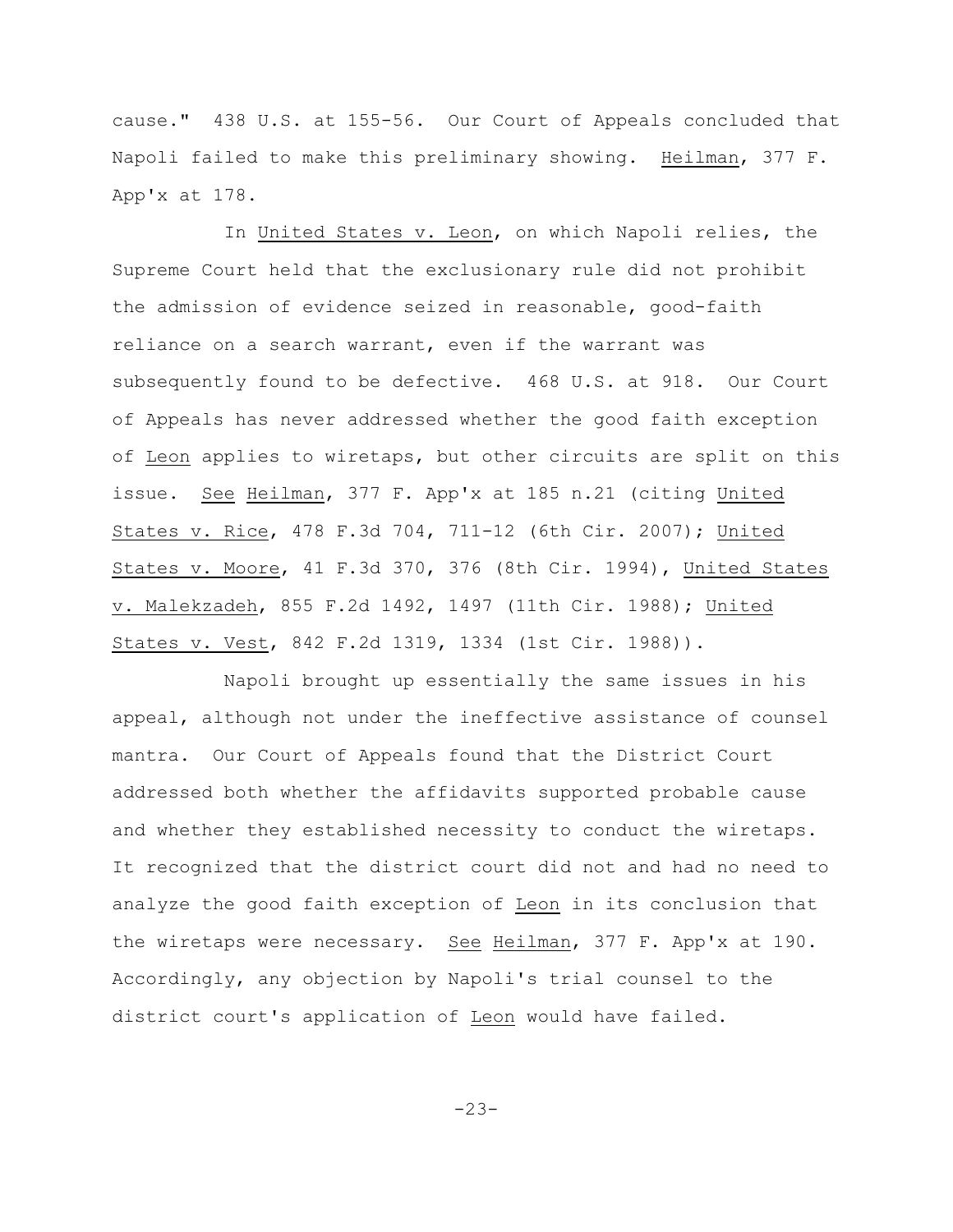cause." 438 U.S. at 155-56. Our Court of Appeals concluded that Napoli failed to make this preliminary showing. Heilman, 377 F. App'x at 178.

In United States v. Leon, on which Napoli relies, the Supreme Court held that the exclusionary rule did not prohibit the admission of evidence seized in reasonable, good-faith reliance on a search warrant, even if the warrant was subsequently found to be defective. 468 U.S. at 918. Our Court of Appeals has never addressed whether the good faith exception of Leon applies to wiretaps, but other circuits are split on this issue. See Heilman, 377 F. App'x at 185 n.21 (citing United States v. Rice, 478 F.3d 704, 711-12 (6th Cir. 2007); United States v. Moore, 41 F.3d 370, 376 (8th Cir. 1994), United States v. Malekzadeh, 855 F.2d 1492, 1497 (11th Cir. 1988); United States v. Vest, 842 F.2d 1319, 1334 (1st Cir. 1988)).

Napoli brought up essentially the same issues in his appeal, although not under the ineffective assistance of counsel mantra. Our Court of Appeals found that the District Court addressed both whether the affidavits supported probable cause and whether they established necessity to conduct the wiretaps. It recognized that the district court did not and had no need to analyze the good faith exception of Leon in its conclusion that the wiretaps were necessary. See Heilman, 377 F. App'x at 190. Accordingly, any objection by Napoli's trial counsel to the district court's application of Leon would have failed.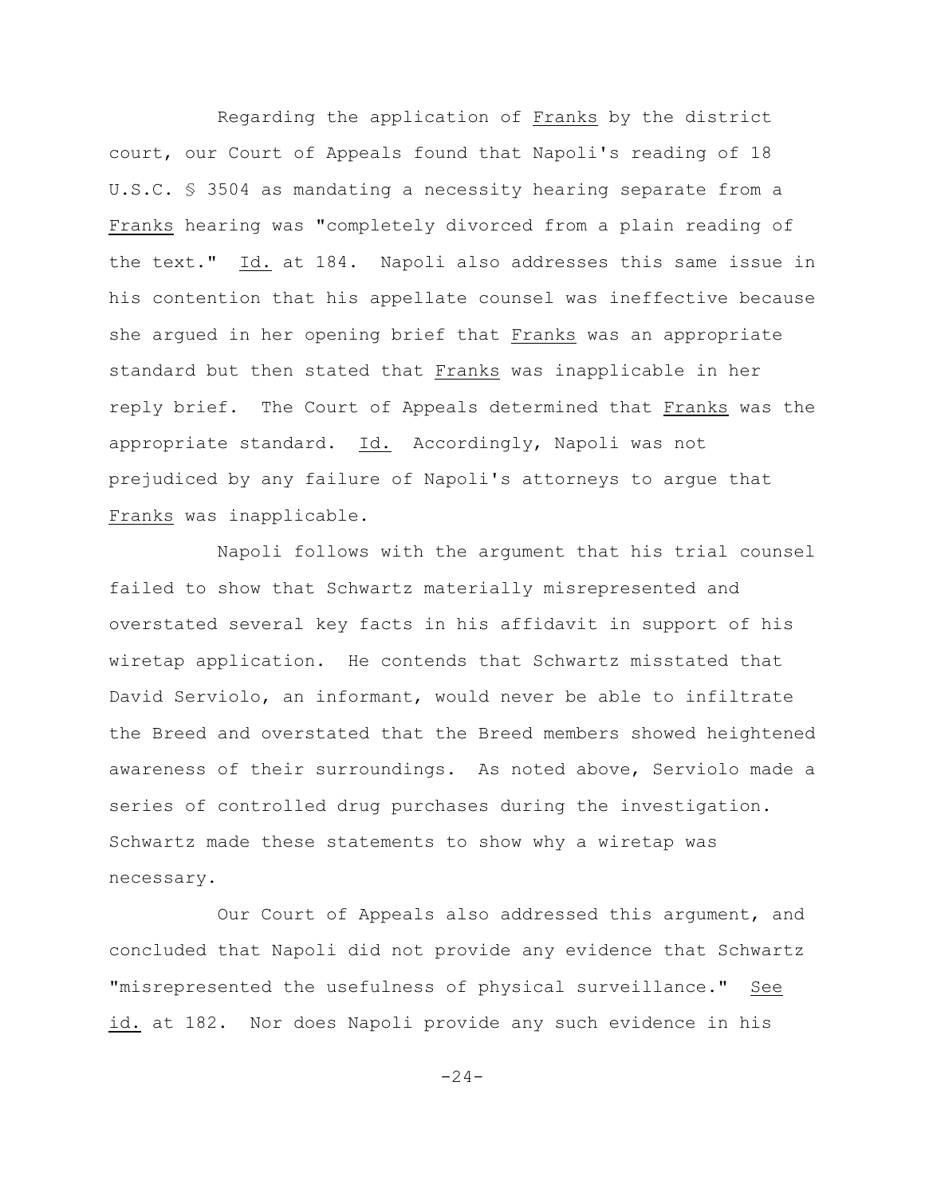Regarding the application of _Franks_ by the district court, our Court of Appeals found that Napoli's reading of 18 U.S.C. § 3504 as mandating a necessity hearing separate from a _Franks_ hearing was "completely divorced from a plain reading of the text." _Id._ at 184. Napoli also addresses this same issue in his contention that his appellate counsel was ineffective because she argued in her opening brief that _Franks_ was an appropriate standard but then stated that _Franks_ was inapplicable in her reply brief. The Court of Appeals determined that _Franks_ was the appropriate standard. _Id._ Accordingly, Napoli was not prejudiced by any failure of Napoli's attorneys to argue that _Franks_ was inapplicable.

Napoli follows with the argument that his trial counsel failed to show that Schwartz materially misrepresented and overstated several key facts in his affidavit in support of his wiretap application. He contends that Schwartz misstated that David Serviolo, an informant, would never be able to infiltrate the Breed and overstated that the Breed members showed heightened awareness of their surroundings. As noted above, Serviolo made a series of controlled drug purchases during the investigation. Schwartz made these statements to show why a wiretap was necessary.

Our Court of Appeals also addressed this argument, and concluded that Napoli did not provide any evidence that Schwartz "misrepresented the usefulness of physical surveillance." _See id._ at 182. Nor does Napoli provide any such evidence in his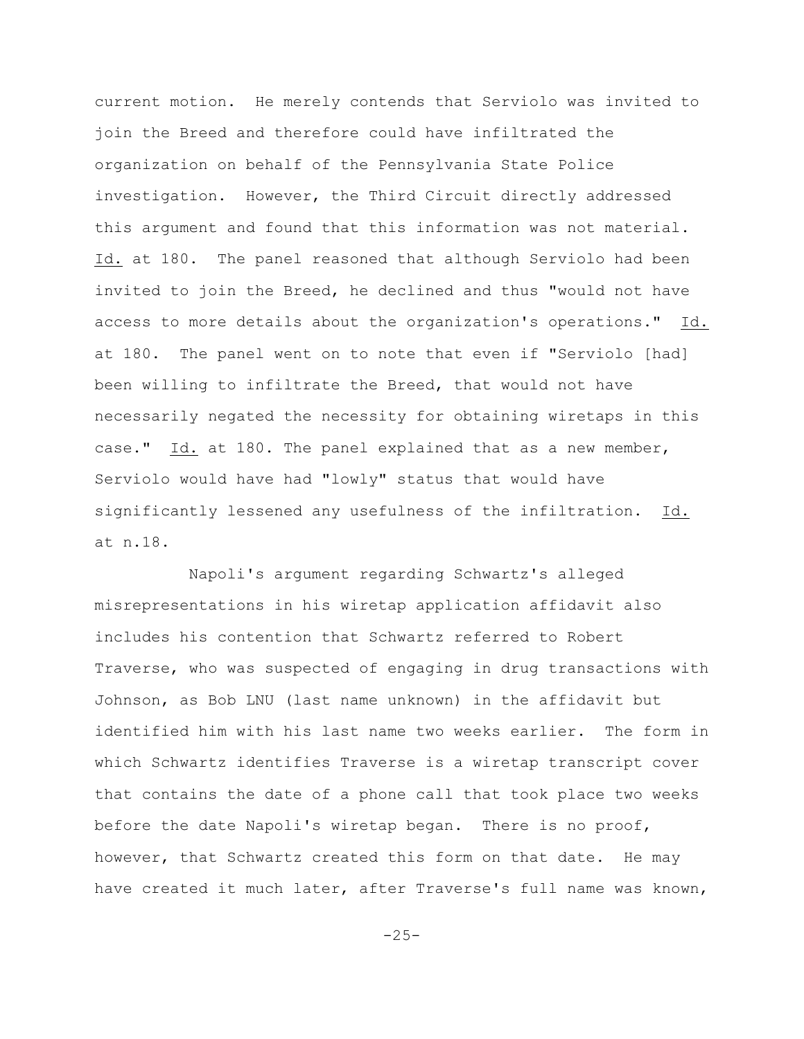current motion. He merely contends that Serviolo was invited to join the Breed and therefore could have infiltrated the organization on behalf of the Pennsylvania State Police investigation. However, the Third Circuit directly addressed this argument and found that this information was not material. Id. at 180. The panel reasoned that although Serviolo had been invited to join the Breed, he declined and thus "would not have access to more details about the organization's operations." Id. at 180. The panel went on to note that even if "Serviolo [had] been willing to infiltrate the Breed, that would not have necessarily negated the necessity for obtaining wiretaps in this case." Id. at 180. The panel explained that as a new member, Serviolo would have had "lowly" status that would have significantly lessened any usefulness of the infiltration. Id. at n.18.

Napoli's argument regarding Schwartz's alleged misrepresentations in his wiretap application affidavit also includes his contention that Schwartz referred to Robert Traverse, who was suspected of engaging in drug transactions with Johnson, as Bob LNU (last name unknown) in the affidavit but identified him with his last name two weeks earlier. The form in which Schwartz identifies Traverse is a wiretap transcript cover that contains the date of a phone call that took place two weeks before the date Napoli's wiretap began. There is no proof, however, that Schwartz created this form on that date. He may have created it much later, after Traverse's full name was known,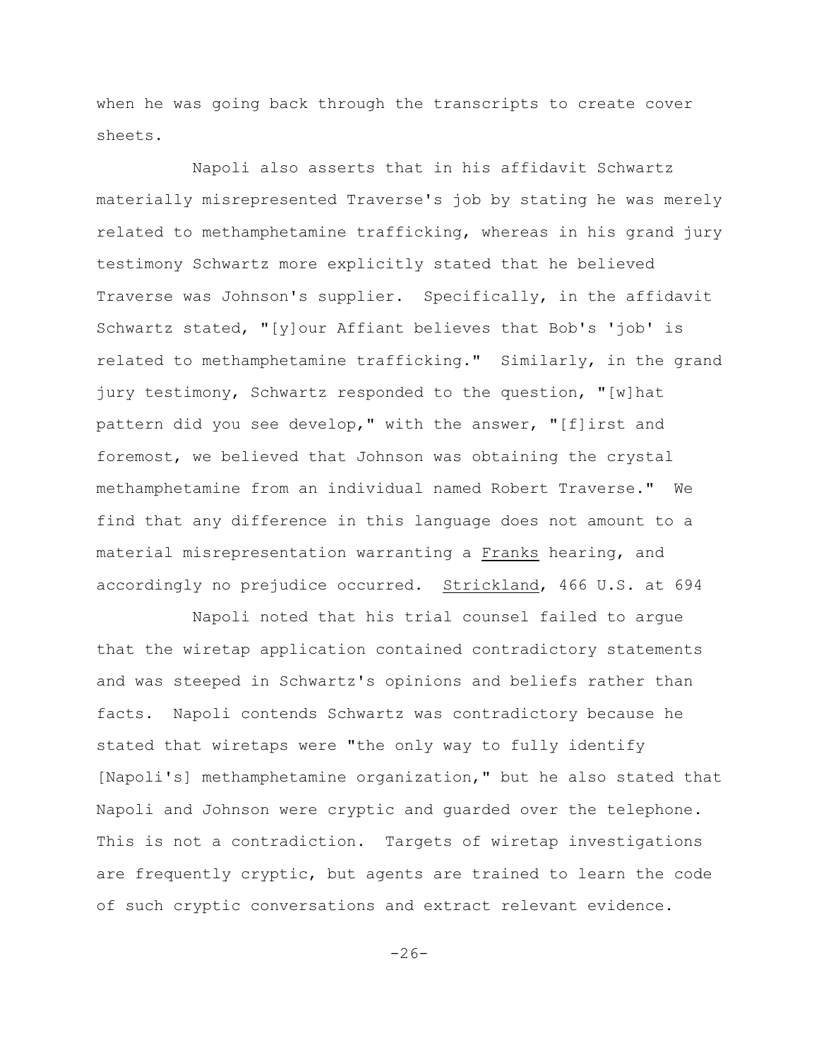when he was going back through the transcripts to create cover sheets.

Napoli also asserts that in his affidavit Schwartz materially misrepresented Traverse's job by stating he was merely related to methamphetamine trafficking, whereas in his grand jury testimony Schwartz more explicitly stated that he believed Traverse was Johnson's supplier. Specifically, in the affidavit Schwartz stated, "[y]our Affiant believes that Bob's 'job' is related to methamphetamine trafficking." Similarly, in the grand jury testimony, Schwartz responded to the question, "[w]hat pattern did you see develop," with the answer, "[f]irst and foremost, we believed that Johnson was obtaining the crystal methamphetamine from an individual named Robert Traverse." We find that any difference in this language does not amount to a material misrepresentation warranting a <u>Franks</u> hearing, and accordingly no prejudice occurred. <u>Strickland</u>, 466 U.S. at 694

Napoli noted that his trial counsel failed to argue that the wiretap application contained contradictory statements and was steeped in Schwartz's opinions and beliefs rather than facts. Napoli contends Schwartz was contradictory because he stated that wiretaps were "the only way to fully identify [Napoli's] methamphetamine organization," but he also stated that Napoli and Johnson were cryptic and guarded over the telephone. This is not a contradiction. Targets of wiretap investigations are frequently cryptic, but agents are trained to learn the code of such cryptic conversations and extract relevant evidence.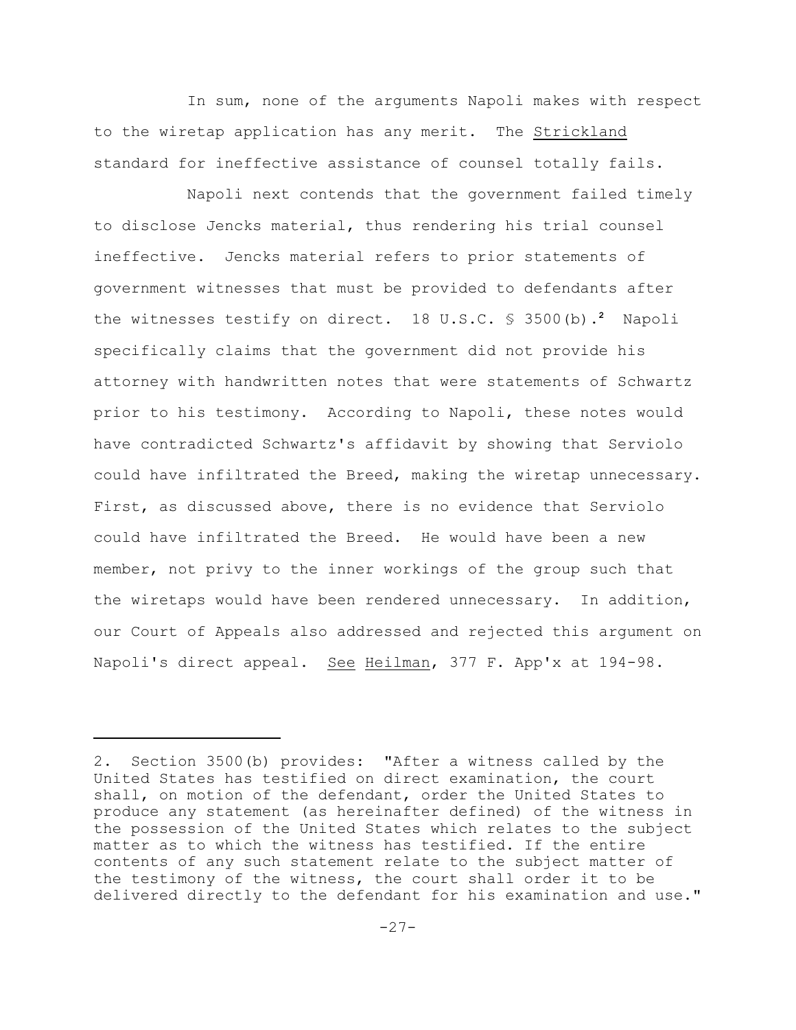In sum, none of the arguments Napoli makes with respect to the wiretap application has any merit. The Strickland standard for ineffective assistance of counsel totally fails.

Napoli next contends that the government failed timely to disclose Jencks material, thus rendering his trial counsel ineffective. Jencks material refers to prior statements of government witnesses that must be provided to defendants after the witnesses testify on direct. 18 U.S.C. § 3500(b).[2] Napoli specifically claims that the government did not provide his attorney with handwritten notes that were statements of Schwartz prior to his testimony. According to Napoli, these notes would have contradicted Schwartz's affidavit by showing that Serviolo could have infiltrated the Breed, making the wiretap unnecessary. First, as discussed above, there is no evidence that Serviolo could have infiltrated the Breed. He would have been a new member, not privy to the inner workings of the group such that the wiretaps would have been rendered unnecessary. In addition, our Court of Appeals also addressed and rejected this argument on Napoli's direct appeal. See Heilman, 377 F. App'x at 194-98.

---

2. Section 3500(b) provides: "After a witness called by the United States has testified on direct examination, the court shall, on motion of the defendant, order the United States to produce any statement (as hereinafter defined) of the witness in the possession of the United States which relates to the subject matter as to which the witness has testified. If the entire contents of any such statement relate to the subject matter of the testimony of the witness, the court shall order it to be delivered directly to the defendant for his examination and use."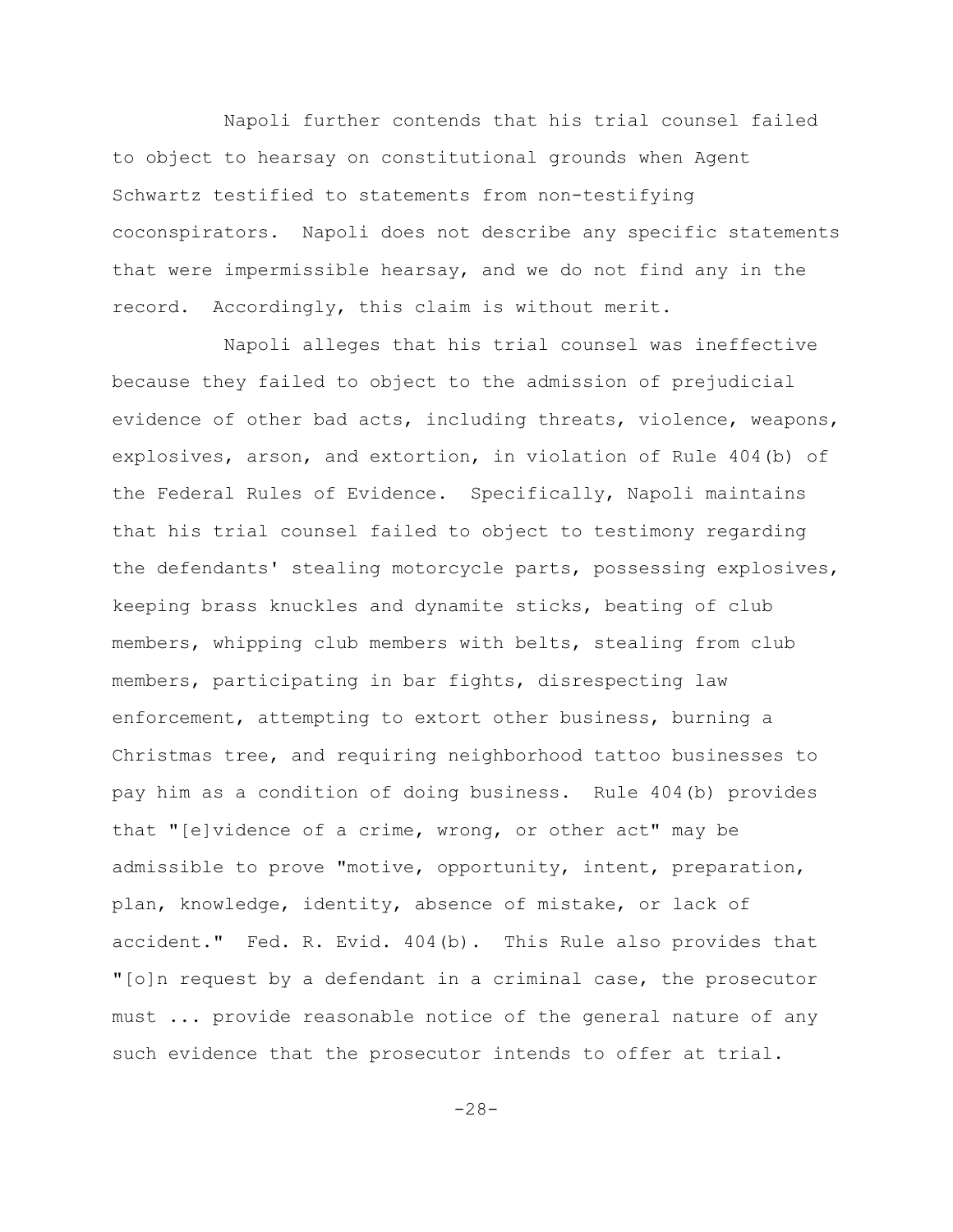Napoli further contends that his trial counsel failed to object to hearsay on constitutional grounds when Agent Schwartz testified to statements from non-testifying coconspirators. Napoli does not describe any specific statements that were impermissible hearsay, and we do not find any in the record. Accordingly, this claim is without merit.

Napoli alleges that his trial counsel was ineffective because they failed to object to the admission of prejudicial evidence of other bad acts, including threats, violence, weapons, explosives, arson, and extortion, in violation of Rule 404(b) of the Federal Rules of Evidence. Specifically, Napoli maintains that his trial counsel failed to object to testimony regarding the defendants' stealing motorcycle parts, possessing explosives, keeping brass knuckles and dynamite sticks, beating of club members, whipping club members with belts, stealing from club members, participating in bar fights, disrespecting law enforcement, attempting to extort other business, burning a Christmas tree, and requiring neighborhood tattoo businesses to pay him as a condition of doing business. Rule 404(b) provides that "[e]vidence of a crime, wrong, or other act" may be admissible to prove "motive, opportunity, intent, preparation, plan, knowledge, identity, absence of mistake, or lack of accident." Fed. R. Evid. 404(b). This Rule also provides that "[o]n request by a defendant in a criminal case, the prosecutor must ... provide reasonable notice of the general nature of any such evidence that the prosecutor intends to offer at trial.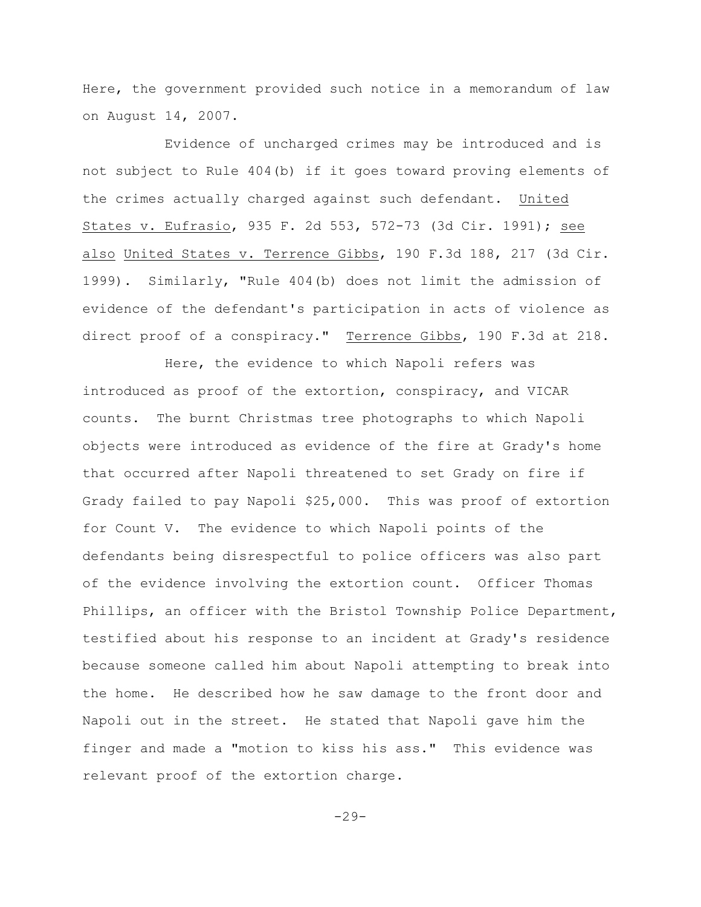Here, the government provided such notice in a memorandum of law on August 14, 2007.

Evidence of uncharged crimes may be introduced and is not subject to Rule 404(b) if it goes toward proving elements of the crimes actually charged against such defendant. United States v. Eufrasio, 935 F. 2d 553, 572-73 (3d Cir. 1991); see also United States v. Terrence Gibbs, 190 F.3d 188, 217 (3d Cir. 1999). Similarly, "Rule 404(b) does not limit the admission of evidence of the defendant's participation in acts of violence as direct proof of a conspiracy." Terrence Gibbs, 190 F.3d at 218.

Here, the evidence to which Napoli refers was introduced as proof of the extortion, conspiracy, and VICAR counts. The burnt Christmas tree photographs to which Napoli objects were introduced as evidence of the fire at Grady's home that occurred after Napoli threatened to set Grady on fire if Grady failed to pay Napoli $25,000. This was proof of extortion for Count V. The evidence to which Napoli points of the defendants being disrespectful to police officers was also part of the evidence involving the extortion count. Officer Thomas Phillips, an officer with the Bristol Township Police Department, testified about his response to an incident at Grady's residence because someone called him about Napoli attempting to break into the home. He described how he saw damage to the front door and Napoli out in the street. He stated that Napoli gave him the finger and made a "motion to kiss his ass." This evidence was relevant proof of the extortion charge.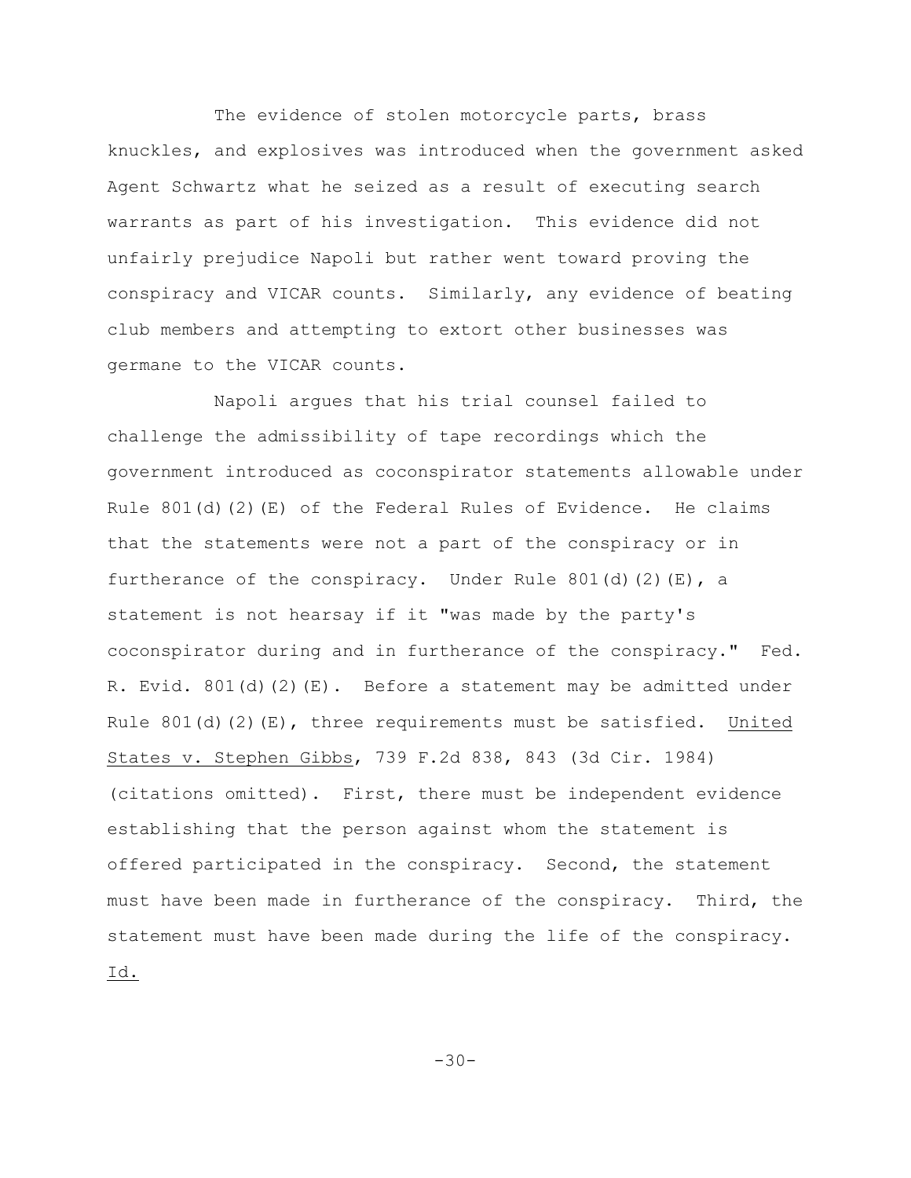The evidence of stolen motorcycle parts, brass knuckles, and explosives was introduced when the government asked Agent Schwartz what he seized as a result of executing search warrants as part of his investigation. This evidence did not unfairly prejudice Napoli but rather went toward proving the conspiracy and VICAR counts. Similarly, any evidence of beating club members and attempting to extort other businesses was germane to the VICAR counts.

Napoli argues that his trial counsel failed to challenge the admissibility of tape recordings which the government introduced as coconspirator statements allowable under Rule 801(d)(2)(E) of the Federal Rules of Evidence. He claims that the statements were not a part of the conspiracy or in furtherance of the conspiracy. Under Rule 801(d)(2)(E), a statement is not hearsay if it "was made by the party's coconspirator during and in furtherance of the conspiracy." Fed. R. Evid. 801(d)(2)(E). Before a statement may be admitted under Rule 801(d)(2)(E), three requirements must be satisfied. United States v. Stephen Gibbs, 739 F.2d 838, 843 (3d Cir. 1984) (citations omitted). First, there must be independent evidence establishing that the person against whom the statement is offered participated in the conspiracy. Second, the statement must have been made in furtherance of the conspiracy. Third, the statement must have been made during the life of the conspiracy. Id.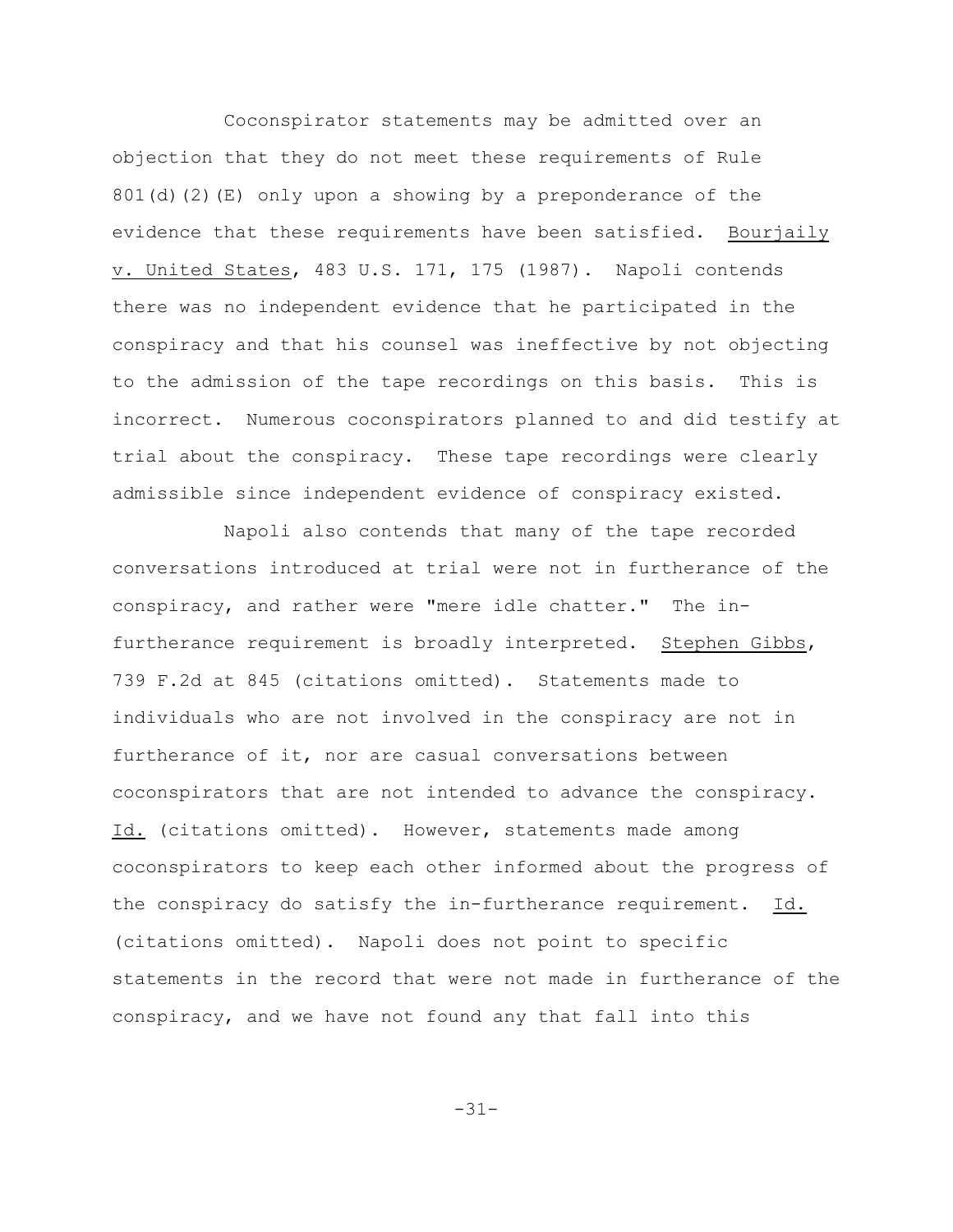Coconspirator statements may be admitted over an objection that they do not meet these requirements of Rule 801(d)(2)(E) only upon a showing by a preponderance of the evidence that these requirements have been satisfied. Bourjaily v. United States, 483 U.S. 171, 175 (1987). Napoli contends there was no independent evidence that he participated in the conspiracy and that his counsel was ineffective by not objecting to the admission of the tape recordings on this basis. This is incorrect. Numerous coconspirators planned to and did testify at trial about the conspiracy. These tape recordings were clearly admissible since independent evidence of conspiracy existed.

Napoli also contends that many of the tape recorded conversations introduced at trial were not in furtherance of the conspiracy, and rather were "mere idle chatter." The in-furtherance requirement is broadly interpreted. Stephen Gibbs, 739 F.2d at 845 (citations omitted). Statements made to individuals who are not involved in the conspiracy are not in furtherance of it, nor are casual conversations between coconspirators that are not intended to advance the conspiracy. Id. (citations omitted). However, statements made among coconspirators to keep each other informed about the progress of the conspiracy do satisfy the in-furtherance requirement. Id. (citations omitted). Napoli does not point to specific statements in the record that were not made in furtherance of the conspiracy, and we have not found any that fall into this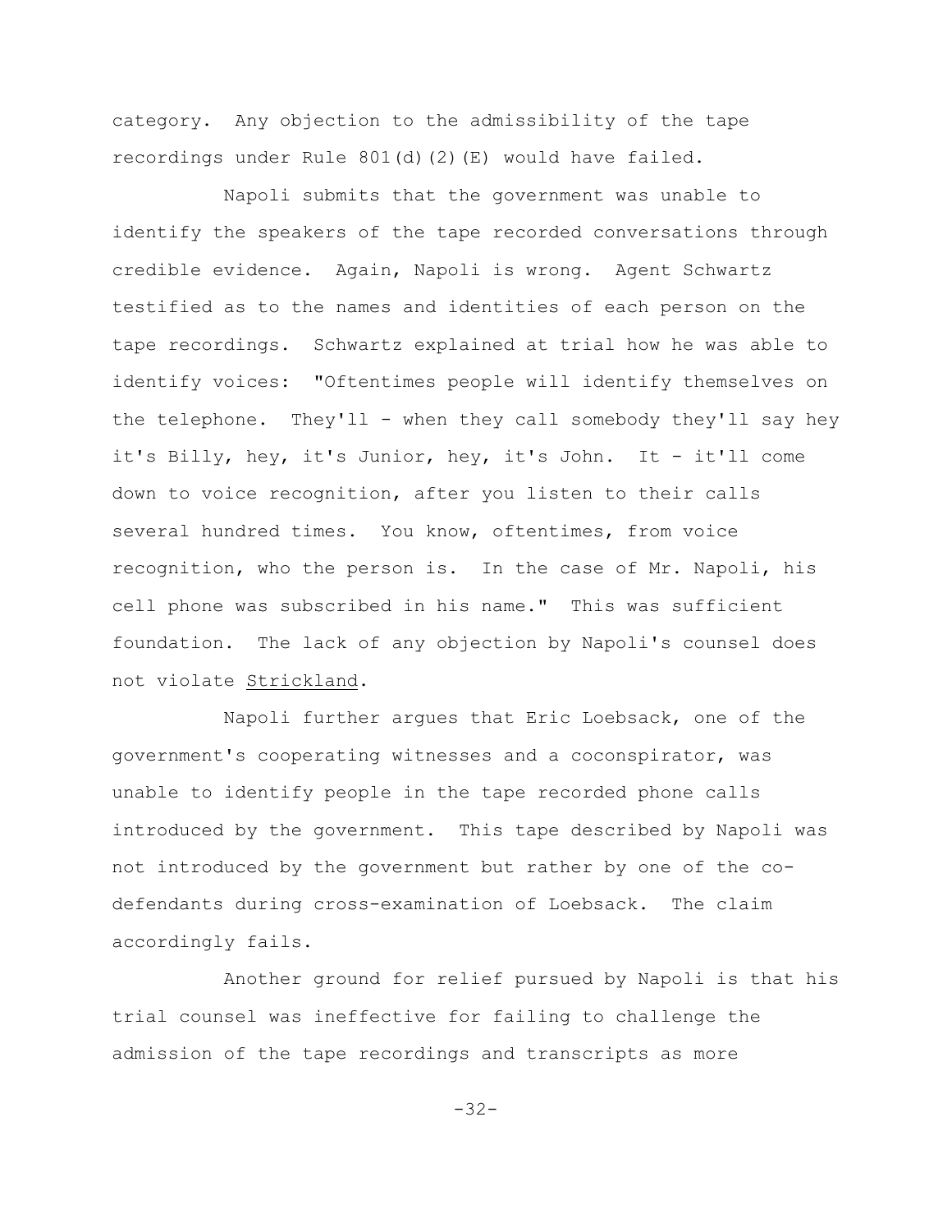category. Any objection to the admissibility of the tape recordings under Rule 801(d)(2)(E) would have failed.

Napoli submits that the government was unable to identify the speakers of the tape recorded conversations through credible evidence. Again, Napoli is wrong. Agent Schwartz testified as to the names and identities of each person on the tape recordings. Schwartz explained at trial how he was able to identify voices: "Oftentimes people will identify themselves on the telephone. They'll - when they call somebody they'll say hey it's Billy, hey, it's Junior, hey, it's John. It - it'll come down to voice recognition, after you listen to their calls several hundred times. You know, oftentimes, from voice recognition, who the person is. In the case of Mr. Napoli, his cell phone was subscribed in his name." This was sufficient foundation. The lack of any objection by Napoli's counsel does not violate Strickland.

Napoli further argues that Eric Loebsack, one of the government's cooperating witnesses and a coconspirator, was unable to identify people in the tape recorded phone calls introduced by the government. This tape described by Napoli was not introduced by the government but rather by one of the co-defendants during cross-examination of Loebsack. The claim accordingly fails.

Another ground for relief pursued by Napoli is that his trial counsel was ineffective for failing to challenge the admission of the tape recordings and transcripts as more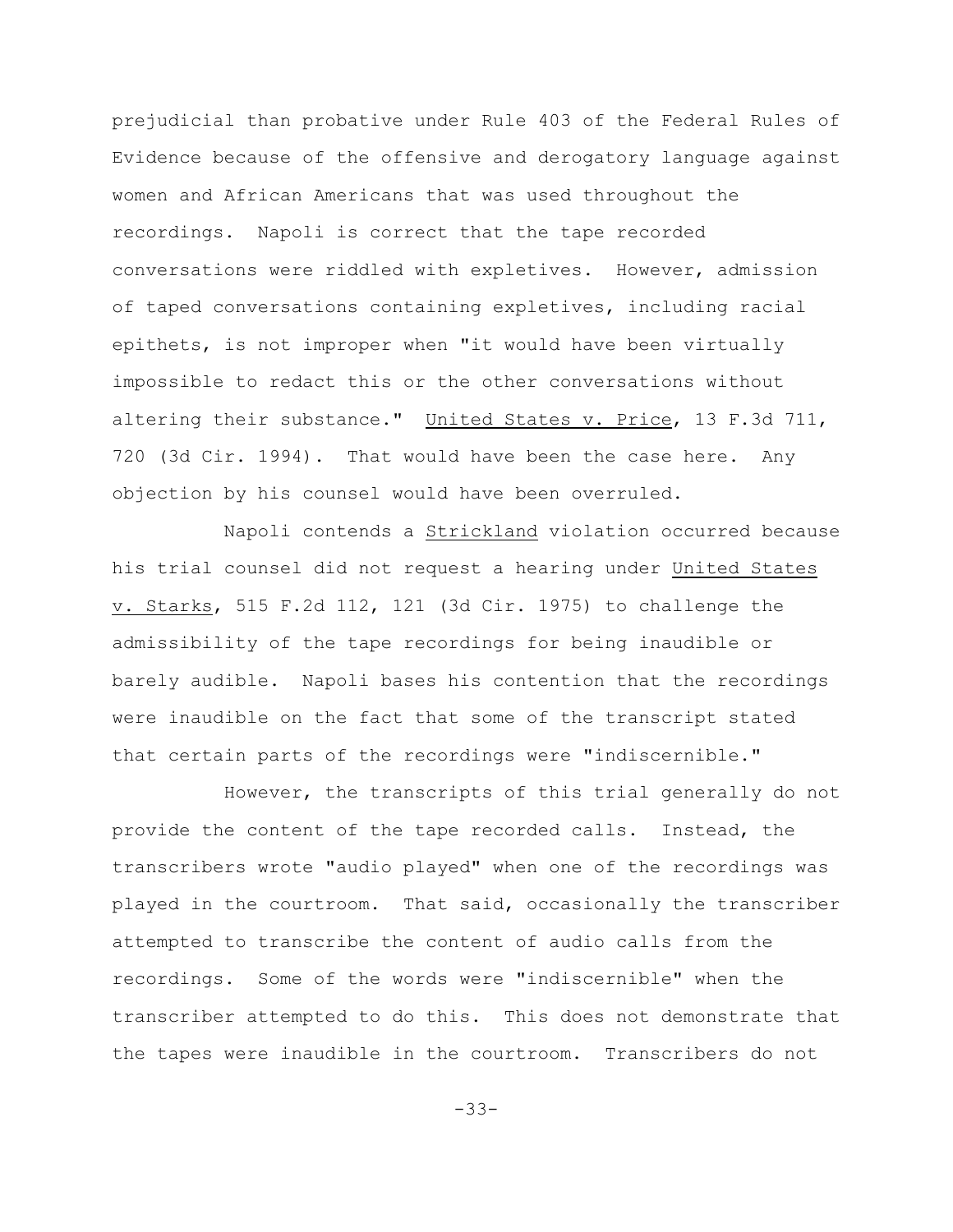prejudicial than probative under Rule 403 of the Federal Rules of Evidence because of the offensive and derogatory language against women and African Americans that was used throughout the recordings. Napoli is correct that the tape recorded conversations were riddled with expletives. However, admission of taped conversations containing expletives, including racial epithets, is not improper when "it would have been virtually impossible to redact this or the other conversations without altering their substance." United States v. Price, 13 F.3d 711, 720 (3d Cir. 1994). That would have been the case here. Any objection by his counsel would have been overruled.

Napoli contends a Strickland violation occurred because his trial counsel did not request a hearing under United States v. Starks, 515 F.2d 112, 121 (3d Cir. 1975) to challenge the admissibility of the tape recordings for being inaudible or barely audible. Napoli bases his contention that the recordings were inaudible on the fact that some of the transcript stated that certain parts of the recordings were "indiscernible."

However, the transcripts of this trial generally do not provide the content of the tape recorded calls. Instead, the transcribers wrote "audio played" when one of the recordings was played in the courtroom. That said, occasionally the transcriber attempted to transcribe the content of audio calls from the recordings. Some of the words were "indiscernible" when the transcriber attempted to do this. This does not demonstrate that the tapes were inaudible in the courtroom. Transcribers do not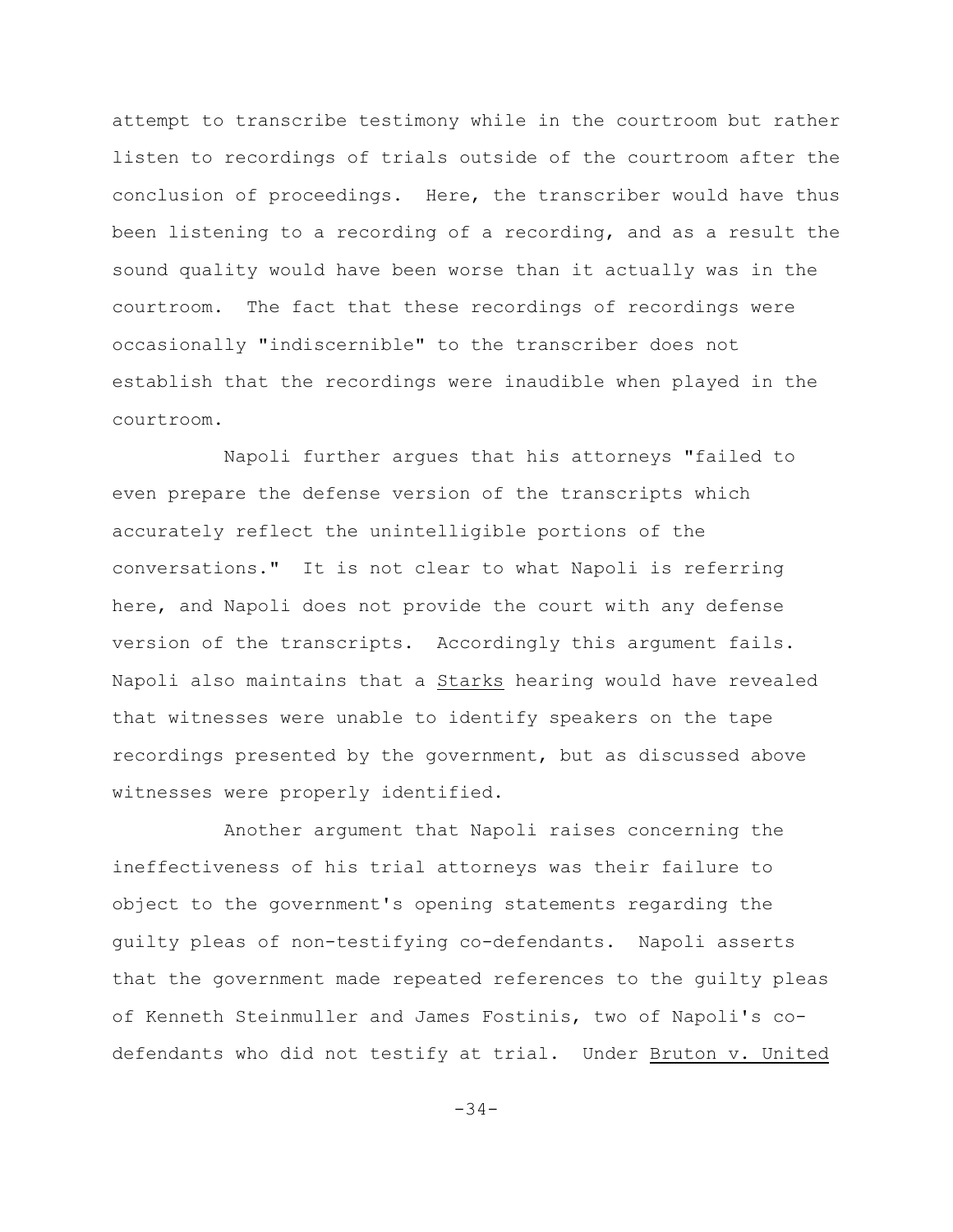attempt to transcribe testimony while in the courtroom but rather listen to recordings of trials outside of the courtroom after the conclusion of proceedings. Here, the transcriber would have thus been listening to a recording of a recording, and as a result the sound quality would have been worse than it actually was in the courtroom. The fact that these recordings of recordings were occasionally "indiscernible" to the transcriber does not establish that the recordings were inaudible when played in the courtroom.

Napoli further argues that his attorneys "failed to even prepare the defense version of the transcripts which accurately reflect the unintelligible portions of the conversations." It is not clear to what Napoli is referring here, and Napoli does not provide the court with any defense version of the transcripts. Accordingly this argument fails. Napoli also maintains that a Starks hearing would have revealed that witnesses were unable to identify speakers on the tape recordings presented by the government, but as discussed above witnesses were properly identified.

Another argument that Napoli raises concerning the ineffectiveness of his trial attorneys was their failure to object to the government's opening statements regarding the guilty pleas of non-testifying co-defendants. Napoli asserts that the government made repeated references to the guilty pleas of Kenneth Steinmuller and James Fostinis, two of Napoli's co-defendants who did not testify at trial. Under Bruton v. United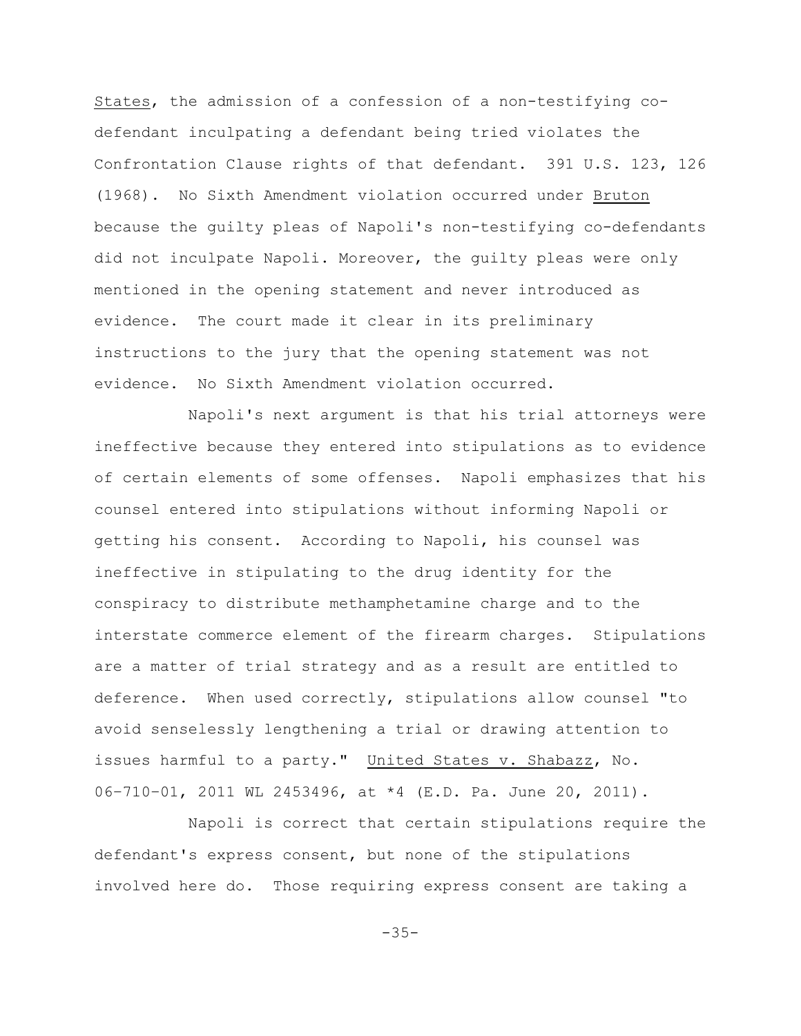States, the admission of a confession of a non-testifying co-defendant inculpating a defendant being tried violates the Confrontation Clause rights of that defendant. 391 U.S. 123, 126 (1968). No Sixth Amendment violation occurred under Bruton because the guilty pleas of Napoli's non-testifying co-defendants did not inculpate Napoli. Moreover, the guilty pleas were only mentioned in the opening statement and never introduced as evidence. The court made it clear in its preliminary instructions to the jury that the opening statement was not evidence. No Sixth Amendment violation occurred.

Napoli's next argument is that his trial attorneys were ineffective because they entered into stipulations as to evidence of certain elements of some offenses. Napoli emphasizes that his counsel entered into stipulations without informing Napoli or getting his consent. According to Napoli, his counsel was ineffective in stipulating to the drug identity for the conspiracy to distribute methamphetamine charge and to the interstate commerce element of the firearm charges. Stipulations are a matter of trial strategy and as a result are entitled to deference. When used correctly, stipulations allow counsel "to avoid senselessly lengthening a trial or drawing attention to issues harmful to a party." United States v. Shabazz, No. 06-710-01, 2011 WL 2453496, at *4 (E.D. Pa. June 20, 2011).

Napoli is correct that certain stipulations require the defendant's express consent, but none of the stipulations involved here do. Those requiring express consent are taking a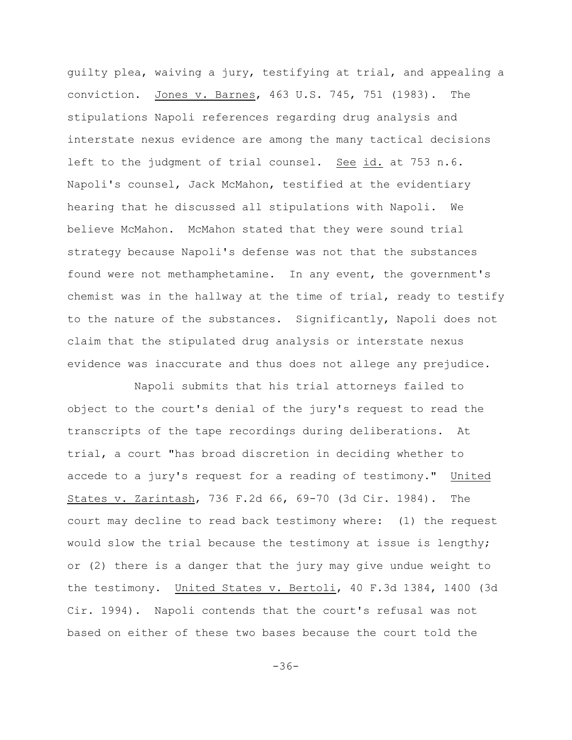guilty plea, waiving a jury, testifying at trial, and appealing a conviction. Jones v. Barnes, 463 U.S. 745, 751 (1983). The stipulations Napoli references regarding drug analysis and interstate nexus evidence are among the many tactical decisions left to the judgment of trial counsel. See id. at 753 n.6. Napoli's counsel, Jack McMahon, testified at the evidentiary hearing that he discussed all stipulations with Napoli. We believe McMahon. McMahon stated that they were sound trial strategy because Napoli's defense was not that the substances found were not methamphetamine. In any event, the government's chemist was in the hallway at the time of trial, ready to testify to the nature of the substances. Significantly, Napoli does not claim that the stipulated drug analysis or interstate nexus evidence was inaccurate and thus does not allege any prejudice.

Napoli submits that his trial attorneys failed to object to the court's denial of the jury's request to read the transcripts of the tape recordings during deliberations. At trial, a court "has broad discretion in deciding whether to accede to a jury's request for a reading of testimony." United States v. Zarintash, 736 F.2d 66, 69-70 (3d Cir. 1984). The court may decline to read back testimony where: (1) the request would slow the trial because the testimony at issue is lengthy; or (2) there is a danger that the jury may give undue weight to the testimony. United States v. Bertoli, 40 F.3d 1384, 1400 (3d Cir. 1994). Napoli contends that the court's refusal was not based on either of these two bases because the court told the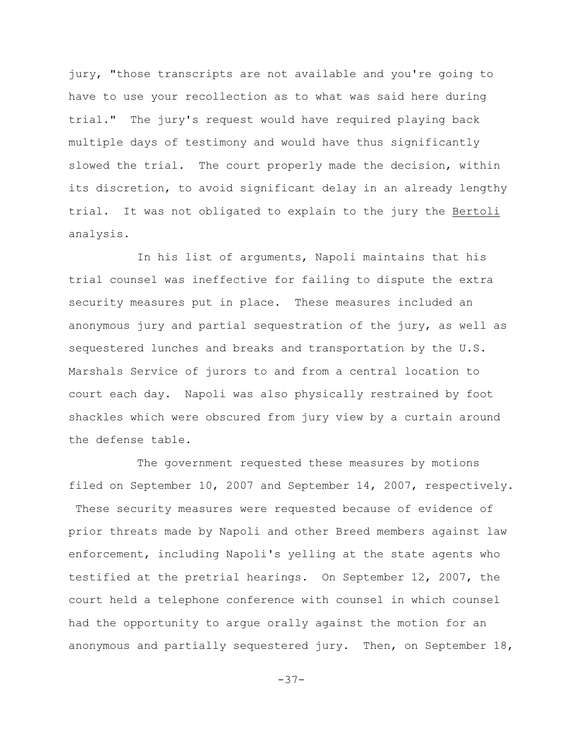jury, "those transcripts are not available and you're going to have to use your recollection as to what was said here during trial." The jury's request would have required playing back multiple days of testimony and would have thus significantly slowed the trial. The court properly made the decision, within its discretion, to avoid significant delay in an already lengthy trial. It was not obligated to explain to the jury the Bertoli analysis.

In his list of arguments, Napoli maintains that his trial counsel was ineffective for failing to dispute the extra security measures put in place. These measures included an anonymous jury and partial sequestration of the jury, as well as sequestered lunches and breaks and transportation by the U.S. Marshals Service of jurors to and from a central location to court each day. Napoli was also physically restrained by foot shackles which were obscured from jury view by a curtain around the defense table.

The government requested these measures by motions filed on September 10, 2007 and September 14, 2007, respectively. These security measures were requested because of evidence of prior threats made by Napoli and other Breed members against law enforcement, including Napoli's yelling at the state agents who testified at the pretrial hearings. On September 12, 2007, the court held a telephone conference with counsel in which counsel had the opportunity to argue orally against the motion for an anonymous and partially sequestered jury. Then, on September 18,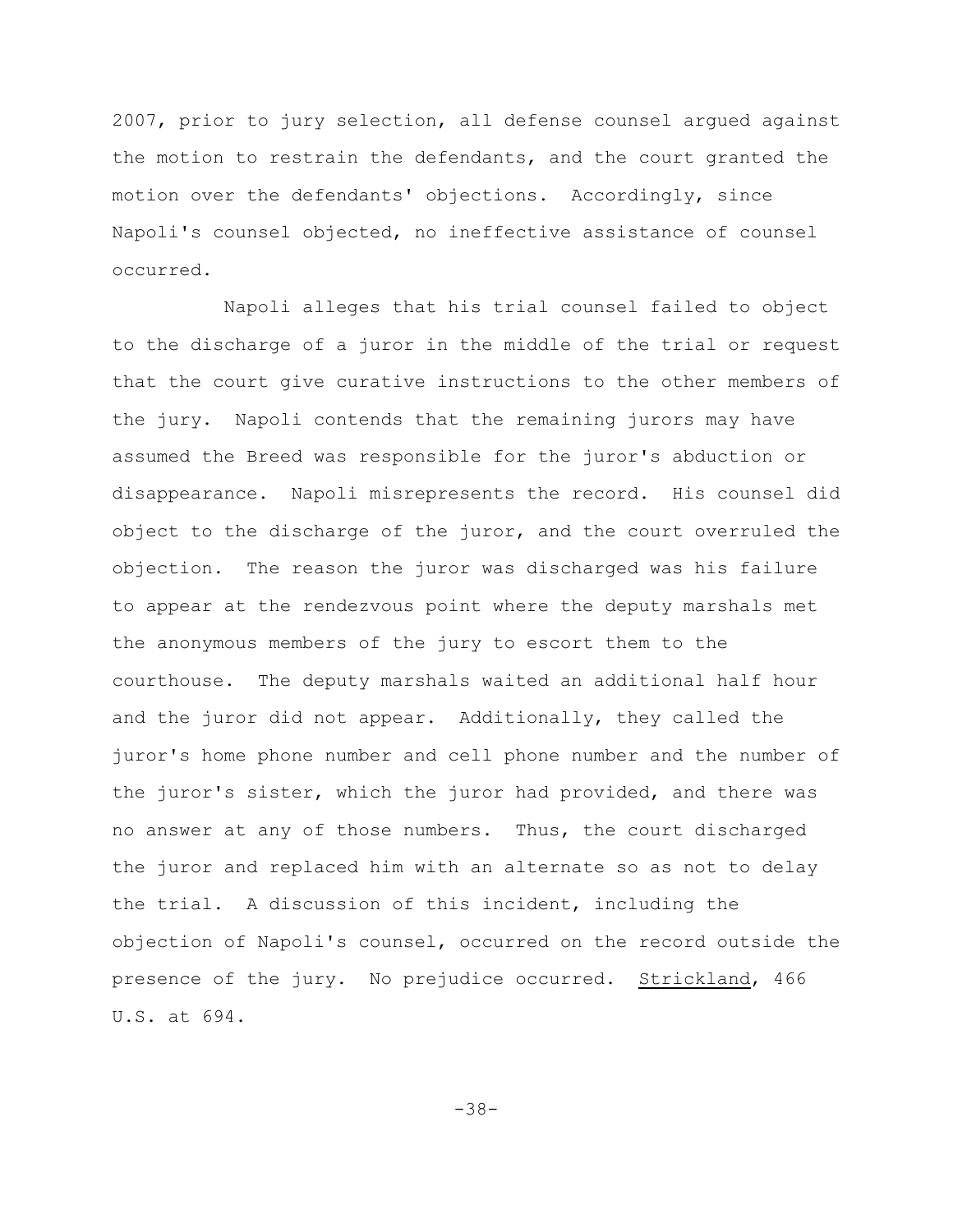2007, prior to jury selection, all defense counsel argued against the motion to restrain the defendants, and the court granted the motion over the defendants' objections. Accordingly, since Napoli's counsel objected, no ineffective assistance of counsel occurred.

Napoli alleges that his trial counsel failed to object to the discharge of a juror in the middle of the trial or request that the court give curative instructions to the other members of the jury. Napoli contends that the remaining jurors may have assumed the Breed was responsible for the juror's abduction or disappearance. Napoli misrepresents the record. His counsel did object to the discharge of the juror, and the court overruled the objection. The reason the juror was discharged was his failure to appear at the rendezvous point where the deputy marshals met the anonymous members of the jury to escort them to the courthouse. The deputy marshals waited an additional half hour and the juror did not appear. Additionally, they called the juror's home phone number and cell phone number and the number of the juror's sister, which the juror had provided, and there was no answer at any of those numbers. Thus, the court discharged the juror and replaced him with an alternate so as not to delay the trial. A discussion of this incident, including the objection of Napoli's counsel, occurred on the record outside the presence of the jury. No prejudice occurred. Strickland, 466 U.S. at 694.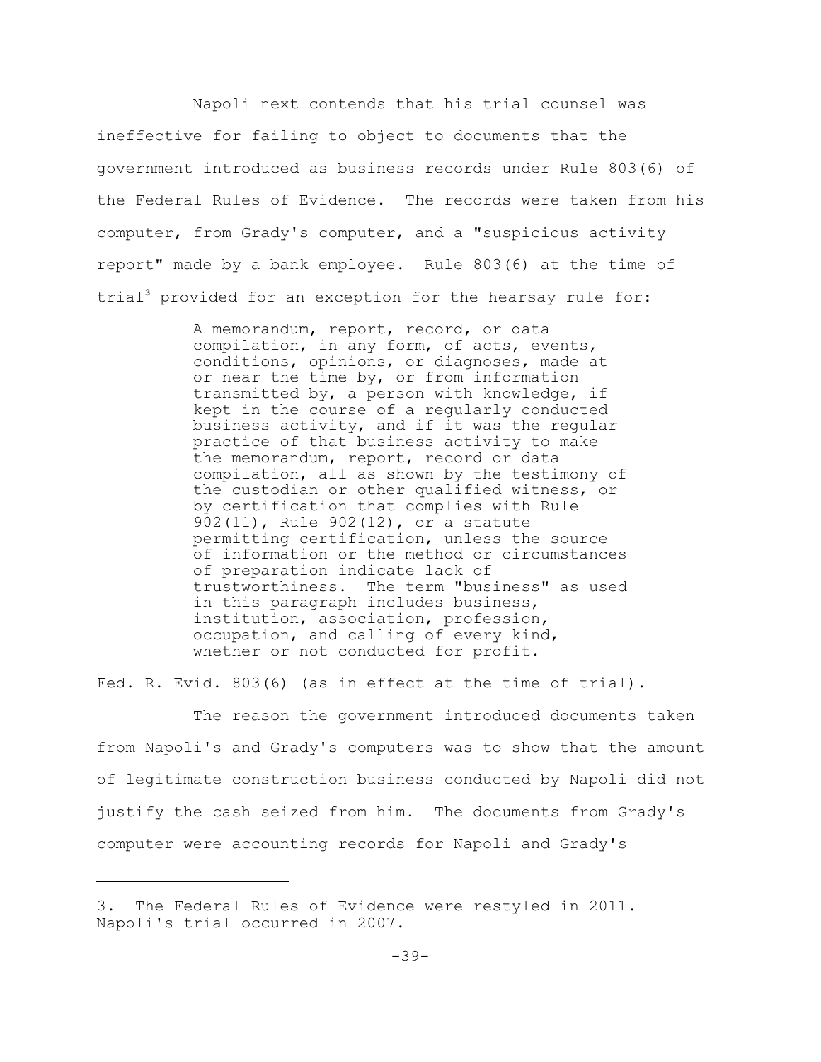Napoli next contends that his trial counsel was ineffective for failing to object to documents that the government introduced as business records under Rule 803(6) of the Federal Rules of Evidence. The records were taken from his computer, from Grady's computer, and a "suspicious activity report" made by a bank employee. Rule 803(6) at the time of trial[3] provided for an exception for the hearsay rule for:

> A memorandum, report, record, or data compilation, in any form, of acts, events, conditions, opinions, or diagnoses, made at or near the time by, or from information transmitted by, a person with knowledge, if kept in the course of a regularly conducted business activity, and if it was the regular practice of that business activity to make the memorandum, report, record or data compilation, all as shown by the testimony of the custodian or other qualified witness, or by certification that complies with Rule 902(11), Rule 902(12), or a statute permitting certification, unless the source of information or the method or circumstances of preparation indicate lack of trustworthiness. The term "business" as used in this paragraph includes business, institution, association, profession, occupation, and calling of every kind, whether or not conducted for profit.

Fed. R. Evid. 803(6) (as in effect at the time of trial).

The reason the government introduced documents taken from Napoli's and Grady's computers was to show that the amount of legitimate construction business conducted by Napoli did not justify the cash seized from him. The documents from Grady's computer were accounting records for Napoli and Grady's

---

3. The Federal Rules of Evidence were restyled in 2011. Napoli's trial occurred in 2007.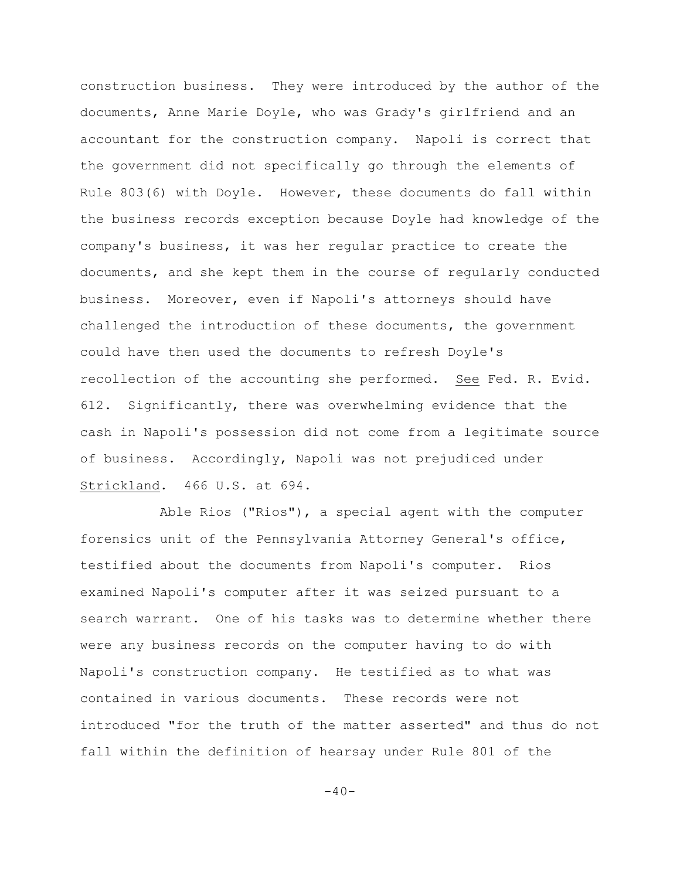construction business. They were introduced by the author of the documents, Anne Marie Doyle, who was Grady's girlfriend and an accountant for the construction company. Napoli is correct that the government did not specifically go through the elements of Rule 803(6) with Doyle. However, these documents do fall within the business records exception because Doyle had knowledge of the company's business, it was her regular practice to create the documents, and she kept them in the course of regularly conducted business. Moreover, even if Napoli's attorneys should have challenged the introduction of these documents, the government could have then used the documents to refresh Doyle's recollection of the accounting she performed. See Fed. R. Evid. 612. Significantly, there was overwhelming evidence that the cash in Napoli's possession did not come from a legitimate source of business. Accordingly, Napoli was not prejudiced under Strickland. 466 U.S. at 694.

Able Rios ("Rios"), a special agent with the computer forensics unit of the Pennsylvania Attorney General's office, testified about the documents from Napoli's computer. Rios examined Napoli's computer after it was seized pursuant to a search warrant. One of his tasks was to determine whether there were any business records on the computer having to do with Napoli's construction company. He testified as to what was contained in various documents. These records were not introduced "for the truth of the matter asserted" and thus do not fall within the definition of hearsay under Rule 801 of the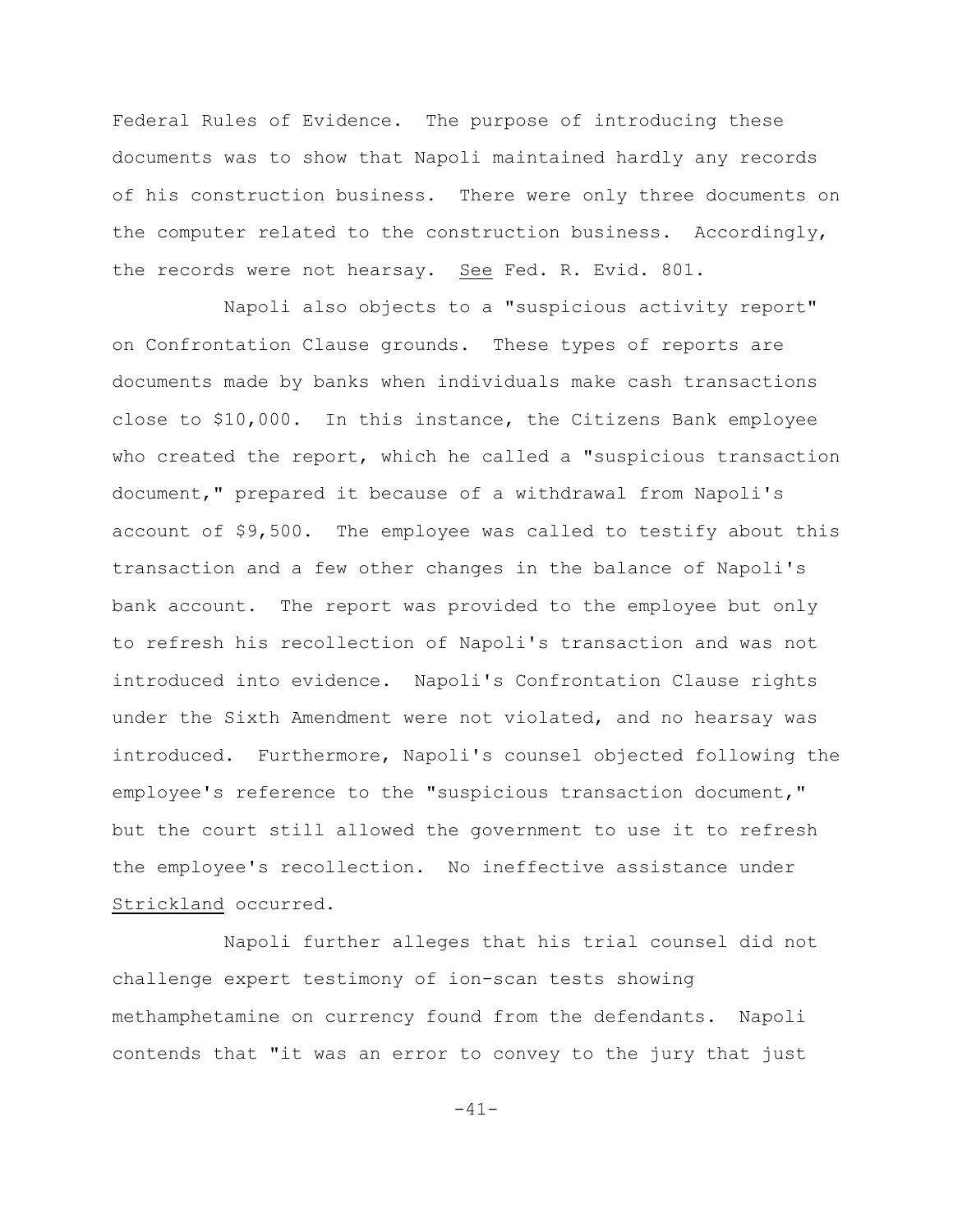Federal Rules of Evidence. The purpose of introducing these documents was to show that Napoli maintained hardly any records of his construction business. There were only three documents on the computer related to the construction business. Accordingly, the records were not hearsay. See Fed. R. Evid. 801.

Napoli also objects to a "suspicious activity report" on Confrontation Clause grounds. These types of reports are documents made by banks when individuals make cash transactions close to \$10,000. In this instance, the Citizens Bank employee who created the report, which he called a "suspicious transaction document," prepared it because of a withdrawal from Napoli's account of \$9,500. The employee was called to testify about this transaction and a few other changes in the balance of Napoli's bank account. The report was provided to the employee but only to refresh his recollection of Napoli's transaction and was not introduced into evidence. Napoli's Confrontation Clause rights under the Sixth Amendment were not violated, and no hearsay was introduced. Furthermore, Napoli's counsel objected following the employee's reference to the "suspicious transaction document," but the court still allowed the government to use it to refresh the employee's recollection. No ineffective assistance under Strickland occurred.

Napoli further alleges that his trial counsel did not challenge expert testimony of ion-scan tests showing methamphetamine on currency found from the defendants. Napoli contends that "it was an error to convey to the jury that just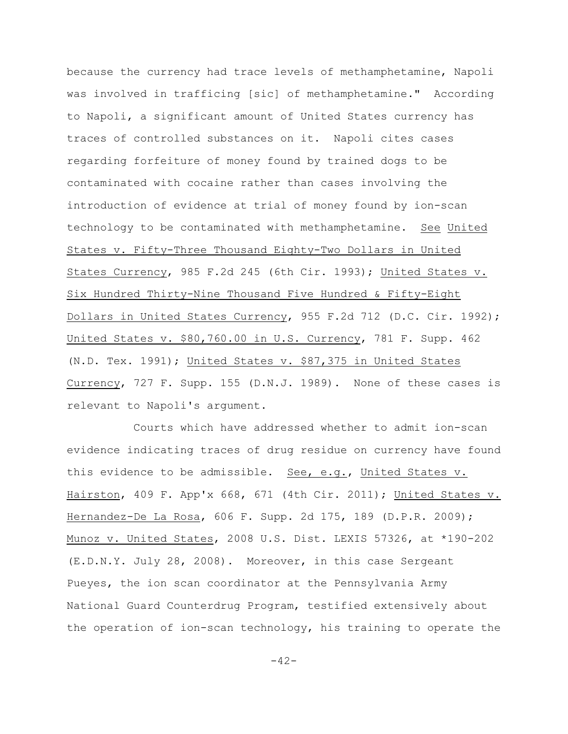because the currency had trace levels of methamphetamine, Napoli was involved in trafficing [sic] of methamphetamine." According to Napoli, a significant amount of United States currency has traces of controlled substances on it. Napoli cites cases regarding forfeiture of money found by trained dogs to be contaminated with cocaine rather than cases involving the introduction of evidence at trial of money found by ion-scan technology to be contaminated with methamphetamine. See United States v. Fifty-Three Thousand Eighty-Two Dollars in United States Currency, 985 F.2d 245 (6th Cir. 1993); United States v. Six Hundred Thirty-Nine Thousand Five Hundred & Fifty-Eight Dollars in United States Currency, 955 F.2d 712 (D.C. Cir. 1992); United States v. $80,760.00 in U.S. Currency, 781 F. Supp. 462 (N.D. Tex. 1991); United States v. $87,375 in United States Currency, 727 F. Supp. 155 (D.N.J. 1989). None of these cases is relevant to Napoli's argument.

Courts which have addressed whether to admit ion-scan evidence indicating traces of drug residue on currency have found this evidence to be admissible. See, e.g., United States v. Hairston, 409 F. App'x 668, 671 (4th Cir. 2011); United States v. Hernandez-De La Rosa, 606 F. Supp. 2d 175, 189 (D.P.R. 2009); Munoz v. United States, 2008 U.S. Dist. LEXIS 57326, at *190-202 (E.D.N.Y. July 28, 2008). Moreover, in this case Sergeant Pueyes, the ion scan coordinator at the Pennsylvania Army National Guard Counterdrug Program, testified extensively about the operation of ion-scan technology, his training to operate the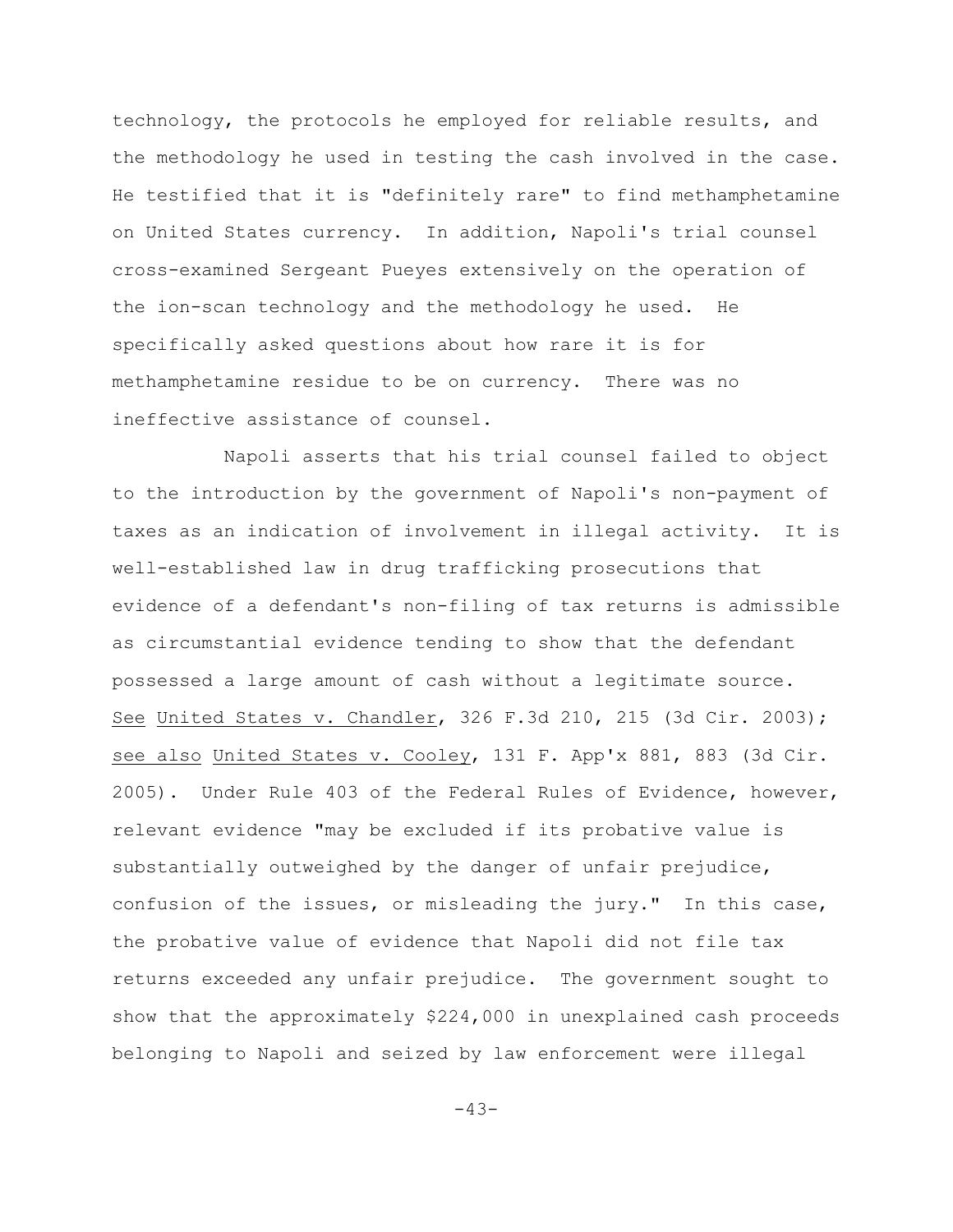technology, the protocols he employed for reliable results, and the methodology he used in testing the cash involved in the case. He testified that it is "definitely rare" to find methamphetamine on United States currency. In addition, Napoli's trial counsel cross-examined Sergeant Pueyes extensively on the operation of the ion-scan technology and the methodology he used. He specifically asked questions about how rare it is for methamphetamine residue to be on currency. There was no ineffective assistance of counsel.

Napoli asserts that his trial counsel failed to object to the introduction by the government of Napoli's non-payment of taxes as an indication of involvement in illegal activity. It is well-established law in drug trafficking prosecutions that evidence of a defendant's non-filing of tax returns is admissible as circumstantial evidence tending to show that the defendant possessed a large amount of cash without a legitimate source. See United States v. Chandler, 326 F.3d 210, 215 (3d Cir. 2003); see also United States v. Cooley, 131 F. App'x 881, 883 (3d Cir. 2005). Under Rule 403 of the Federal Rules of Evidence, however, relevant evidence "may be excluded if its probative value is substantially outweighed by the danger of unfair prejudice, confusion of the issues, or misleading the jury." In this case, the probative value of evidence that Napoli did not file tax returns exceeded any unfair prejudice. The government sought to show that the approximately $224,000 in unexplained cash proceeds belonging to Napoli and seized by law enforcement were illegal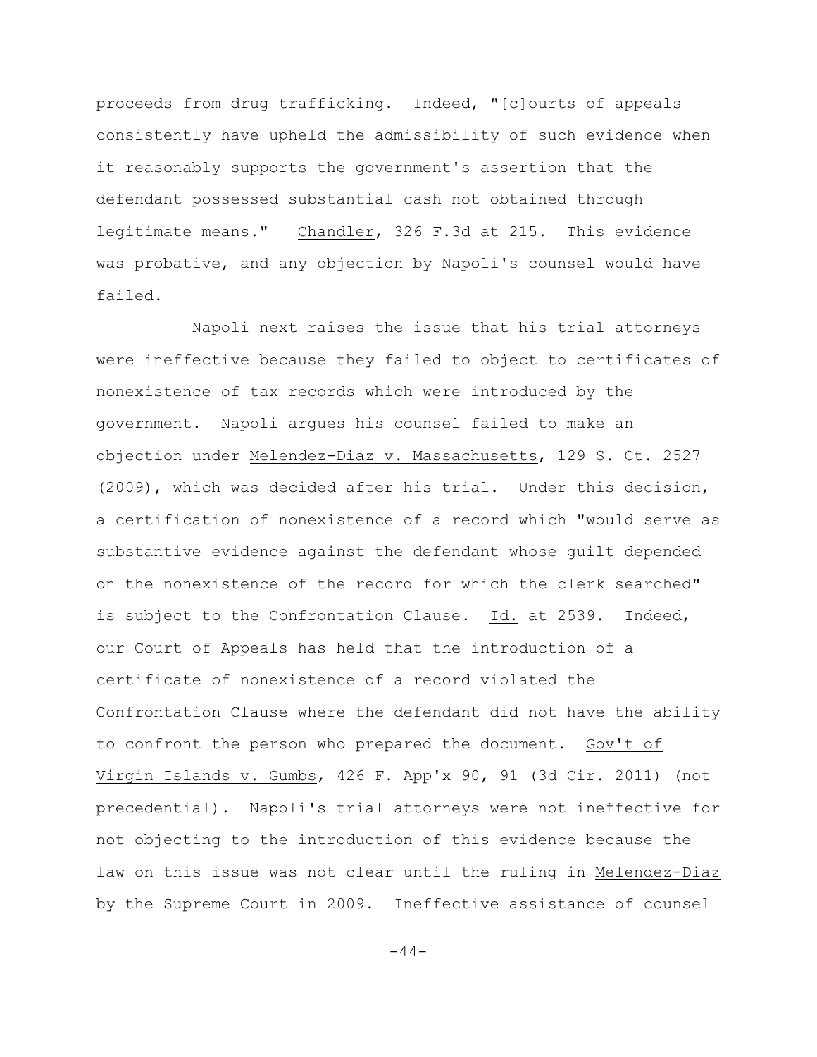proceeds from drug trafficking. Indeed, "[c]ourts of appeals consistently have upheld the admissibility of such evidence when it reasonably supports the government's assertion that the defendant possessed substantial cash not obtained through legitimate means." Chandler, 326 F.3d at 215. This evidence was probative, and any objection by Napoli's counsel would have failed.

Napoli next raises the issue that his trial attorneys were ineffective because they failed to object to certificates of nonexistence of tax records which were introduced by the government. Napoli argues his counsel failed to make an objection under Melendez-Diaz v. Massachusetts, 129 S. Ct. 2527 (2009), which was decided after his trial. Under this decision, a certification of nonexistence of a record which "would serve as substantive evidence against the defendant whose guilt depended on the nonexistence of the record for which the clerk searched" is subject to the Confrontation Clause. Id. at 2539. Indeed, our Court of Appeals has held that the introduction of a certificate of nonexistence of a record violated the Confrontation Clause where the defendant did not have the ability to confront the person who prepared the document. Gov't of Virgin Islands v. Gumbs, 426 F. App'x 90, 91 (3d Cir. 2011) (not precedential). Napoli's trial attorneys were not ineffective for not objecting to the introduction of this evidence because the law on this issue was not clear until the ruling in Melendez-Diaz by the Supreme Court in 2009. Ineffective assistance of counsel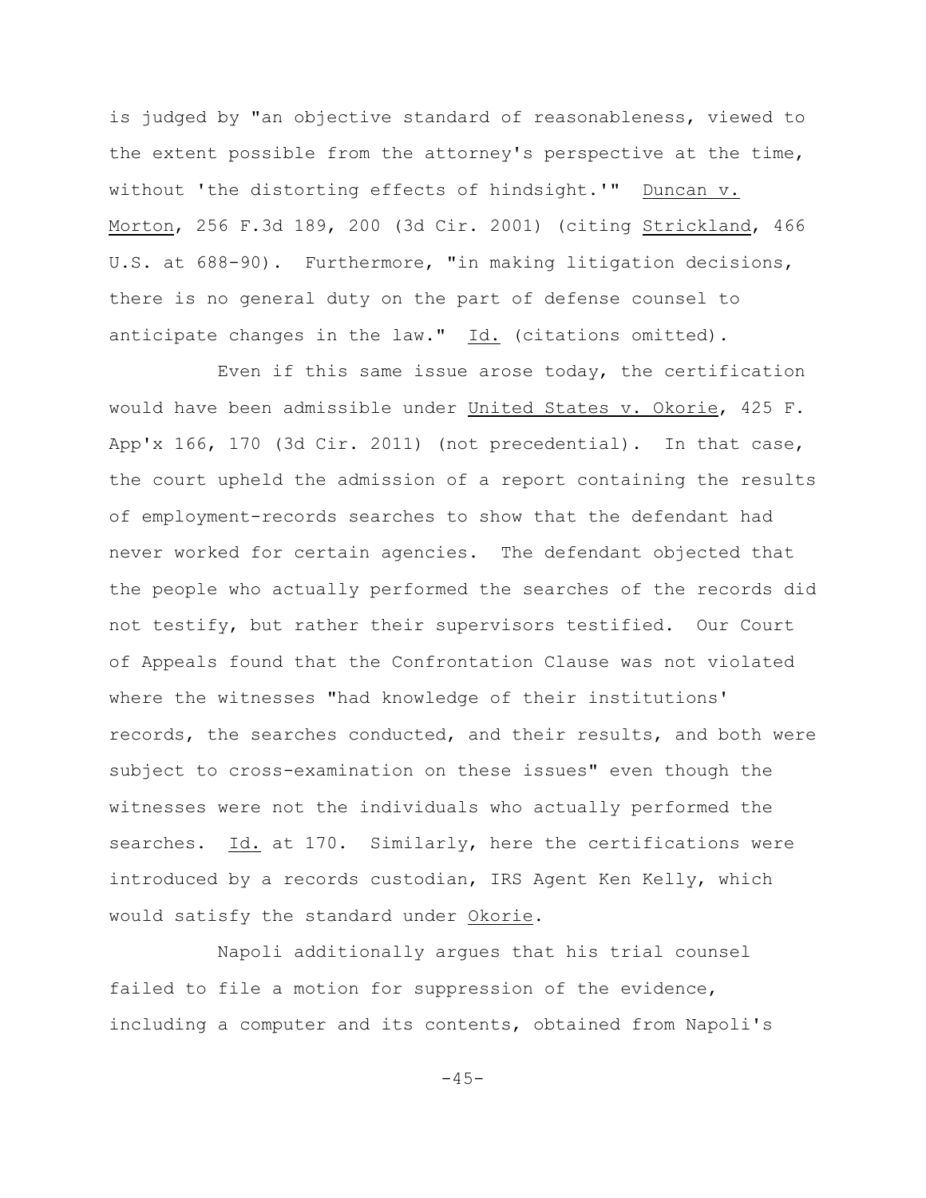is judged by "an objective standard of reasonableness, viewed to the extent possible from the attorney's perspective at the time, without 'the distorting effects of hindsight.'" Duncan v. Morton, 256 F.3d 189, 200 (3d Cir. 2001) (citing Strickland, 466 U.S. at 688-90). Furthermore, "in making litigation decisions, there is no general duty on the part of defense counsel to anticipate changes in the law." Id. (citations omitted).

Even if this same issue arose today, the certification would have been admissible under United States v. Okorie, 425 F. App'x 166, 170 (3d Cir. 2011) (not precedential). In that case, the court upheld the admission of a report containing the results of employment-records searches to show that the defendant had never worked for certain agencies. The defendant objected that the people who actually performed the searches of the records did not testify, but rather their supervisors testified. Our Court of Appeals found that the Confrontation Clause was not violated where the witnesses "had knowledge of their institutions' records, the searches conducted, and their results, and both were subject to cross-examination on these issues" even though the witnesses were not the individuals who actually performed the searches. Id. at 170. Similarly, here the certifications were introduced by a records custodian, IRS Agent Ken Kelly, which would satisfy the standard under Okorie.

Napoli additionally argues that his trial counsel failed to file a motion for suppression of the evidence, including a computer and its contents, obtained from Napoli's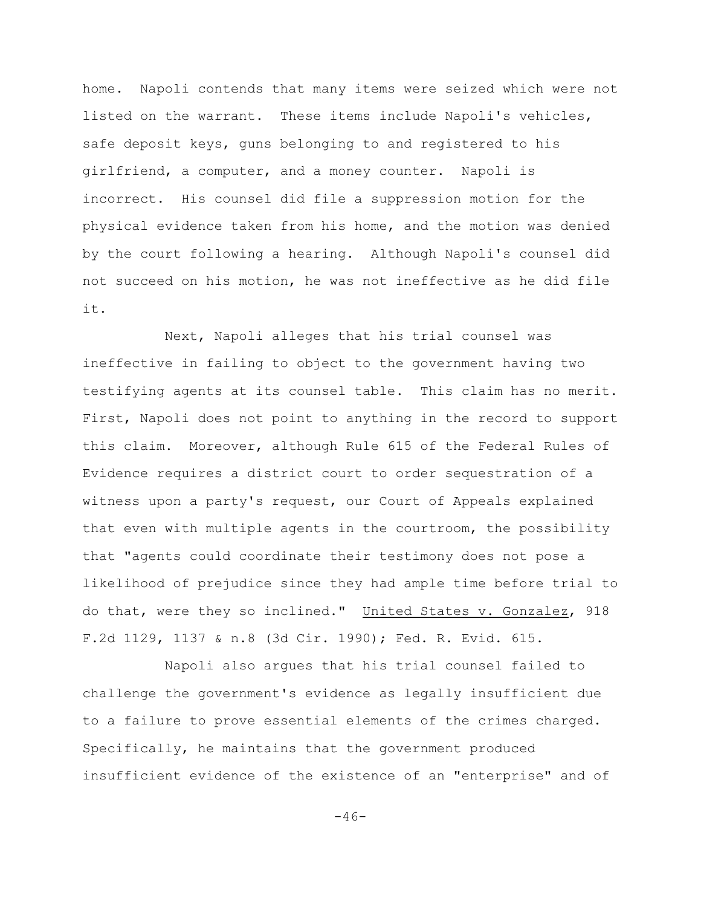home. Napoli contends that many items were seized which were not listed on the warrant. These items include Napoli's vehicles, safe deposit keys, guns belonging to and registered to his girlfriend, a computer, and a money counter. Napoli is incorrect. His counsel did file a suppression motion for the physical evidence taken from his home, and the motion was denied by the court following a hearing. Although Napoli's counsel did not succeed on his motion, he was not ineffective as he did file it.

Next, Napoli alleges that his trial counsel was ineffective in failing to object to the government having two testifying agents at its counsel table. This claim has no merit. First, Napoli does not point to anything in the record to support this claim. Moreover, although Rule 615 of the Federal Rules of Evidence requires a district court to order sequestration of a witness upon a party's request, our Court of Appeals explained that even with multiple agents in the courtroom, the possibility that "agents could coordinate their testimony does not pose a likelihood of prejudice since they had ample time before trial to do that, were they so inclined." <u>United States v. Gonzalez</u>, 918 F.2d 1129, 1137 & n.8 (3d Cir. 1990); Fed. R. Evid. 615.

Napoli also argues that his trial counsel failed to challenge the government's evidence as legally insufficient due to a failure to prove essential elements of the crimes charged. Specifically, he maintains that the government produced insufficient evidence of the existence of an "enterprise" and of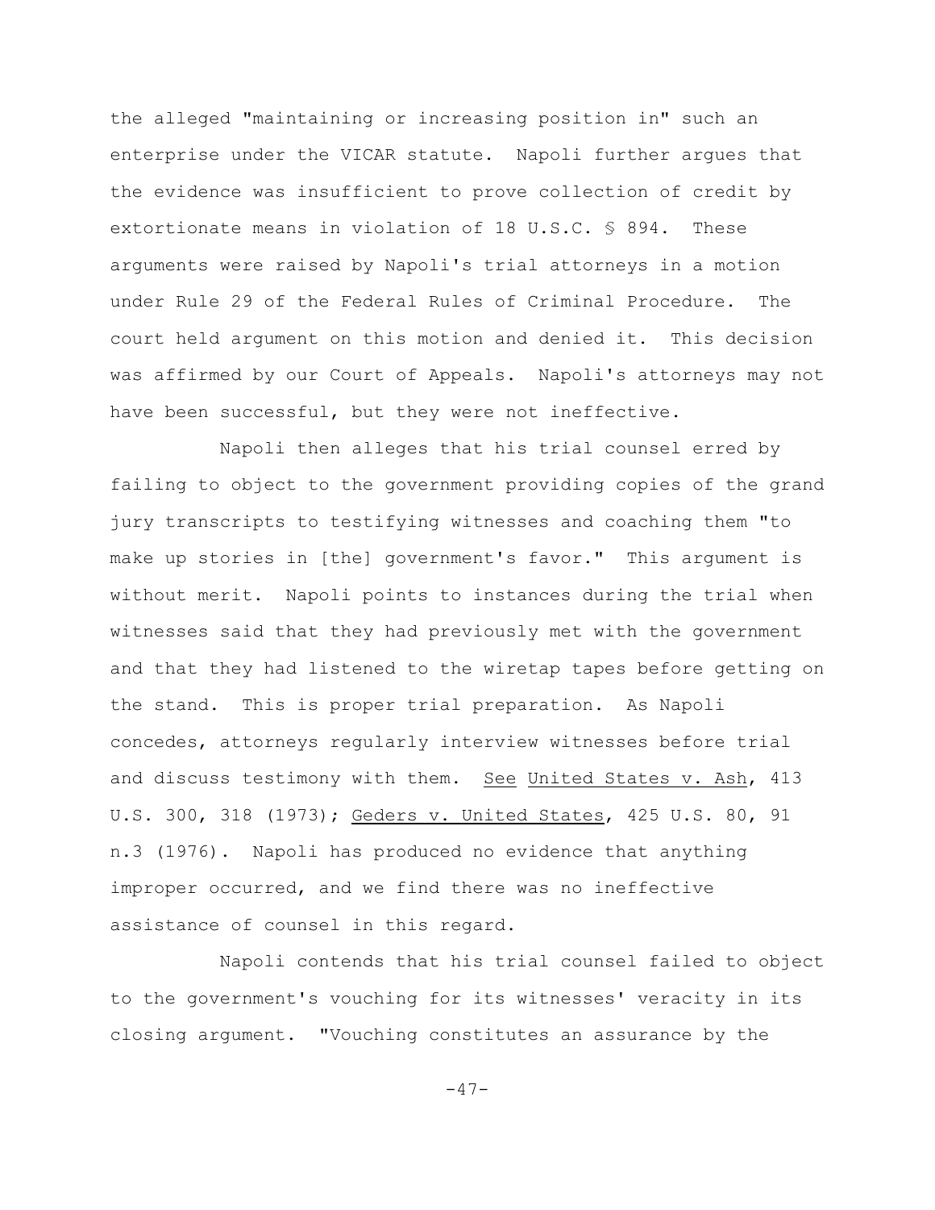the alleged "maintaining or increasing position in" such an enterprise under the VICAR statute. Napoli further argues that the evidence was insufficient to prove collection of credit by extortionate means in violation of 18 U.S.C. § 894. These arguments were raised by Napoli's trial attorneys in a motion under Rule 29 of the Federal Rules of Criminal Procedure. The court held argument on this motion and denied it. This decision was affirmed by our Court of Appeals. Napoli's attorneys may not have been successful, but they were not ineffective.

Napoli then alleges that his trial counsel erred by failing to object to the government providing copies of the grand jury transcripts to testifying witnesses and coaching them "to make up stories in [the] government's favor." This argument is without merit. Napoli points to instances during the trial when witnesses said that they had previously met with the government and that they had listened to the wiretap tapes before getting on the stand. This is proper trial preparation. As Napoli concedes, attorneys regularly interview witnesses before trial and discuss testimony with them. See United States v. Ash, 413 U.S. 300, 318 (1973); Geders v. United States, 425 U.S. 80, 91 n.3 (1976). Napoli has produced no evidence that anything improper occurred, and we find there was no ineffective assistance of counsel in this regard.

Napoli contends that his trial counsel failed to object to the government's vouching for its witnesses' veracity in its closing argument. "Vouching constitutes an assurance by the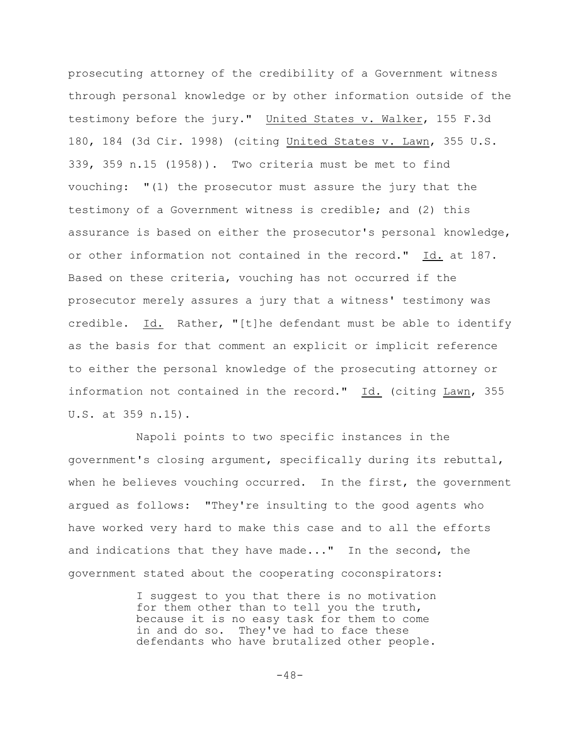prosecuting attorney of the credibility of a Government witness through personal knowledge or by other information outside of the testimony before the jury." United States v. Walker, 155 F.3d 180, 184 (3d Cir. 1998) (citing United States v. Lawn, 355 U.S. 339, 359 n.15 (1958)). Two criteria must be met to find vouching: "(1) the prosecutor must assure the jury that the testimony of a Government witness is credible; and (2) this assurance is based on either the prosecutor's personal knowledge, or other information not contained in the record." Id. at 187. Based on these criteria, vouching has not occurred if the prosecutor merely assures a jury that a witness' testimony was credible. Id. Rather, "[t]he defendant must be able to identify as the basis for that comment an explicit or implicit reference to either the personal knowledge of the prosecuting attorney or information not contained in the record." Id. (citing Lawn, 355 U.S. at 359 n.15).

Napoli points to two specific instances in the government's closing argument, specifically during its rebuttal, when he believes vouching occurred. In the first, the government argued as follows: "They're insulting to the good agents who have worked very hard to make this case and to all the efforts and indications that they have made..." In the second, the government stated about the cooperating coconspirators:

> I suggest to you that there is no motivation for them other than to tell you the truth, because it is no easy task for them to come in and do so. They've had to face these defendants who have brutalized other people.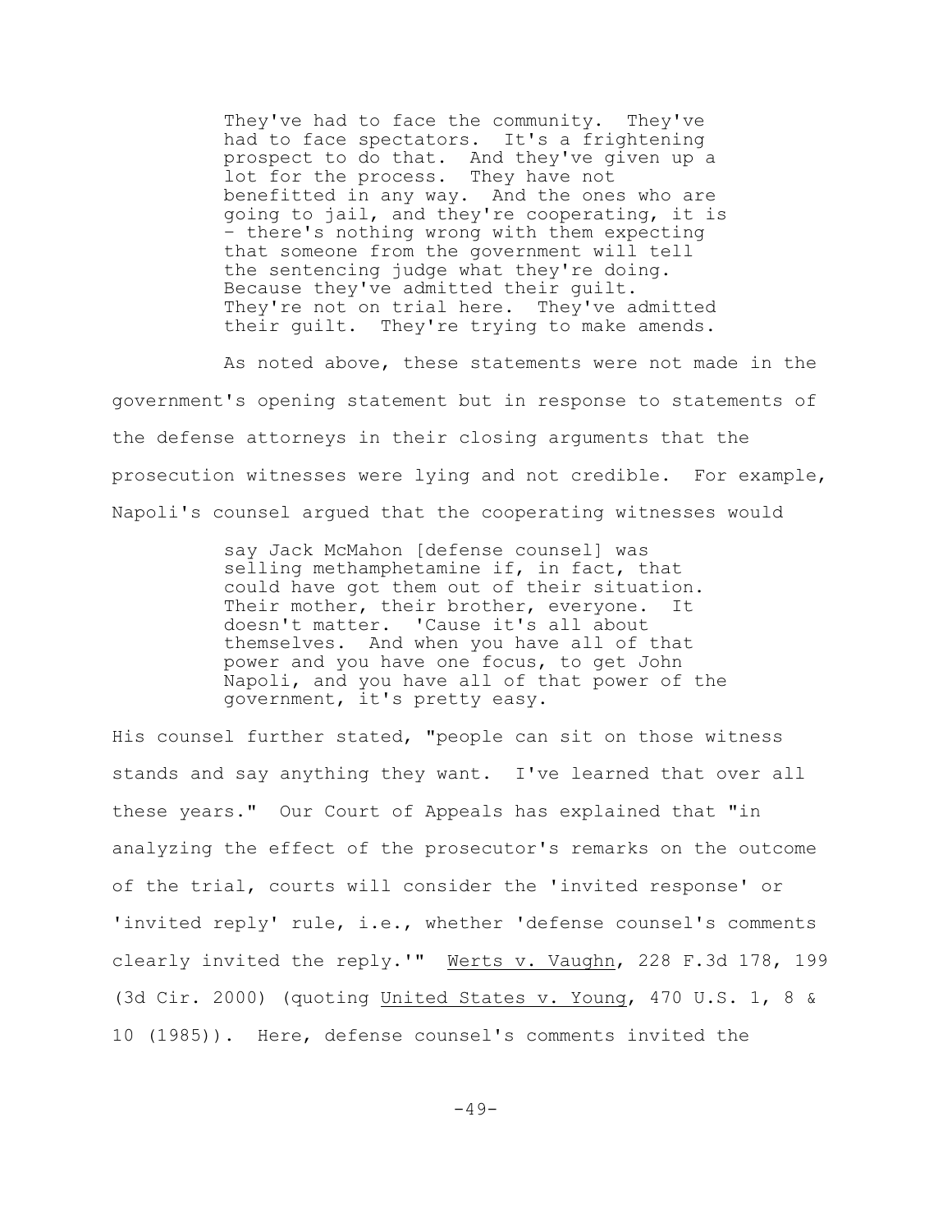> They've had to face the community. They've had to face spectators. It's a frightening prospect to do that. And they've given up a lot for the process. They have not benefitted in any way. And the ones who are going to jail, and they're cooperating, it is – there's nothing wrong with them expecting that someone from the government will tell the sentencing judge what they're doing. Because they've admitted their guilt. They're not on trial here. They've admitted their guilt. They're trying to make amends.

As noted above, these statements were not made in the government's opening statement but in response to statements of the defense attorneys in their closing arguments that the prosecution witnesses were lying and not credible. For example, Napoli's counsel argued that the cooperating witnesses would

> say Jack McMahon [defense counsel] was selling methamphetamine if, in fact, that could have got them out of their situation. Their mother, their brother, everyone. It doesn't matter. 'Cause it's all about themselves. And when you have all of that power and you have one focus, to get John Napoli, and you have all of that power of the government, it's pretty easy.

His counsel further stated, "people can sit on those witness stands and say anything they want. I've learned that over all these years." Our Court of Appeals has explained that "in analyzing the effect of the prosecutor's remarks on the outcome of the trial, courts will consider the 'invited response' or 'invited reply' rule, i.e., whether 'defense counsel's comments clearly invited the reply.'" Werts v. Vaughn, 228 F.3d 178, 199 (3d Cir. 2000) (quoting United States v. Young, 470 U.S. 1, 8 & 10 (1985)). Here, defense counsel's comments invited the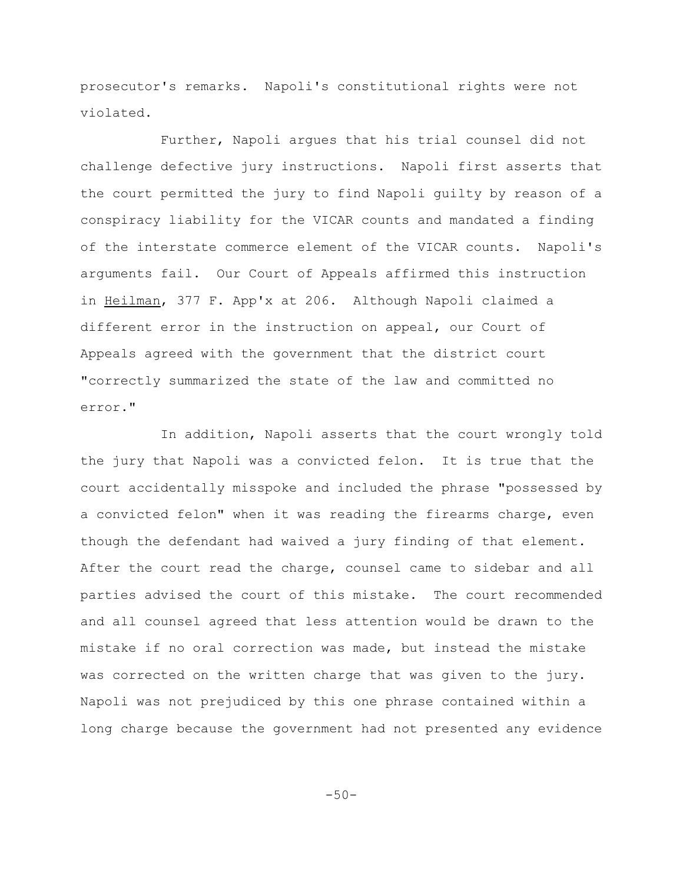prosecutor's remarks. Napoli's constitutional rights were not violated.

Further, Napoli argues that his trial counsel did not challenge defective jury instructions. Napoli first asserts that the court permitted the jury to find Napoli guilty by reason of a conspiracy liability for the VICAR counts and mandated a finding of the interstate commerce element of the VICAR counts. Napoli's arguments fail. Our Court of Appeals affirmed this instruction in Heilman, 377 F. App'x at 206. Although Napoli claimed a different error in the instruction on appeal, our Court of Appeals agreed with the government that the district court "correctly summarized the state of the law and committed no error."

In addition, Napoli asserts that the court wrongly told the jury that Napoli was a convicted felon. It is true that the court accidentally misspoke and included the phrase "possessed by a convicted felon" when it was reading the firearms charge, even though the defendant had waived a jury finding of that element. After the court read the charge, counsel came to sidebar and all parties advised the court of this mistake. The court recommended and all counsel agreed that less attention would be drawn to the mistake if no oral correction was made, but instead the mistake was corrected on the written charge that was given to the jury. Napoli was not prejudiced by this one phrase contained within a long charge because the government had not presented any evidence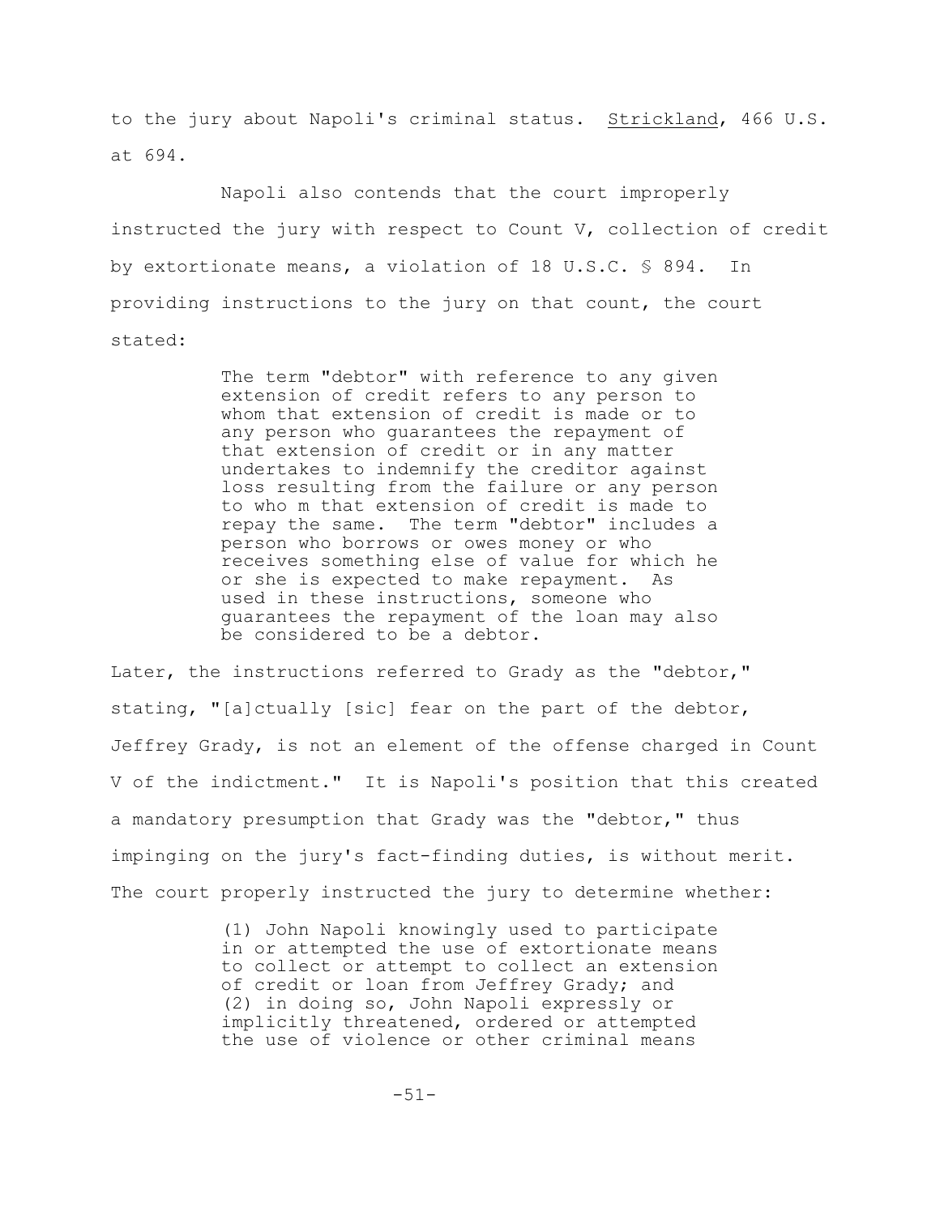to the jury about Napoli's criminal status. Strickland, 466 U.S. at 694.

Napoli also contends that the court improperly instructed the jury with respect to Count V, collection of credit by extortionate means, a violation of 18 U.S.C. § 894. In providing instructions to the jury on that count, the court stated:

> The term "debtor" with reference to any given extension of credit refers to any person to whom that extension of credit is made or to any person who guarantees the repayment of that extension of credit or in any matter undertakes to indemnify the creditor against loss resulting from the failure or any person to who m that extension of credit is made to repay the same. The term "debtor" includes a person who borrows or owes money or who receives something else of value for which he or she is expected to make repayment. As used in these instructions, someone who guarantees the repayment of the loan may also be considered to be a debtor.

Later, the instructions referred to Grady as the "debtor," stating, "[a]ctually [sic] fear on the part of the debtor, Jeffrey Grady, is not an element of the offense charged in Count V of the indictment." It is Napoli's position that this created a mandatory presumption that Grady was the "debtor," thus impinging on the jury's fact-finding duties, is without merit. The court properly instructed the jury to determine whether:

> (1) John Napoli knowingly used to participate in or attempted the use of extortionate means to collect or attempt to collect an extension of credit or loan from Jeffrey Grady; and (2) in doing so, John Napoli expressly or implicitly threatened, ordered or attempted the use of violence or other criminal means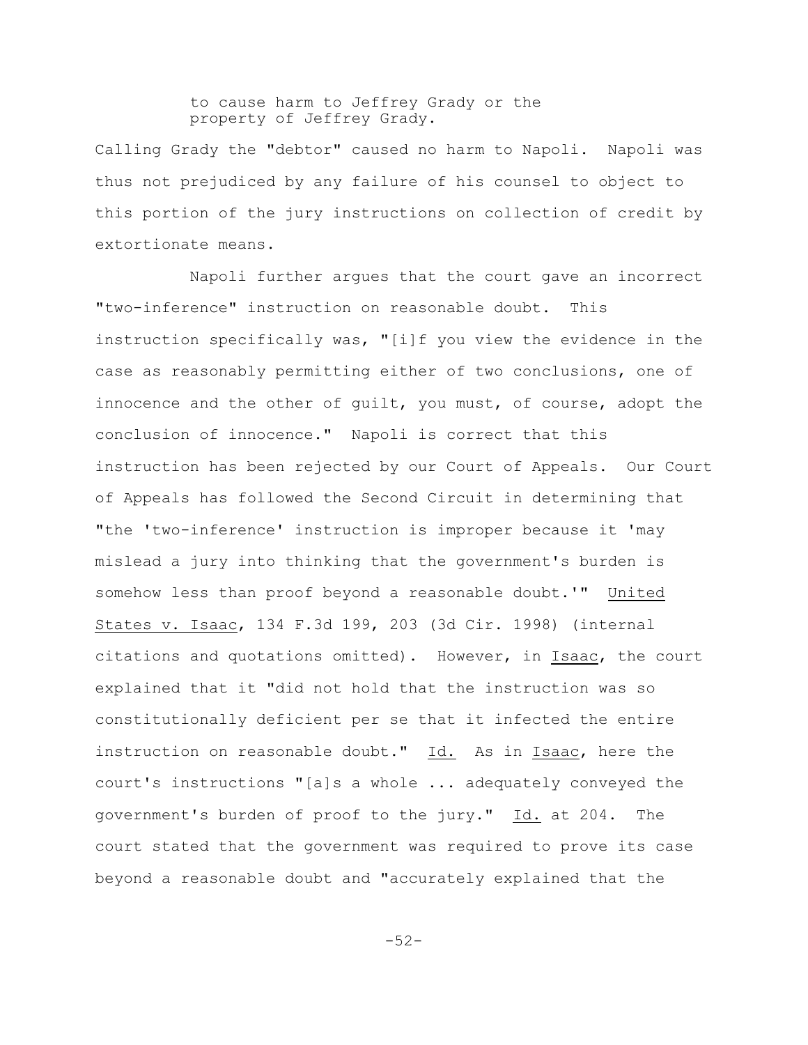> to cause harm to Jeffrey Grady or the property of Jeffrey Grady.

Calling Grady the "debtor" caused no harm to Napoli. Napoli was thus not prejudiced by any failure of his counsel to object to this portion of the jury instructions on collection of credit by extortionate means.

Napoli further argues that the court gave an incorrect "two-inference" instruction on reasonable doubt. This instruction specifically was, "[i]f you view the evidence in the case as reasonably permitting either of two conclusions, one of innocence and the other of guilt, you must, of course, adopt the conclusion of innocence." Napoli is correct that this instruction has been rejected by our Court of Appeals. Our Court of Appeals has followed the Second Circuit in determining that "the 'two-inference' instruction is improper because it 'may mislead a jury into thinking that the government's burden is somehow less than proof beyond a reasonable doubt.'" United States v. Isaac, 134 F.3d 199, 203 (3d Cir. 1998) (internal citations and quotations omitted). However, in Isaac, the court explained that it "did not hold that the instruction was so constitutionally deficient per se that it infected the entire instruction on reasonable doubt." Id. As in Isaac, here the court's instructions "[a]s a whole ... adequately conveyed the government's burden of proof to the jury." Id. at 204. The court stated that the government was required to prove its case beyond a reasonable doubt and "accurately explained that the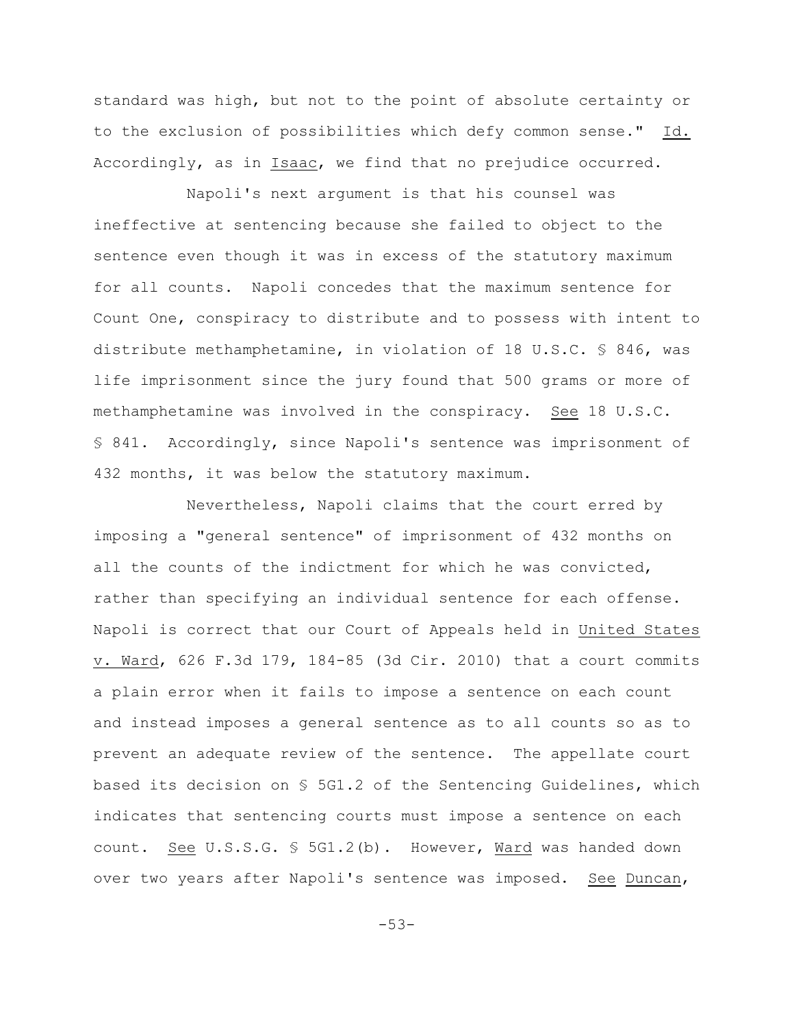standard was high, but not to the point of absolute certainty or to the exclusion of possibilities which defy common sense." Id. Accordingly, as in Isaac, we find that no prejudice occurred.

Napoli's next argument is that his counsel was ineffective at sentencing because she failed to object to the sentence even though it was in excess of the statutory maximum for all counts. Napoli concedes that the maximum sentence for Count One, conspiracy to distribute and to possess with intent to distribute methamphetamine, in violation of 18 U.S.C. § 846, was life imprisonment since the jury found that 500 grams or more of methamphetamine was involved in the conspiracy. See 18 U.S.C. § 841. Accordingly, since Napoli's sentence was imprisonment of 432 months, it was below the statutory maximum.

Nevertheless, Napoli claims that the court erred by imposing a "general sentence" of imprisonment of 432 months on all the counts of the indictment for which he was convicted, rather than specifying an individual sentence for each offense. Napoli is correct that our Court of Appeals held in United States v. Ward, 626 F.3d 179, 184-85 (3d Cir. 2010) that a court commits a plain error when it fails to impose a sentence on each count and instead imposes a general sentence as to all counts so as to prevent an adequate review of the sentence. The appellate court based its decision on § 5G1.2 of the Sentencing Guidelines, which indicates that sentencing courts must impose a sentence on each count. See U.S.S.G. § 5G1.2(b). However, Ward was handed down over two years after Napoli's sentence was imposed. See Duncan,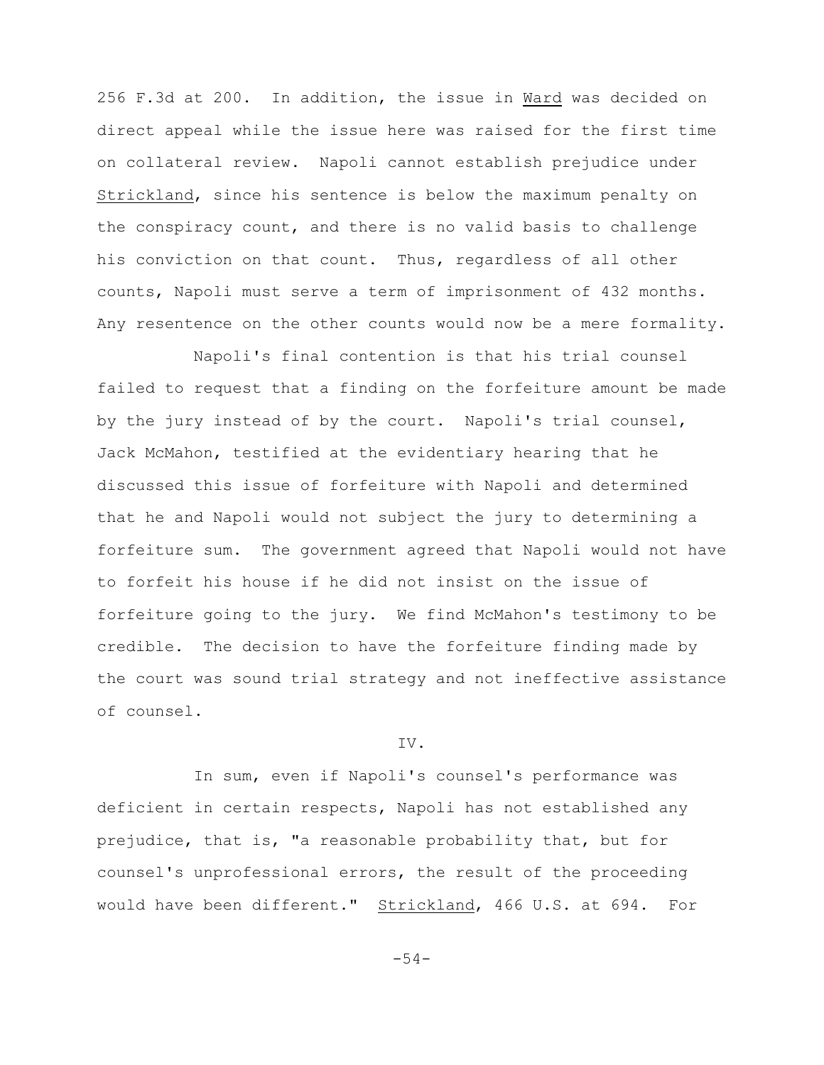256 F.3d at 200. In addition, the issue in Ward was decided on direct appeal while the issue here was raised for the first time on collateral review. Napoli cannot establish prejudice under Strickland, since his sentence is below the maximum penalty on the conspiracy count, and there is no valid basis to challenge his conviction on that count. Thus, regardless of all other counts, Napoli must serve a term of imprisonment of 432 months. Any resentence on the other counts would now be a mere formality.

Napoli's final contention is that his trial counsel failed to request that a finding on the forfeiture amount be made by the jury instead of by the court. Napoli's trial counsel, Jack McMahon, testified at the evidentiary hearing that he discussed this issue of forfeiture with Napoli and determined that he and Napoli would not subject the jury to determining a forfeiture sum. The government agreed that Napoli would not have to forfeit his house if he did not insist on the issue of forfeiture going to the jury. We find McMahon's testimony to be credible. The decision to have the forfeiture finding made by the court was sound trial strategy and not ineffective assistance of counsel.

## IV.

In sum, even if Napoli's counsel's performance was deficient in certain respects, Napoli has not established any prejudice, that is, "a reasonable probability that, but for counsel's unprofessional errors, the result of the proceeding would have been different." Strickland, 466 U.S. at 694. For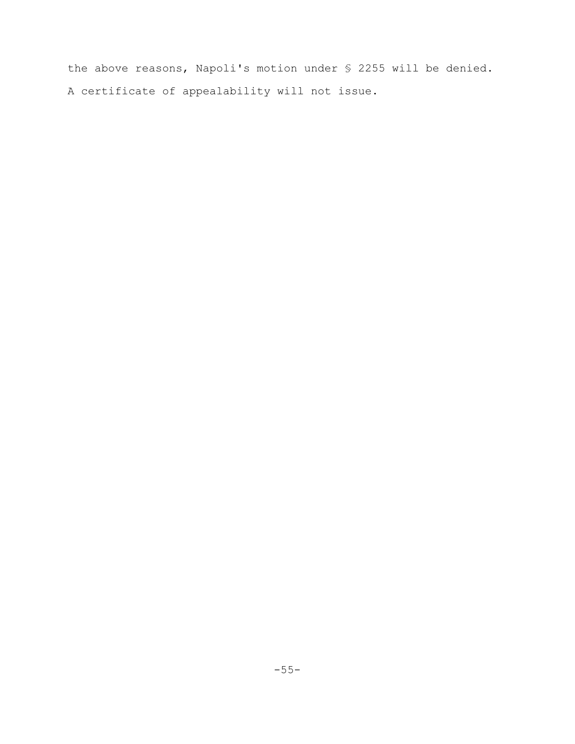the above reasons, Napoli's motion under § 2255 will be denied. A certificate of appealability will not issue.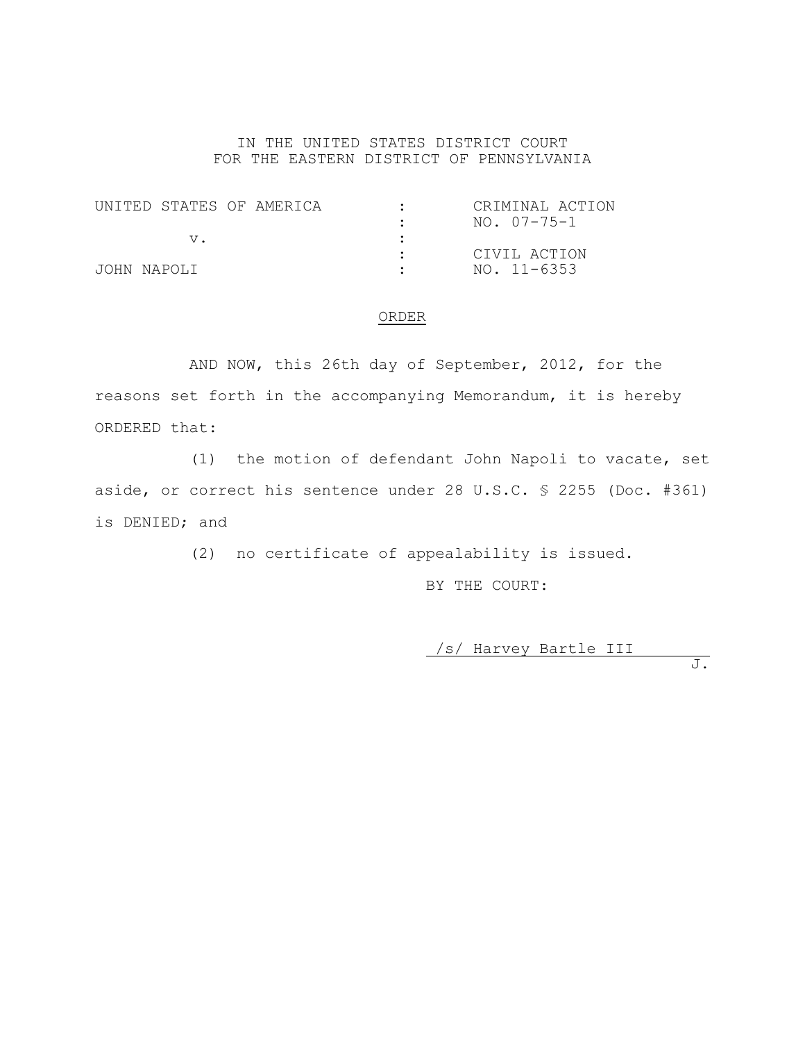IN THE UNITED STATES DISTRICT COURT
FOR THE EASTERN DISTRICT OF PENNSYLVANIA

| | | |
|---|---|---|
| UNITED STATES OF AMERICA | : | CRIMINAL ACTION |
| | : | NO. 07-75-1 |
| v. | : | |
| | : | CIVIL ACTION |
| JOHN NAPOLI | : | NO. 11-6353 |

ORDER

AND NOW, this 26th day of September, 2012, for the reasons set forth in the accompanying Memorandum, it is hereby ORDERED that:

(1) the motion of defendant John Napoli to vacate, set aside, or correct his sentence under 28 U.S.C. § 2255 (Doc. #361) is DENIED; and

(2) no certificate of appealability is issued.

BY THE COURT:

/s/ Harvey Bartle III
J.